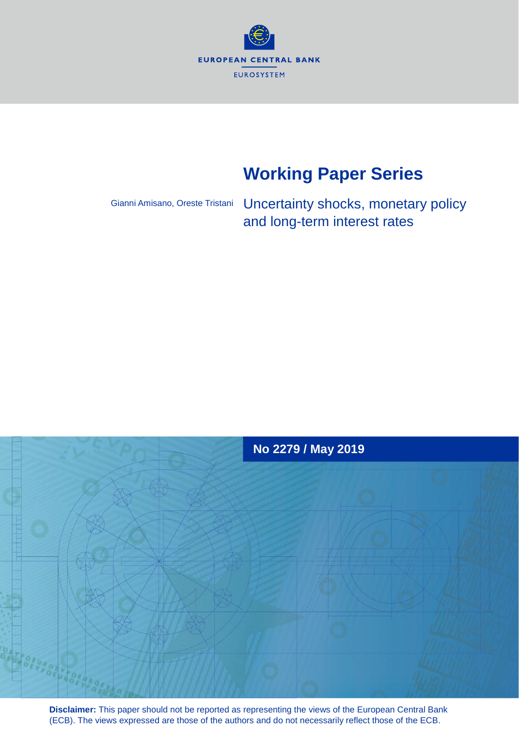EUROPEAN CENTRAL BANK

EUROSYSTEM

# Working Paper Series

Gianni Amisano, Oreste Tristani

## Uncertainty shocks, monetary policy and long-term interest rates

**No 2279 / May 2019**

**Disclaimer:** This paper should not be reported as representing the views of the European Central Bank (ECB). The views expressed are those of the authors and do not necessarily reflect those of the ECB.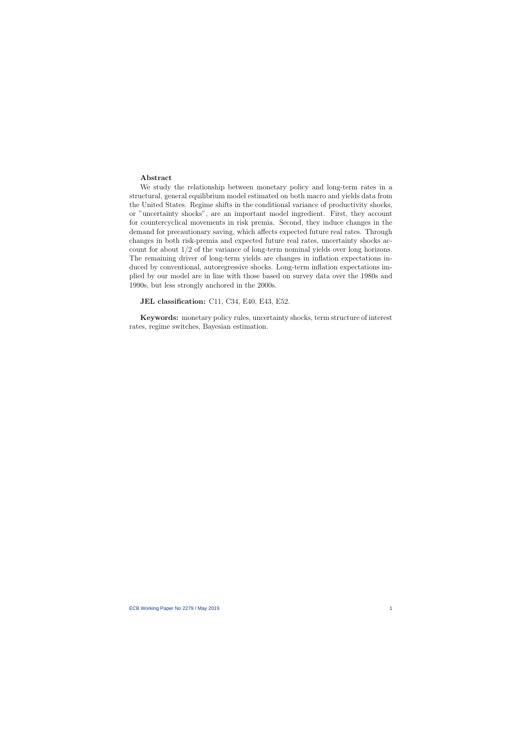## Abstract

We study the relationship between monetary policy and long-term rates in a structural, general equilibrium model estimated on both macro and yields data from the United States. Regime shifts in the conditional variance of productivity shocks, or "uncertainty shocks", are an important model ingredient. First, they account for countercyclical movements in risk premia. Second, they induce changes in the demand for precautionary saving, which affects expected future real rates. Through changes in both risk-premia and expected future real rates, uncertainty shocks account for about 1/2 of the variance of long-term nominal yields over long horizons. The remaining driver of long-term yields are changes in inflation expectations induced by conventional, autoregressive shocks. Long-term inflation expectations implied by our model are in line with those based on survey data over the 1980s and 1990s, but less strongly anchored in the 2000s.

**JEL classification:** C11, C34, E40, E43, E52.

**Keywords:** monetary policy rules, uncertainty shocks, term structure of interest rates, regime switches, Bayesian estimation.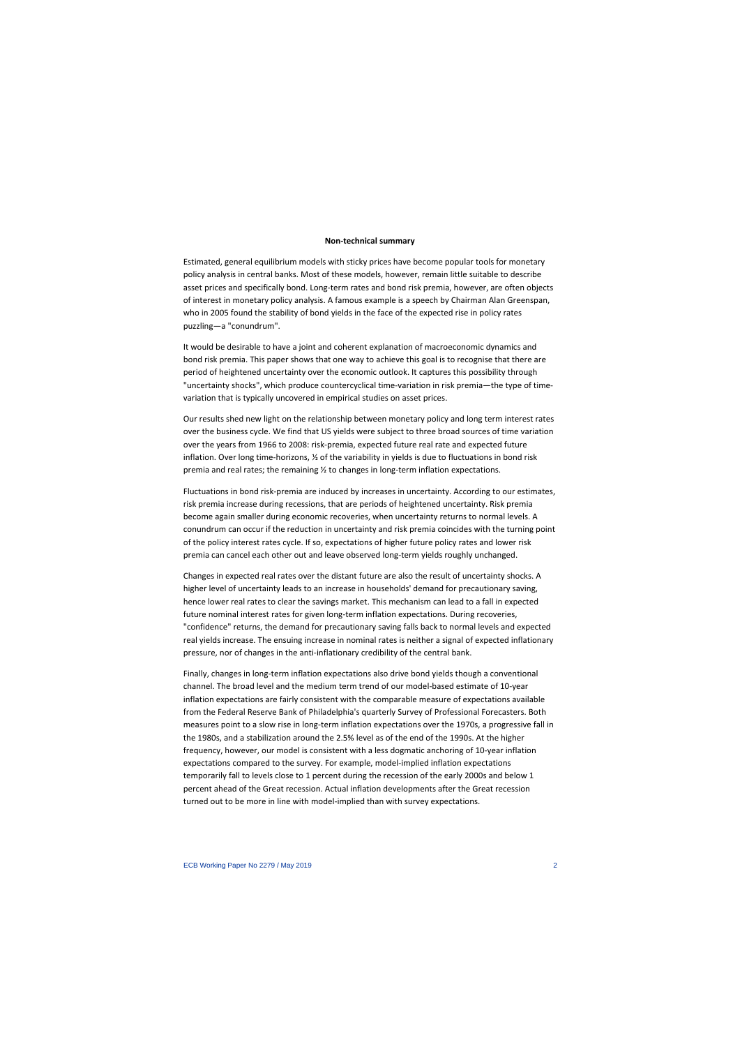## Non-technical summary

Estimated, general equilibrium models with sticky prices have become popular tools for monetary policy analysis in central banks. Most of these models, however, remain little suitable to describe asset prices and specifically bond. Long-term rates and bond risk premia, however, are often objects of interest in monetary policy analysis. A famous example is a speech by Chairman Alan Greenspan, who in 2005 found the stability of bond yields in the face of the expected rise in policy rates puzzling—a "conundrum".

It would be desirable to have a joint and coherent explanation of macroeconomic dynamics and bond risk premia. This paper shows that one way to achieve this goal is to recognise that there are period of heightened uncertainty over the economic outlook. It captures this possibility through "uncertainty shocks", which produce countercyclical time-variation in risk premia—the type of time-variation that is typically uncovered in empirical studies on asset prices.

Our results shed new light on the relationship between monetary policy and long term interest rates over the business cycle. We find that US yields were subject to three broad sources of time variation over the years from 1966 to 2008: risk-premia, expected future real rate and expected future inflation. Over long time-horizons, ½ of the variability in yields is due to fluctuations in bond risk premia and real rates; the remaining ½ to changes in long-term inflation expectations.

Fluctuations in bond risk-premia are induced by increases in uncertainty. According to our estimates, risk premia increase during recessions, that are periods of heightened uncertainty. Risk premia become again smaller during economic recoveries, when uncertainty returns to normal levels. A conundrum can occur if the reduction in uncertainty and risk premia coincides with the turning point of the policy interest rates cycle. If so, expectations of higher future policy rates and lower risk premia can cancel each other out and leave observed long-term yields roughly unchanged.

Changes in expected real rates over the distant future are also the result of uncertainty shocks. A higher level of uncertainty leads to an increase in households' demand for precautionary saving, hence lower real rates to clear the savings market. This mechanism can lead to a fall in expected future nominal interest rates for given long-term inflation expectations. During recoveries, "confidence" returns, the demand for precautionary saving falls back to normal levels and expected real yields increase. The ensuing increase in nominal rates is neither a signal of expected inflationary pressure, nor of changes in the anti-inflationary credibility of the central bank.

Finally, changes in long-term inflation expectations also drive bond yields though a conventional channel. The broad level and the medium term trend of our model-based estimate of 10-year inflation expectations are fairly consistent with the comparable measure of expectations available from the Federal Reserve Bank of Philadelphia's quarterly Survey of Professional Forecasters. Both measures point to a slow rise in long-term inflation expectations over the 1970s, a progressive fall in the 1980s, and a stabilization around the 2.5% level as of the end of the 1990s. At the higher frequency, however, our model is consistent with a less dogmatic anchoring of 10-year inflation expectations compared to the survey. For example, model-implied inflation expectations temporarily fall to levels close to 1 percent during the recession of the early 2000s and below 1 percent ahead of the Great recession. Actual inflation developments after the Great recession turned out to be more in line with model-implied than with survey expectations.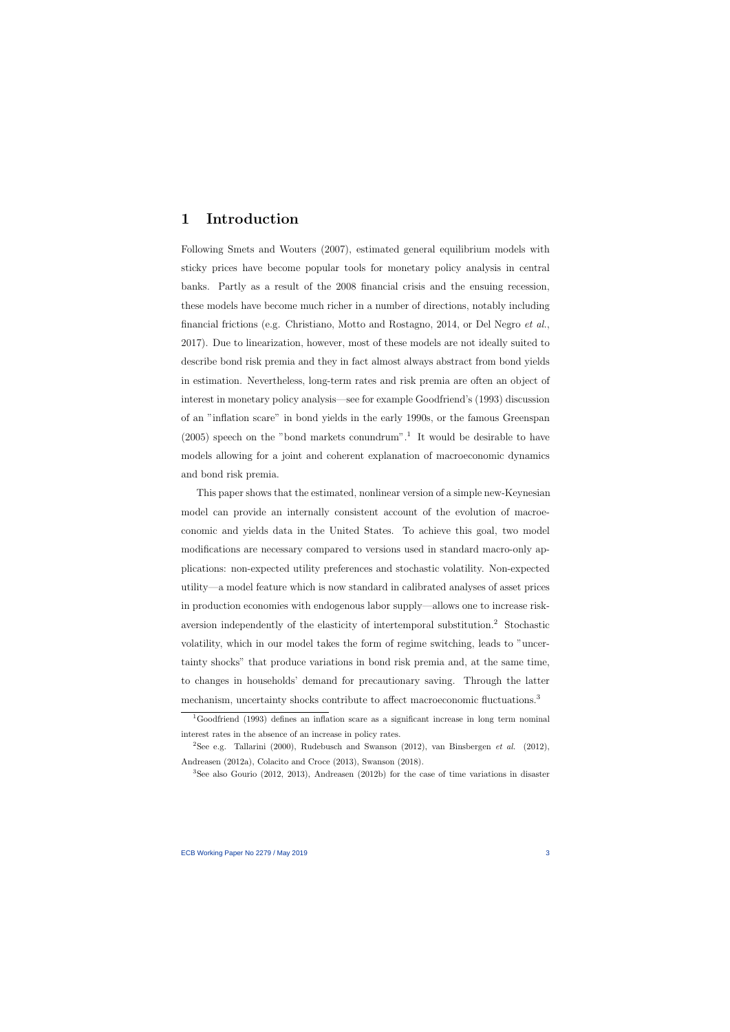# 1 Introduction

Following Smets and Wouters (2007), estimated general equilibrium models with sticky prices have become popular tools for monetary policy analysis in central banks. Partly as a result of the 2008 financial crisis and the ensuing recession, these models have become much richer in a number of directions, notably including financial frictions (e.g. Christiano, Motto and Rostagno, 2014, or Del Negro *et al.*, 2017). Due to linearization, however, most of these models are not ideally suited to describe bond risk premia and they in fact almost always abstract from bond yields in estimation. Nevertheless, long-term rates and risk premia are often an object of interest in monetary policy analysis—see for example Goodfriend's (1993) discussion of an "inflation scare" in bond yields in the early 1990s, or the famous Greenspan (2005) speech on the "bond markets conundrum".[1] It would be desirable to have models allowing for a joint and coherent explanation of macroeconomic dynamics and bond risk premia.

This paper shows that the estimated, nonlinear version of a simple new-Keynesian model can provide an internally consistent account of the evolution of macroeconomic and yields data in the United States. To achieve this goal, two model modifications are necessary compared to versions used in standard macro-only applications: non-expected utility preferences and stochastic volatility. Non-expected utility—a model feature which is now standard in calibrated analyses of asset prices in production economies with endogenous labor supply—allows one to increase risk-aversion independently of the elasticity of intertemporal substitution.[2] Stochastic volatility, which in our model takes the form of regime switching, leads to "uncertainty shocks" that produce variations in bond risk premia and, at the same time, to changes in households' demand for precautionary saving. Through the latter mechanism, uncertainty shocks contribute to affect macroeconomic fluctuations.[3]

[1] Goodfriend (1993) defines an inflation scare as a significant increase in long term nominal interest rates in the absence of an increase in policy rates.

[2] See e.g. Tallarini (2000), Rudebusch and Swanson (2012), van Binsbergen *et al.* (2012), Andreasen (2012a), Colacito and Croce (2013), Swanson (2018).

[3] See also Gourio (2012, 2013), Andreasen (2012b) for the case of time variations in disaster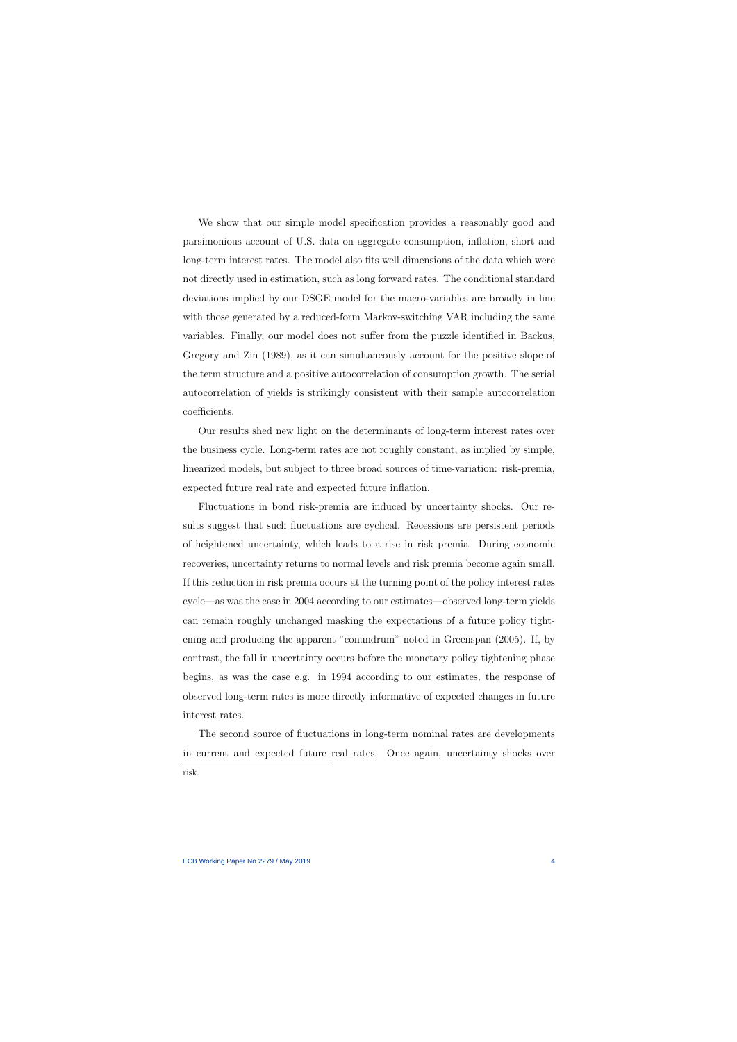We show that our simple model specification provides a reasonably good and parsimonious account of U.S. data on aggregate consumption, inflation, short and long-term interest rates. The model also fits well dimensions of the data which were not directly used in estimation, such as long forward rates. The conditional standard deviations implied by our DSGE model for the macro-variables are broadly in line with those generated by a reduced-form Markov-switching VAR including the same variables. Finally, our model does not suffer from the puzzle identified in Backus, Gregory and Zin (1989), as it can simultaneously account for the positive slope of the term structure and a positive autocorrelation of consumption growth. The serial autocorrelation of yields is strikingly consistent with their sample autocorrelation coefficients.

Our results shed new light on the determinants of long-term interest rates over the business cycle. Long-term rates are not roughly constant, as implied by simple, linearized models, but subject to three broad sources of time-variation: risk-premia, expected future real rate and expected future inflation.

Fluctuations in bond risk-premia are induced by uncertainty shocks. Our results suggest that such fluctuations are cyclical. Recessions are persistent periods of heightened uncertainty, which leads to a rise in risk premia. During economic recoveries, uncertainty returns to normal levels and risk premia become again small. If this reduction in risk premia occurs at the turning point of the policy interest rates cycle—as was the case in 2004 according to our estimates—observed long-term yields can remain roughly unchanged masking the expectations of a future policy tightening and producing the apparent "conundrum" noted in Greenspan (2005). If, by contrast, the fall in uncertainty occurs before the monetary policy tightening phase begins, as was the case e.g. in 1994 according to our estimates, the response of observed long-term rates is more directly informative of expected changes in future interest rates.

The second source of fluctuations in long-term nominal rates are developments in current and expected future real rates. Once again, uncertainty shocks over

risk.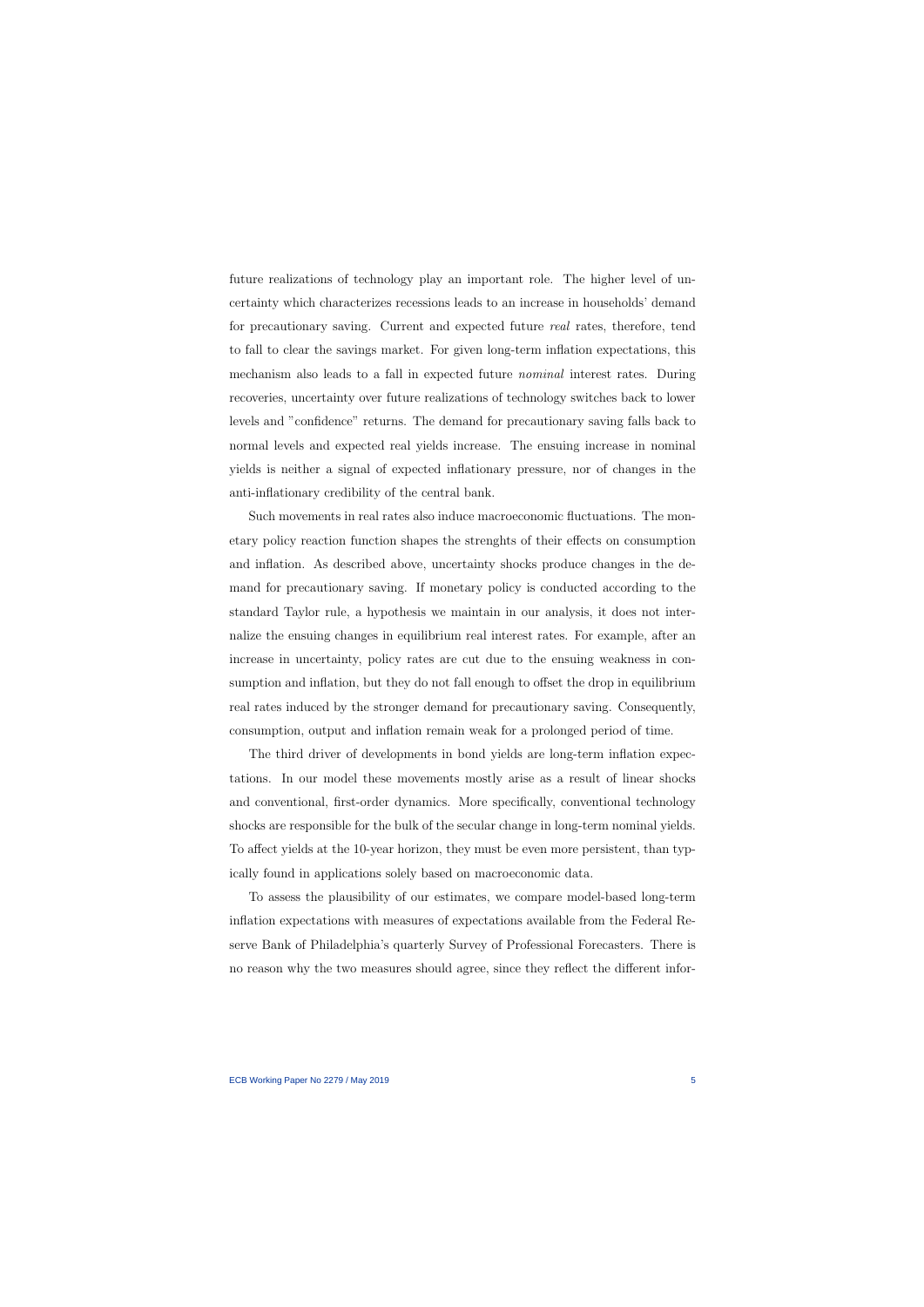future realizations of technology play an important role. The higher level of uncertainty which characterizes recessions leads to an increase in households' demand for precautionary saving. Current and expected future *real* rates, therefore, tend to fall to clear the savings market. For given long-term inflation expectations, this mechanism also leads to a fall in expected future *nominal* interest rates. During recoveries, uncertainty over future realizations of technology switches back to lower levels and "confidence" returns. The demand for precautionary saving falls back to normal levels and expected real yields increase. The ensuing increase in nominal yields is neither a signal of expected inflationary pressure, nor of changes in the anti-inflationary credibility of the central bank.

Such movements in real rates also induce macroeconomic fluctuations. The monetary policy reaction function shapes the strenghts of their effects on consumption and inflation. As described above, uncertainty shocks produce changes in the demand for precautionary saving. If monetary policy is conducted according to the standard Taylor rule, a hypothesis we maintain in our analysis, it does not internalize the ensuing changes in equilibrium real interest rates. For example, after an increase in uncertainty, policy rates are cut due to the ensuing weakness in consumption and inflation, but they do not fall enough to offset the drop in equilibrium real rates induced by the stronger demand for precautionary saving. Consequently, consumption, output and inflation remain weak for a prolonged period of time.

The third driver of developments in bond yields are long-term inflation expectations. In our model these movements mostly arise as a result of linear shocks and conventional, first-order dynamics. More specifically, conventional technology shocks are responsible for the bulk of the secular change in long-term nominal yields. To affect yields at the 10-year horizon, they must be even more persistent, than typically found in applications solely based on macroeconomic data.

To assess the plausibility of our estimates, we compare model-based long-term inflation expectations with measures of expectations available from the Federal Reserve Bank of Philadelphia's quarterly Survey of Professional Forecasters. There is no reason why the two measures should agree, since they reflect the different infor-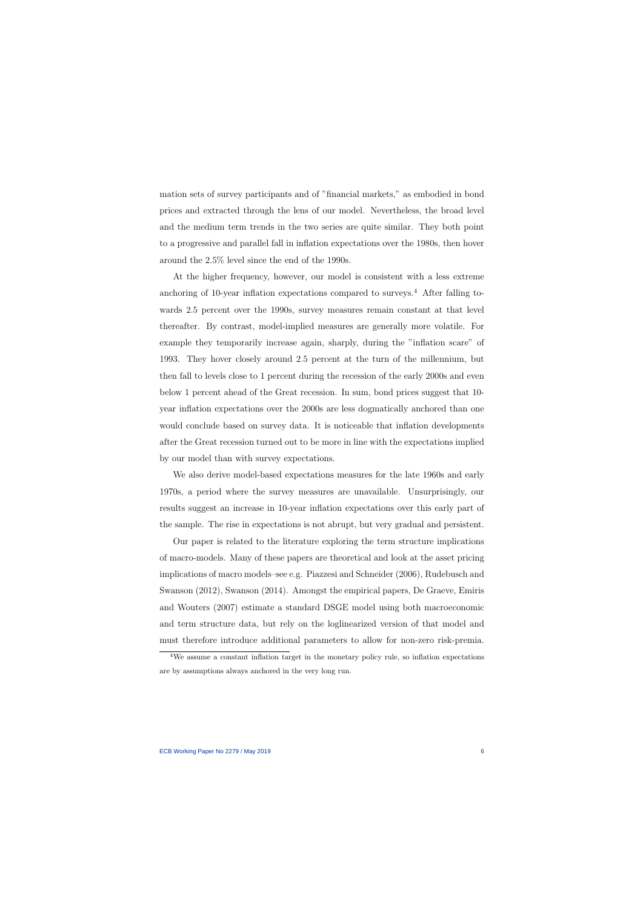mation sets of survey participants and of "financial markets," as embodied in bond prices and extracted through the lens of our model. Nevertheless, the broad level and the medium term trends in the two series are quite similar. They both point to a progressive and parallel fall in inflation expectations over the 1980s, then hover around the 2.5% level since the end of the 1990s.

At the higher frequency, however, our model is consistent with a less extreme anchoring of 10-year inflation expectations compared to surveys.[4] After falling towards 2.5 percent over the 1990s, survey measures remain constant at that level thereafter. By contrast, model-implied measures are generally more volatile. For example they temporarily increase again, sharply, during the "inflation scare" of 1993. They hover closely around 2.5 percent at the turn of the millennium, but then fall to levels close to 1 percent during the recession of the early 2000s and even below 1 percent ahead of the Great recession. In sum, bond prices suggest that 10-year inflation expectations over the 2000s are less dogmatically anchored than one would conclude based on survey data. It is noticeable that inflation developments after the Great recession turned out to be more in line with the expectations implied by our model than with survey expectations.

We also derive model-based expectations measures for the late 1960s and early 1970s, a period where the survey measures are unavailable. Unsurprisingly, our results suggest an increase in 10-year inflation expectations over this early part of the sample. The rise in expectations is not abrupt, but very gradual and persistent.

Our paper is related to the literature exploring the term structure implications of macro-models. Many of these papers are theoretical and look at the asset pricing implications of macro models–see e.g. Piazzesi and Schneider (2006), Rudebusch and Swanson (2012), Swanson (2014). Amongst the empirical papers, De Graeve, Emiris and Wouters (2007) estimate a standard DSGE model using both macroeconomic and term structure data, but rely on the loglinearized version of that model and must therefore introduce additional parameters to allow for non-zero risk-premia.

[4] We assume a constant inflation target in the monetary policy rule, so inflation expectations are by assumptions always anchored in the very long run.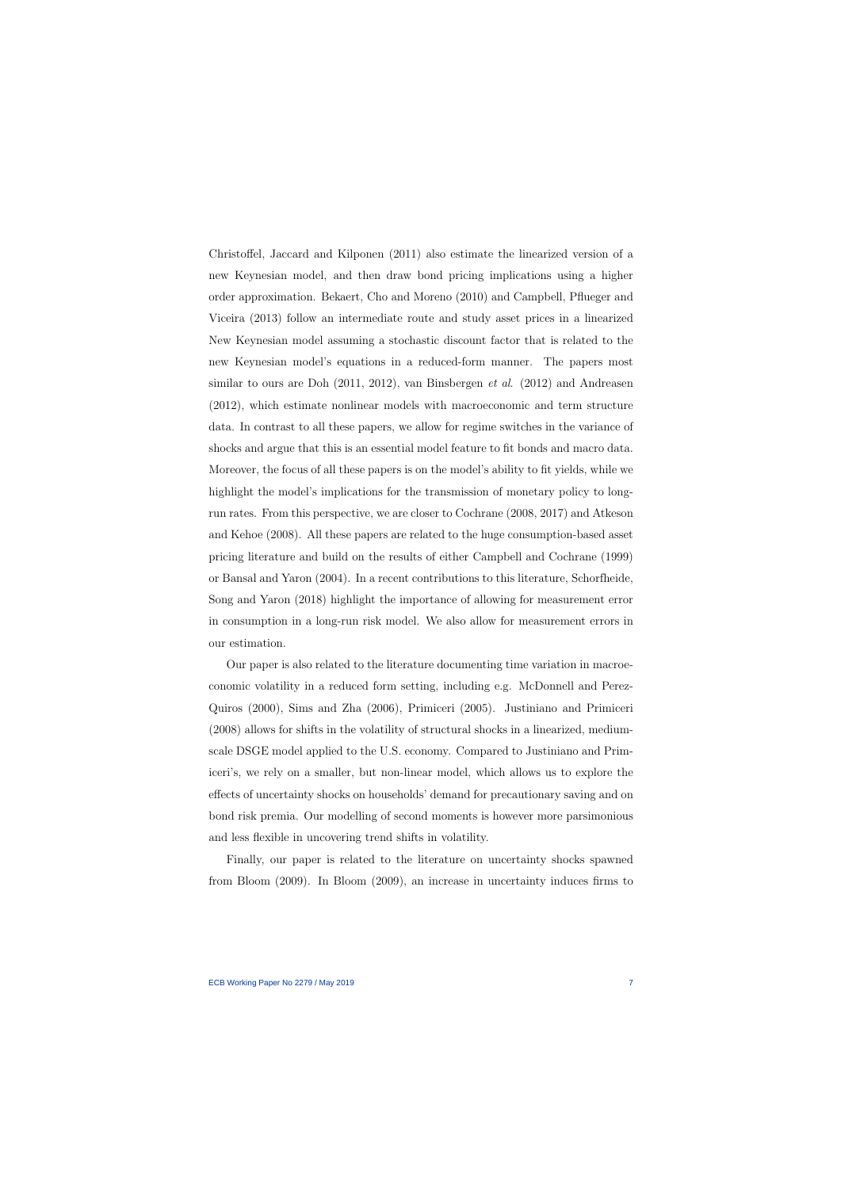Christoffel, Jaccard and Kilponen (2011) also estimate the linearized version of a new Keynesian model, and then draw bond pricing implications using a higher order approximation. Bekaert, Cho and Moreno (2010) and Campbell, Pflueger and Viceira (2013) follow an intermediate route and study asset prices in a linearized New Keynesian model assuming a stochastic discount factor that is related to the new Keynesian model's equations in a reduced-form manner. The papers most similar to ours are Doh (2011, 2012), van Binsbergen *et al.* (2012) and Andreasen (2012), which estimate nonlinear models with macroeconomic and term structure data. In contrast to all these papers, we allow for regime switches in the variance of shocks and argue that this is an essential model feature to fit bonds and macro data. Moreover, the focus of all these papers is on the model's ability to fit yields, while we highlight the model's implications for the transmission of monetary policy to long-run rates. From this perspective, we are closer to Cochrane (2008, 2017) and Atkeson and Kehoe (2008). All these papers are related to the huge consumption-based asset pricing literature and build on the results of either Campbell and Cochrane (1999) or Bansal and Yaron (2004). In a recent contributions to this literature, Schorfheide, Song and Yaron (2018) highlight the importance of allowing for measurement error in consumption in a long-run risk model. We also allow for measurement errors in our estimation.

Our paper is also related to the literature documenting time variation in macroeconomic volatility in a reduced form setting, including e.g. McDonnell and Perez-Quiros (2000), Sims and Zha (2006), Primiceri (2005). Justiniano and Primiceri (2008) allows for shifts in the volatility of structural shocks in a linearized, medium-scale DSGE model applied to the U.S. economy. Compared to Justiniano and Primiceri's, we rely on a smaller, but non-linear model, which allows us to explore the effects of uncertainty shocks on households' demand for precautionary saving and on bond risk premia. Our modelling of second moments is however more parsimonious and less flexible in uncovering trend shifts in volatility.

Finally, our paper is related to the literature on uncertainty shocks spawned from Bloom (2009). In Bloom (2009), an increase in uncertainty induces firms to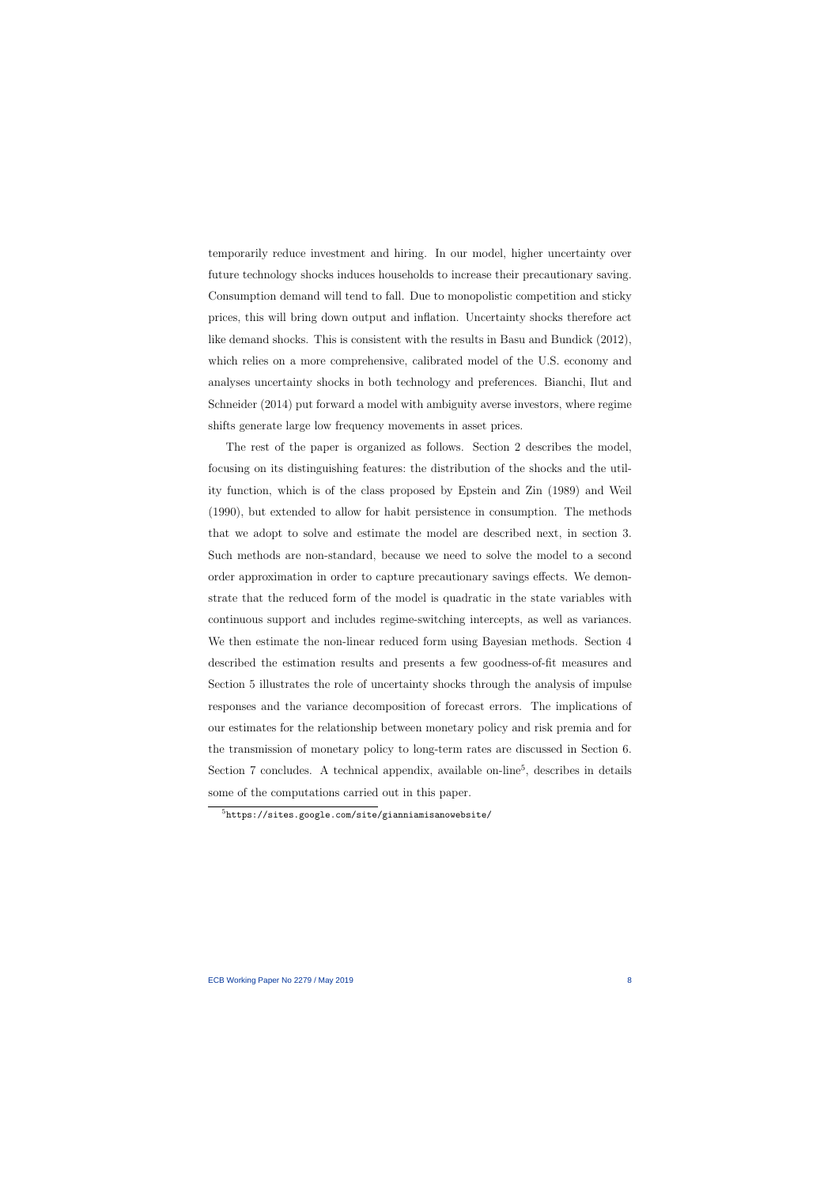temporarily reduce investment and hiring. In our model, higher uncertainty over future technology shocks induces households to increase their precautionary saving. Consumption demand will tend to fall. Due to monopolistic competition and sticky prices, this will bring down output and inflation. Uncertainty shocks therefore act like demand shocks. This is consistent with the results in Basu and Bundick (2012), which relies on a more comprehensive, calibrated model of the U.S. economy and analyses uncertainty shocks in both technology and preferences. Bianchi, Ilut and Schneider (2014) put forward a model with ambiguity averse investors, where regime shifts generate large low frequency movements in asset prices.

The rest of the paper is organized as follows. Section 2 describes the model, focusing on its distinguishing features: the distribution of the shocks and the utility function, which is of the class proposed by Epstein and Zin (1989) and Weil (1990), but extended to allow for habit persistence in consumption. The methods that we adopt to solve and estimate the model are described next, in section 3. Such methods are non-standard, because we need to solve the model to a second order approximation in order to capture precautionary savings effects. We demonstrate that the reduced form of the model is quadratic in the state variables with continuous support and includes regime-switching intercepts, as well as variances. We then estimate the non-linear reduced form using Bayesian methods. Section 4 described the estimation results and presents a few goodness-of-fit measures and Section 5 illustrates the role of uncertainty shocks through the analysis of impulse responses and the variance decomposition of forecast errors. The implications of our estimates for the relationship between monetary policy and risk premia and for the transmission of monetary policy to long-term rates are discussed in Section 6. Section 7 concludes. A technical appendix, available on-line[5], describes in details some of the computations carried out in this paper.

[5] https://sites.google.com/site/gianniamisanowebsite/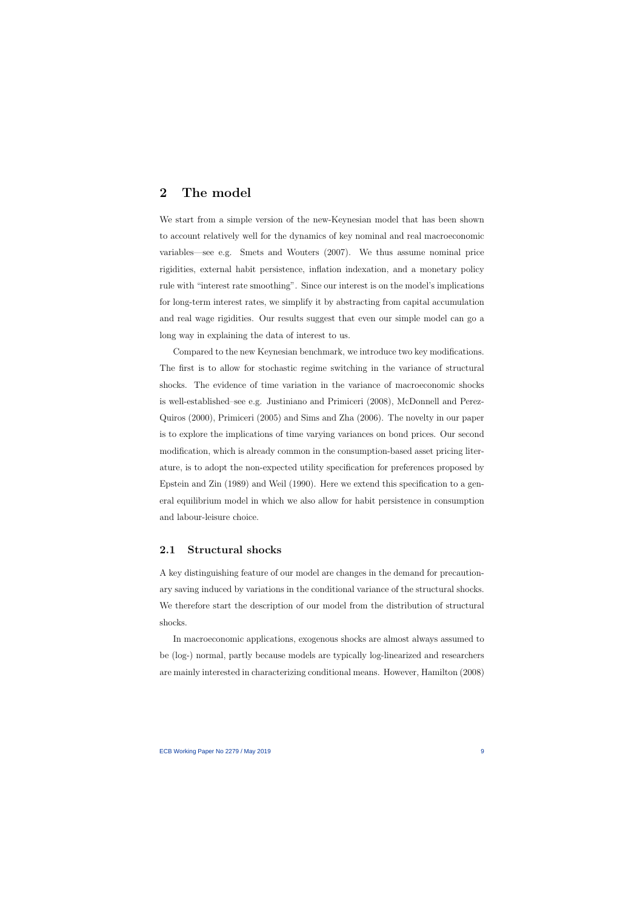# 2 The model

We start from a simple version of the new-Keynesian model that has been shown to account relatively well for the dynamics of key nominal and real macroeconomic variables—see e.g. Smets and Wouters (2007). We thus assume nominal price rigidities, external habit persistence, inflation indexation, and a monetary policy rule with "interest rate smoothing". Since our interest is on the model's implications for long-term interest rates, we simplify it by abstracting from capital accumulation and real wage rigidities. Our results suggest that even our simple model can go a long way in explaining the data of interest to us.

Compared to the new Keynesian benchmark, we introduce two key modifications. The first is to allow for stochastic regime switching in the variance of structural shocks. The evidence of time variation in the variance of macroeconomic shocks is well-established–see e.g. Justiniano and Primiceri (2008), McDonnell and Perez-Quiros (2000), Primiceri (2005) and Sims and Zha (2006). The novelty in our paper is to explore the implications of time varying variances on bond prices. Our second modification, which is already common in the consumption-based asset pricing literature, is to adopt the non-expected utility specification for preferences proposed by Epstein and Zin (1989) and Weil (1990). Here we extend this specification to a general equilibrium model in which we also allow for habit persistence in consumption and labour-leisure choice.

## 2.1 Structural shocks

A key distinguishing feature of our model are changes in the demand for precautionary saving induced by variations in the conditional variance of the structural shocks. We therefore start the description of our model from the distribution of structural shocks.

In macroeconomic applications, exogenous shocks are almost always assumed to be (log-) normal, partly because models are typically log-linearized and researchers are mainly interested in characterizing conditional means. However, Hamilton (2008)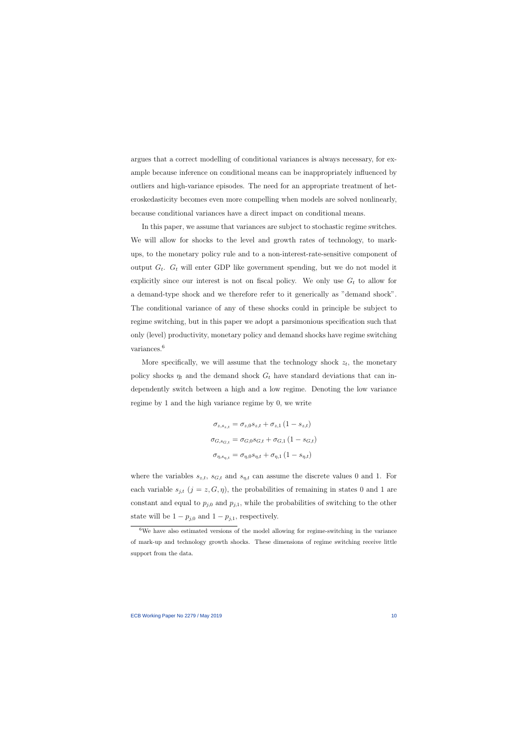argues that a correct modelling of conditional variances is always necessary, for example because inference on conditional means can be inappropriately influenced by outliers and high-variance episodes. The need for an appropriate treatment of heteroskedasticity becomes even more compelling when models are solved nonlinearly, because conditional variances have a direct impact on conditional means.

In this paper, we assume that variances are subject to stochastic regime switches. We will allow for shocks to the level and growth rates of technology, to markups, to the monetary policy rule and to a non-interest-rate-sensitive component of output $G_t$. $G_t$ will enter GDP like government spending, but we do not model it explicitly since our interest is not on fiscal policy. We only use $G_t$ to allow for a demand-type shock and we therefore refer to it generically as "demand shock". The conditional variance of any of these shocks could in principle be subject to regime switching, but in this paper we adopt a parsimonious specification such that only (level) productivity, monetary policy and demand shocks have regime switching variances.[6]

More specifically, we will assume that the technology shock $z_t$, the monetary policy shocks $\eta_t$ and the demand shock $G_t$ have standard deviations that can independently switch between a high and a low regime. Denoting the low variance regime by 1 and the high variance regime by 0, we write

$$\sigma_{z,s_{z,t}} = \sigma_{z,0} s_{z,t} + \sigma_{z,1}\left(1 - s_{z,t}\right)$$

$$\sigma_{G,s_{G,t}} = \sigma_{G,0} s_{G,t} + \sigma_{G,1}\left(1 - s_{G,t}\right)$$

$$\sigma_{\eta,s_{\eta,t}} = \sigma_{\eta,0} s_{\eta,t} + \sigma_{\eta,1}\left(1 - s_{\eta,t}\right)$$

where the variables $s_{z,t}$, $s_{G,t}$ and $s_{\eta,t}$ can assume the discrete values 0 and 1. For each variable $s_{j,t}$ $(j = z, G, \eta)$, the probabilities of remaining in states 0 and 1 are constant and equal to $p_{j,0}$ and $p_{j,1}$, while the probabilities of switching to the other state will be $1 - p_{j,0}$ and $1 - p_{j,1}$, respectively.

[6] We have also estimated versions of the model allowing for regime-switching in the variance of mark-up and technology growth shocks. These dimensions of regime switching receive little support from the data.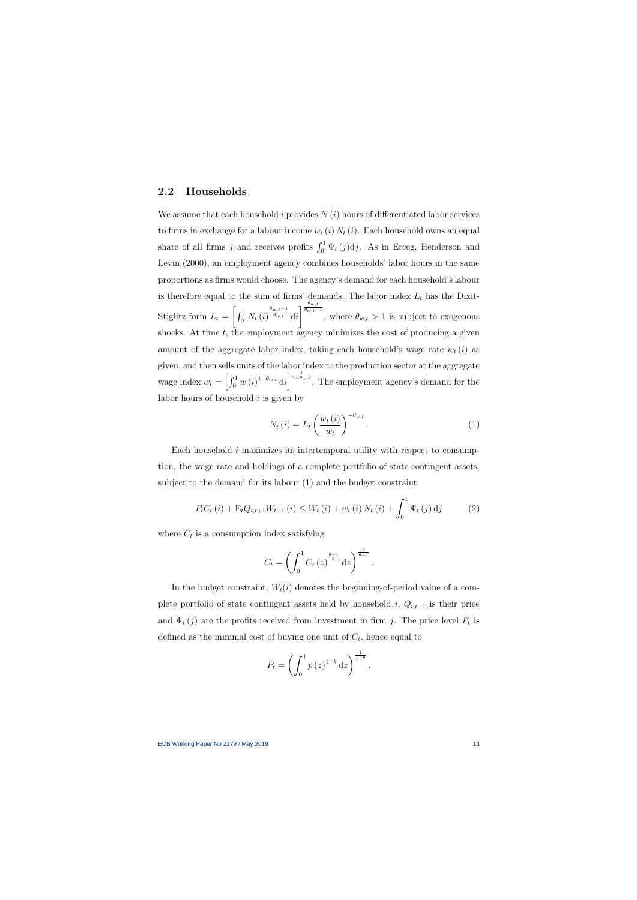## 2.2 Households

We assume that each household $i$ provides $N(i)$ hours of differentiated labor services to firms in exchange for a labour income $w_t(i) N_t(i)$. Each household owns an equal share of all firms $j$ and receives profits $\int_0^1 \Psi_t(j) \mathrm{d}j$. As in Erceg, Henderson and Levin (2000), an employment agency combines households' labor hours in the same proportions as firms would choose. The agency's demand for each household's labour is therefore equal to the sum of firms' demands. The labor index $L_t$ has the Dixit-Stiglitz form $L_t = \left[\int_0^1 N_t(i)^{\frac{\theta_{w,t}-1}{\theta_{w,t}}} \mathrm{d}i\right]^{\frac{\theta_{w,t}}{\theta_{w,t}-1}}$, where $\theta_{w,t} > 1$ is subject to exogenous shocks. At time $t$, the employment agency minimizes the cost of producing a given amount of the aggregate labor index, taking each household's wage rate $w_t(i)$ as given, and then sells units of the labor index to the production sector at the aggregate wage index $w_t = \left[\int_0^1 w(i)^{1-\theta_{w,t}} \mathrm{d}i\right]^{\frac{1}{1-\theta_{w,t}}}$. The employment agency's demand for the labor hours of household $i$ is given by

$$N_t(i) = L_t \left(\frac{w_t(i)}{w_t}\right)^{-\theta_{w,t}}. \tag{1}$$

Each household $i$ maximizes its intertemporal utility with respect to consumption, the wage rate and holdings of a complete portfolio of state-contingent assets, subject to the demand for its labour (1) and the budget constraint

$$P_t C_t(i) + \mathrm{E}_t Q_{t,t+1} W_{t+1}(i) \leq W_t(i) + w_t(i) N_t(i) + \int_0^1 \Psi_t(j) \mathrm{d}j \tag{2}$$

where $C_t$ is a consumption index satisfying

$$C_t = \left(\int_0^1 C_t(z)^{\frac{\theta-1}{\theta}} \mathrm{d}z\right)^{\frac{\theta}{\theta-1}}.$$

In the budget constraint, $W_t(i)$ denotes the beginning-of-period value of a complete portfolio of state contingent assets held by household $i$, $Q_{t,t+1}$ is their price and $\Psi_t(j)$ are the profits received from investment in firm $j$. The price level $P_t$ is defined as the minimal cost of buying one unit of $C_t$, hence equal to

$$P_t = \left(\int_0^1 p(z)^{1-\theta} \mathrm{d}z\right)^{\frac{1}{1-\theta}}.$$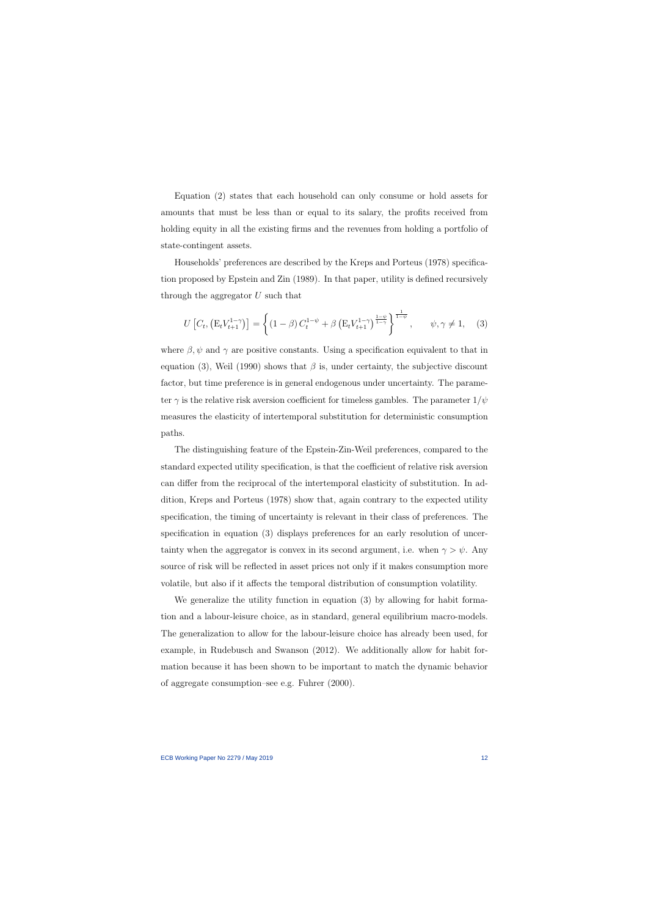Equation (2) states that each household can only consume or hold assets for amounts that must be less than or equal to its salary, the profits received from holding equity in all the existing firms and the revenues from holding a portfolio of state-contingent assets.

Households' preferences are described by the Kreps and Porteus (1978) specification proposed by Epstein and Zin (1989). In that paper, utility is defined recursively through the aggregator $U$ such that

$$U\left[C_t, \left(\mathrm{E}_t V_{t+1}^{1-\gamma}\right)\right] = \left\{ (1-\beta)\, C_t^{1-\psi} + \beta \left(\mathrm{E}_t V_{t+1}^{1-\gamma}\right)^{\frac{1-\psi}{1-\gamma}} \right\}^{\frac{1}{1-\psi}}, \qquad \psi, \gamma \neq 1, \quad (3)$$

where $\beta, \psi$ and $\gamma$ are positive constants. Using a specification equivalent to that in equation (3), Weil (1990) shows that $\beta$ is, under certainty, the subjective discount factor, but time preference is in general endogenous under uncertainty. The parameter $\gamma$ is the relative risk aversion coefficient for timeless gambles. The parameter $1/\psi$ measures the elasticity of intertemporal substitution for deterministic consumption paths.

The distinguishing feature of the Epstein-Zin-Weil preferences, compared to the standard expected utility specification, is that the coefficient of relative risk aversion can differ from the reciprocal of the intertemporal elasticity of substitution. In addition, Kreps and Porteus (1978) show that, again contrary to the expected utility specification, the timing of uncertainty is relevant in their class of preferences. The specification in equation (3) displays preferences for an early resolution of uncertainty when the aggregator is convex in its second argument, i.e. when $\gamma > \psi$. Any source of risk will be reflected in asset prices not only if it makes consumption more volatile, but also if it affects the temporal distribution of consumption volatility.

We generalize the utility function in equation (3) by allowing for habit formation and a labour-leisure choice, as in standard, general equilibrium macro-models. The generalization to allow for the labour-leisure choice has already been used, for example, in Rudebusch and Swanson (2012). We additionally allow for habit formation because it has been shown to be important to match the dynamic behavior of aggregate consumption–see e.g. Fuhrer (2000).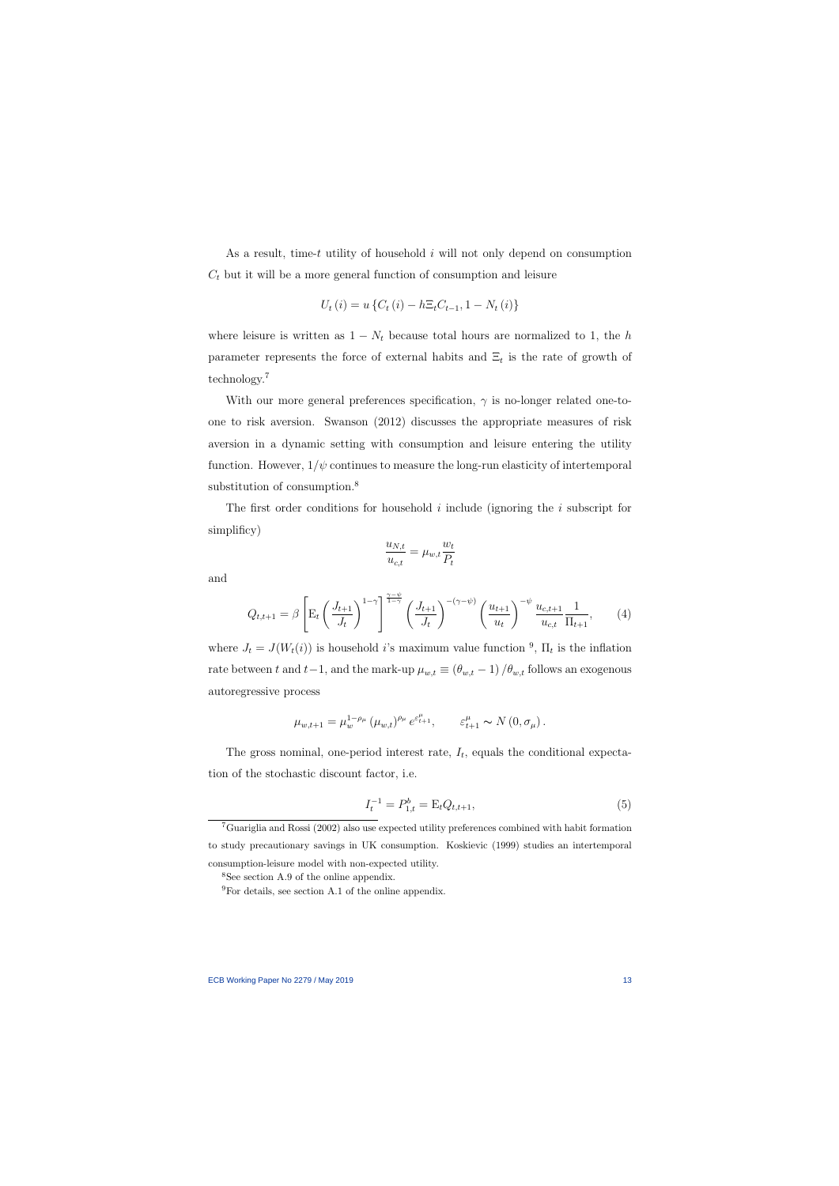As a result, time-$t$ utility of household $i$ will not only depend on consumption $C_t$ but it will be a more general function of consumption and leisure

$$U_t(i) = u\{C_t(i) - h\Xi_t C_{t-1}, 1 - N_t(i)\}$$

where leisure is written as $1 - N_t$ because total hours are normalized to 1, the $h$ parameter represents the force of external habits and $\Xi_t$ is the rate of growth of technology.[7]

With our more general preferences specification, $\gamma$ is no-longer related one-to-one to risk aversion. Swanson (2012) discusses the appropriate measures of risk aversion in a dynamic setting with consumption and leisure entering the utility function. However, $1/\psi$ continues to measure the long-run elasticity of intertemporal substitution of consumption.[8]

The first order conditions for household $i$ include (ignoring the $i$ subscript for simplificy)

$$\frac{u_{N,t}}{u_{c,t}} = \mu_{w,t} \frac{w_t}{P_t}$$

and

$$Q_{t,t+1} = \beta \left[ \mathrm{E}_t \left( \frac{J_{t+1}}{J_t} \right)^{1-\gamma} \right]^{\frac{\gamma-\psi}{1-\gamma}} \left( \frac{J_{t+1}}{J_t} \right)^{-(\gamma-\psi)} \left( \frac{u_{t+1}}{u_t} \right)^{-\psi} \frac{u_{c,t+1}}{u_{c,t}} \frac{1}{\Pi_{t+1}}, \qquad (4)$$

where $J_t = J(W_t(i))$ is household $i$'s maximum value function [9], $\Pi_t$ is the inflation rate between $t$ and $t-1$, and the mark-up $\mu_{w,t} \equiv (\theta_{w,t} - 1)/\theta_{w,t}$ follows an exogenous autoregressive process

$$\mu_{w,t+1} = \mu_w^{1-\rho_\mu} (\mu_{w,t})^{\rho_\mu} e^{\varepsilon_{t+1}^\mu}, \qquad \varepsilon_{t+1}^\mu \sim N(0, \sigma_\mu).$$

The gross nominal, one-period interest rate, $I_t$, equals the conditional expectation of the stochastic discount factor, i.e.

$$I_t^{-1} = P_{1,t}^b = \mathrm{E}_t Q_{t,t+1}, \qquad (5)$$

[7] Guariglia and Rossi (2002) also use expected utility preferences combined with habit formation to study precautionary savings in UK consumption. Koskievic (1999) studies an intertemporal consumption-leisure model with non-expected utility.

[8] See section A.9 of the online appendix.

[9] For details, see section A.1 of the online appendix.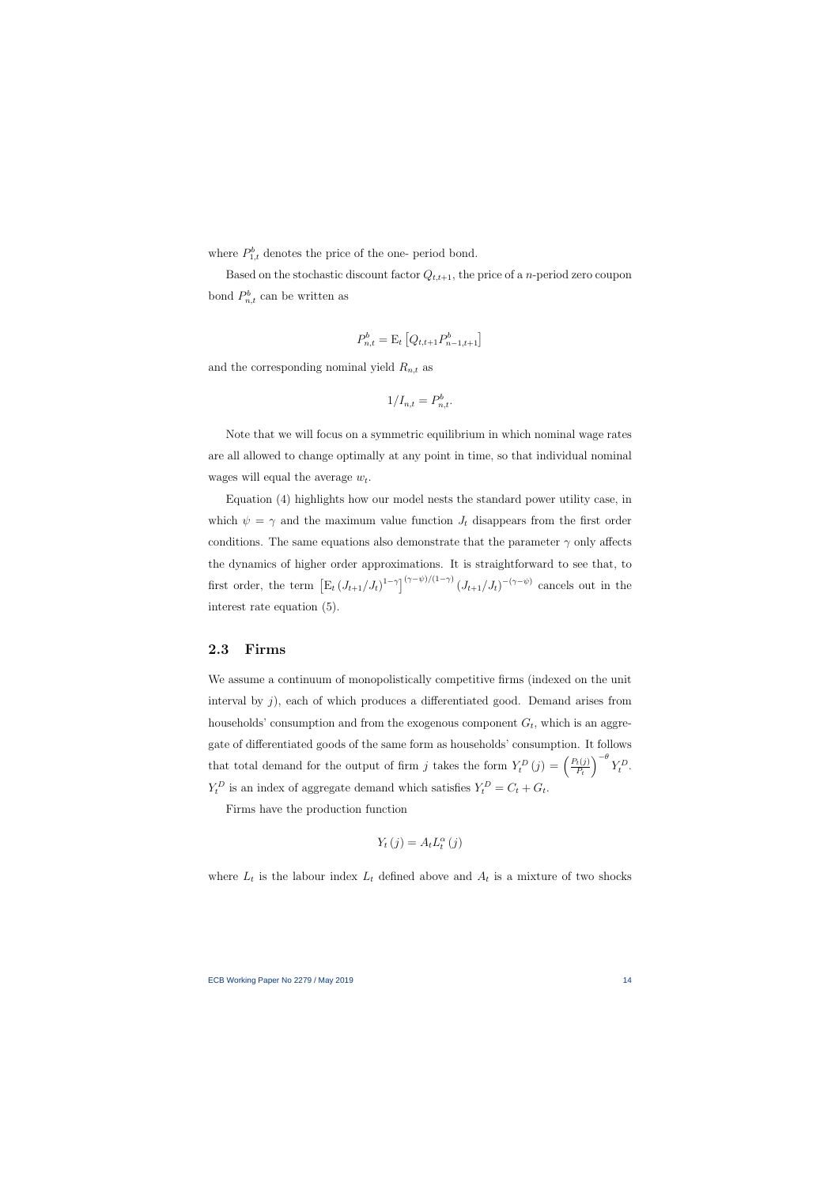where $P^b_{1,t}$ denotes the price of the one- period bond.

Based on the stochastic discount factor $Q_{t,t+1}$, the price of a $n$-period zero coupon bond $P^b_{n,t}$ can be written as

$$P^b_{n,t} = \mathrm{E}_t \left[ Q_{t,t+1} P^b_{n-1,t+1} \right]$$

and the corresponding nominal yield $R_{n,t}$ as

$$1/I_{n,t} = P^b_{n,t}.$$

Note that we will focus on a symmetric equilibrium in which nominal wage rates are all allowed to change optimally at any point in time, so that individual nominal wages will equal the average $w_t$.

Equation (4) highlights how our model nests the standard power utility case, in which $\psi = \gamma$ and the maximum value function $J_t$ disappears from the first order conditions. The same equations also demonstrate that the parameter $\gamma$ only affects the dynamics of higher order approximations. It is straightforward to see that, to first order, the term $\left[ \mathrm{E}_t \left( J_{t+1}/J_t \right)^{1-\gamma} \right]^{(\gamma-\psi)/(1-\gamma)} \left( J_{t+1}/J_t \right)^{-(\gamma-\psi)}$ cancels out in the interest rate equation (5).

## 2.3 Firms

We assume a continuum of monopolistically competitive firms (indexed on the unit interval by $j$), each of which produces a differentiated good. Demand arises from households' consumption and from the exogenous component $G_t$, which is an aggregate of differentiated goods of the same form as households' consumption. It follows that total demand for the output of firm $j$ takes the form $Y^D_t(j) = \left( \frac{P_t(j)}{P_t} \right)^{-\theta} Y^D_t$. $Y^D_t$ is an index of aggregate demand which satisfies $Y^D_t = C_t + G_t$.

Firms have the production function

$$Y_t(j) = A_t L^\alpha_t(j)$$

where $L_t$ is the labour index $L_t$ defined above and $A_t$ is a mixture of two shocks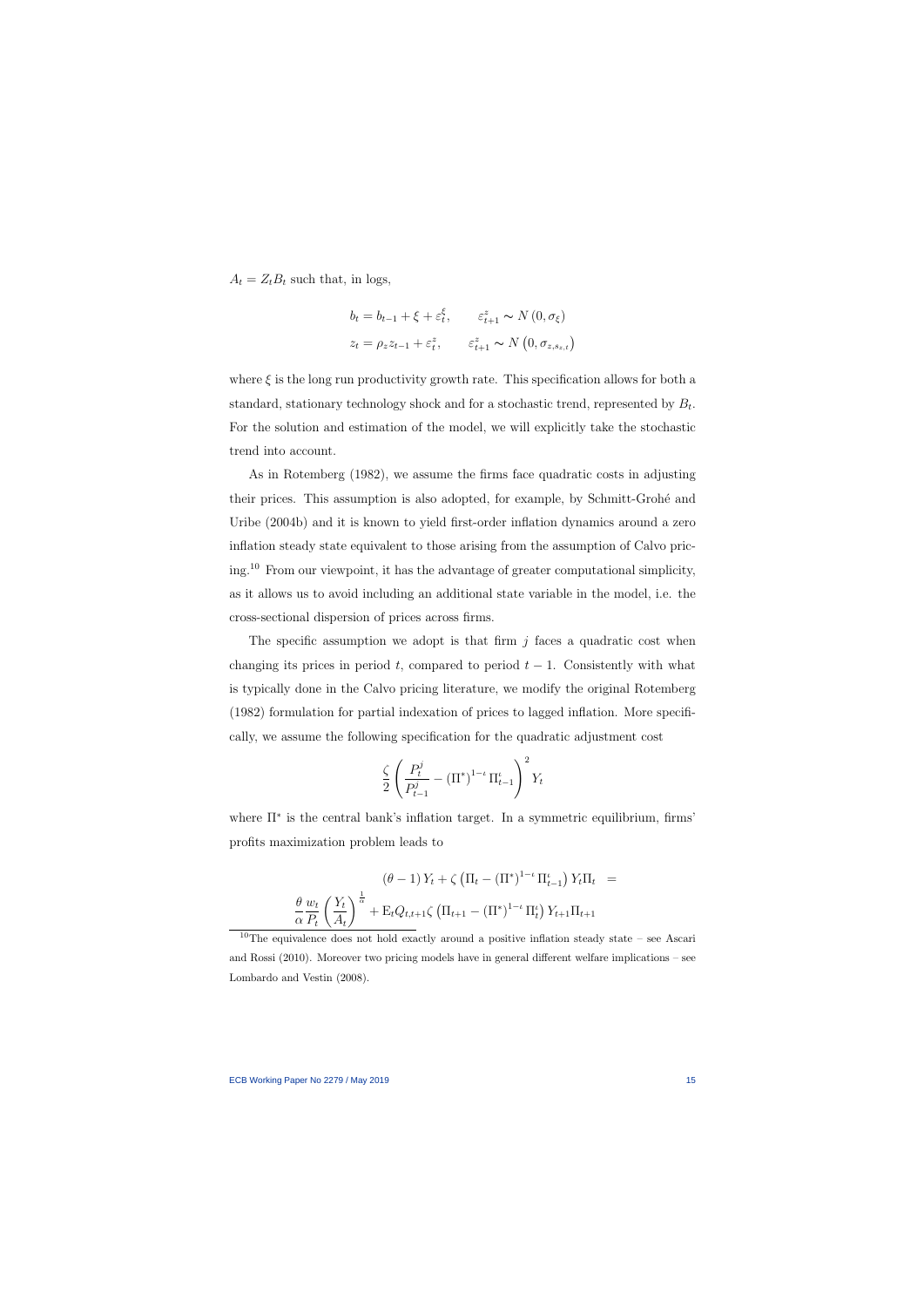$A_t = Z_t B_t$ such that, in logs,

$$
\begin{aligned}
b_t &= b_{t-1} + \xi + \varepsilon_t^{\xi}, \qquad \varepsilon_{t+1}^{z} \sim N\left(0, \sigma_{\xi}\right) \\
z_t &= \rho_z z_{t-1} + \varepsilon_t^{z}, \qquad \varepsilon_{t+1}^{z} \sim N\left(0, \sigma_{z,s_{z,t}}\right)
\end{aligned}
$$

where $\xi$ is the long run productivity growth rate. This specification allows for both a standard, stationary technology shock and for a stochastic trend, represented by $B_t$. For the solution and estimation of the model, we will explicitly take the stochastic trend into account.

As in Rotemberg (1982), we assume the firms face quadratic costs in adjusting their prices. This assumption is also adopted, for example, by Schmitt-Grohé and Uribe (2004b) and it is known to yield first-order inflation dynamics around a zero inflation steady state equivalent to those arising from the assumption of Calvo pricing.[10] From our viewpoint, it has the advantage of greater computational simplicity, as it allows us to avoid including an additional state variable in the model, i.e. the cross-sectional dispersion of prices across firms.

The specific assumption we adopt is that firm $j$ faces a quadratic cost when changing its prices in period $t$, compared to period $t-1$. Consistently with what is typically done in the Calvo pricing literature, we modify the original Rotemberg (1982) formulation for partial indexation of prices to lagged inflation. More specifically, we assume the following specification for the quadratic adjustment cost

$$
\frac{\zeta}{2}\left(\frac{P_t^j}{P_{t-1}^j} - \left(\Pi^*\right)^{1-\iota}\Pi_{t-1}^{\iota}\right)^2 Y_t
$$

where $\Pi^*$ is the central bank's inflation target. In a symmetric equilibrium, firms' profits maximization problem leads to

$$
\begin{aligned}
\left(\theta - 1\right) Y_t + \zeta\left(\Pi_t - \left(\Pi^*\right)^{1-\iota}\Pi_{t-1}^{\iota}\right) Y_t \Pi_t &= \\
\frac{\theta}{\alpha}\frac{w_t}{P_t}\left(\frac{Y_t}{A_t}\right)^{\frac{1}{\alpha}} + \mathrm{E}_t Q_{t,t+1}\zeta\left(\Pi_{t+1} - \left(\Pi^*\right)^{1-\iota}\Pi_t^{\iota}\right) Y_{t+1}\Pi_{t+1}
\end{aligned}
$$

[10] The equivalence does not hold exactly around a positive inflation steady state – see Ascari and Rossi (2010). Moreover two pricing models have in general different welfare implications – see Lombardo and Vestin (2008).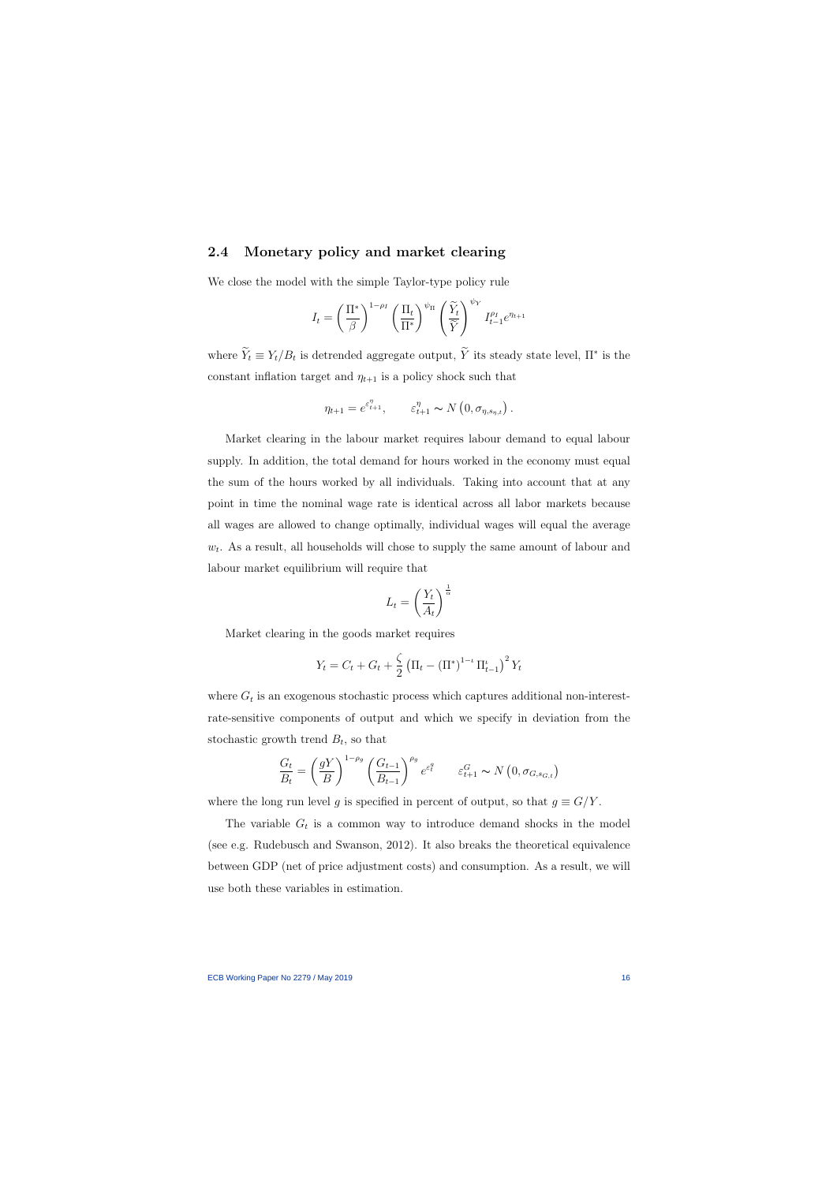## 2.4 Monetary policy and market clearing

We close the model with the simple Taylor-type policy rule

$$I_t = \left(\frac{\Pi^*}{\beta}\right)^{1-\rho_I} \left(\frac{\Pi_t}{\Pi^*}\right)^{\psi_\Pi} \left(\frac{\widetilde{Y}_t}{\widetilde{Y}}\right)^{\psi_Y} I_{t-1}^{\rho_I} e^{\eta_{t+1}}$$

where $\widetilde{Y}_t \equiv Y_t/B_t$ is detrended aggregate output, $\widetilde{Y}$ its steady state level, $\Pi^*$ is the constant inflation target and $\eta_{t+1}$ is a policy shock such that

$$\eta_{t+1} = e^{\varepsilon^{\eta}_{t+1}}, \qquad \varepsilon^{\eta}_{t+1} \sim N\left(0, \sigma_{\eta, s_{\eta,t}}\right).$$

Market clearing in the labour market requires labour demand to equal labour supply. In addition, the total demand for hours worked in the economy must equal the sum of the hours worked by all individuals. Taking into account that at any point in time the nominal wage rate is identical across all labor markets because all wages are allowed to change optimally, individual wages will equal the average $w_t$. As a result, all households will chose to supply the same amount of labour and labour market equilibrium will require that

$$L_t = \left(\frac{Y_t}{A_t}\right)^{\frac{1}{\alpha}}$$

Market clearing in the goods market requires

$$Y_t = C_t + G_t + \frac{\zeta}{2}\left(\Pi_t - \left(\Pi^*\right)^{1-\iota} \Pi_{t-1}^{\iota}\right)^2 Y_t$$

where $G_t$ is an exogenous stochastic process which captures additional non-interest-rate-sensitive components of output and which we specify in deviation from the stochastic growth trend $B_t$, so that

$$\frac{G_t}{B_t} = \left(\frac{gY}{B}\right)^{1-\rho_g} \left(\frac{G_{t-1}}{B_{t-1}}\right)^{\rho_g} e^{\varepsilon^g_t} \qquad \varepsilon^G_{t+1} \sim N\left(0, \sigma_{G, s_{G,t}}\right)$$

where the long run level $g$ is specified in percent of output, so that $g \equiv G/Y$.

The variable $G_t$ is a common way to introduce demand shocks in the model (see e.g. Rudebusch and Swanson, 2012). It also breaks the theoretical equivalence between GDP (net of price adjustment costs) and consumption. As a result, we will use both these variables in estimation.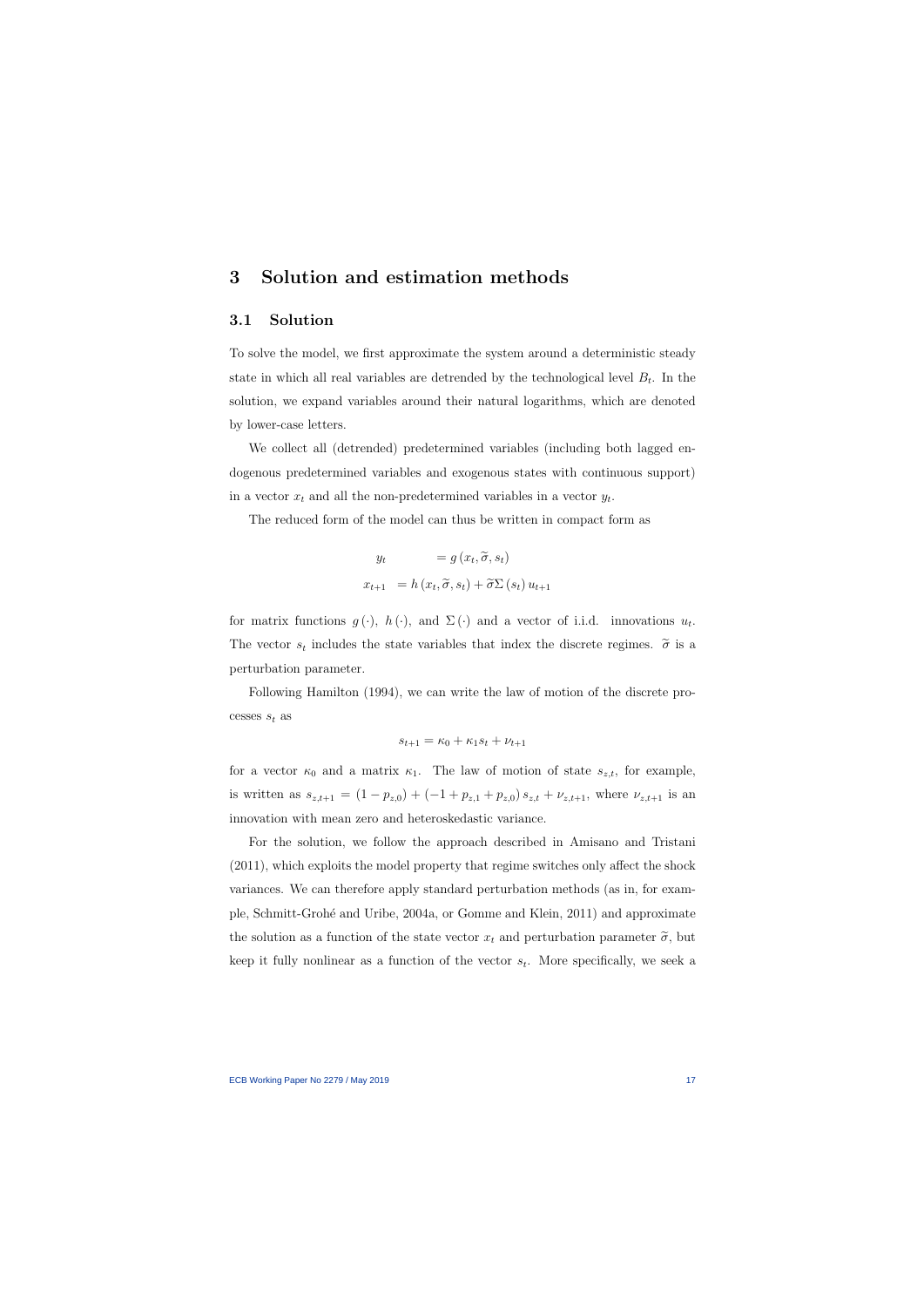# 3 Solution and estimation methods

## 3.1 Solution

To solve the model, we first approximate the system around a deterministic steady state in which all real variables are detrended by the technological level $B_t$. In the solution, we expand variables around their natural logarithms, which are denoted by lower-case letters.

We collect all (detrended) predetermined variables (including both lagged endogenous predetermined variables and exogenous states with continuous support) in a vector $x_t$ and all the non-predetermined variables in a vector $y_t$.

The reduced form of the model can thus be written in compact form as

$$
\begin{aligned}
y_t \quad &= g\left(x_t, \widetilde{\sigma}, s_t\right) \\
x_{t+1} \quad &= h\left(x_t, \widetilde{\sigma}, s_t\right) + \widetilde{\sigma}\Sigma\left(s_t\right) u_{t+1}
\end{aligned}
$$

for matrix functions $g(\cdot)$, $h(\cdot)$, and $\Sigma(\cdot)$ and a vector of i.i.d. innovations $u_t$. The vector $s_t$ includes the state variables that index the discrete regimes. $\widetilde{\sigma}$ is a perturbation parameter.

Following Hamilton (1994), we can write the law of motion of the discrete processes $s_t$ as

$$
s_{t+1} = \kappa_0 + \kappa_1 s_t + \nu_{t+1}
$$

for a vector $\kappa_0$ and a matrix $\kappa_1$. The law of motion of state $s_{z,t}$, for example, is written as $s_{z,t+1} = \left(1 - p_{z,0}\right) + \left(-1 + p_{z,1} + p_{z,0}\right) s_{z,t} + \nu_{z,t+1}$, where $\nu_{z,t+1}$ is an innovation with mean zero and heteroskedastic variance.

For the solution, we follow the approach described in Amisano and Tristani (2011), which exploits the model property that regime switches only affect the shock variances. We can therefore apply standard perturbation methods (as in, for example, Schmitt-Grohé and Uribe, 2004a, or Gomme and Klein, 2011) and approximate the solution as a function of the state vector $x_t$ and perturbation parameter $\widetilde{\sigma}$, but keep it fully nonlinear as a function of the vector $s_t$. More specifically, we seek a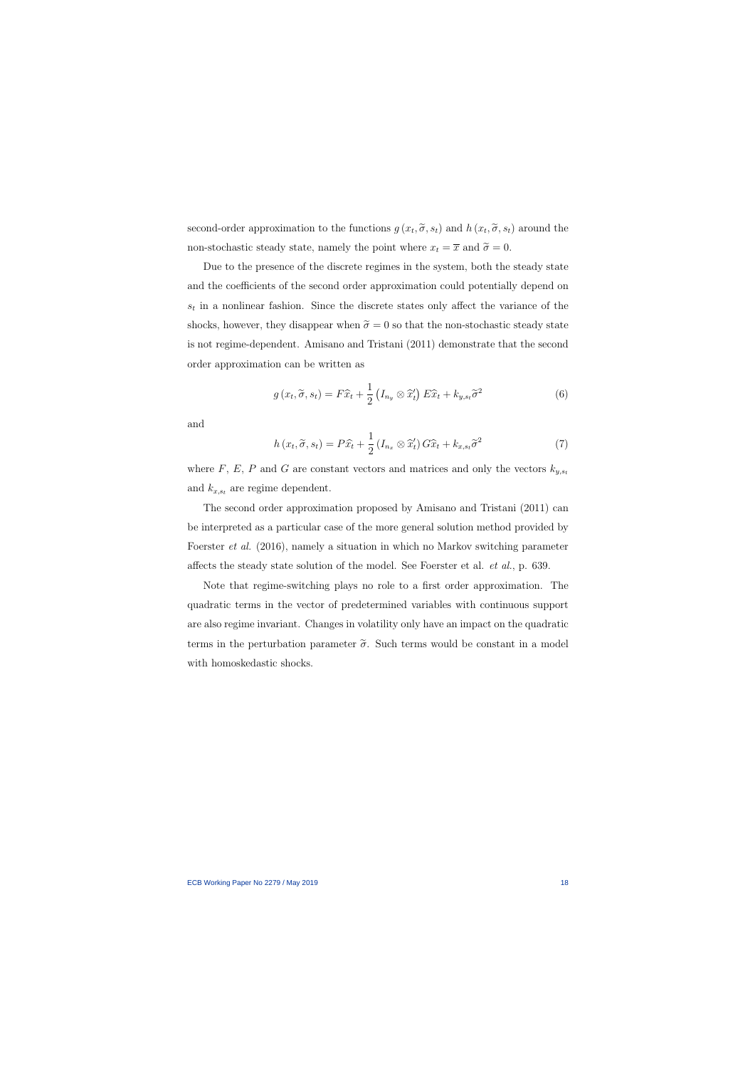second-order approximation to the functions $g(x_t, \widetilde{\sigma}, s_t)$ and $h(x_t, \widetilde{\sigma}, s_t)$ around the non-stochastic steady state, namely the point where $x_t = \overline{x}$ and $\widetilde{\sigma} = 0$.

Due to the presence of the discrete regimes in the system, both the steady state and the coefficients of the second order approximation could potentially depend on $s_t$ in a nonlinear fashion. Since the discrete states only affect the variance of the shocks, however, they disappear when $\widetilde{\sigma} = 0$ so that the non-stochastic steady state is not regime-dependent. Amisano and Tristani (2011) demonstrate that the second order approximation can be written as

$$g(x_t, \widetilde{\sigma}, s_t) = F\widehat{x}_t + \frac{1}{2}\left(I_{n_y} \otimes \widehat{x}_t'\right) E\widehat{x}_t + k_{y,s_t}\widetilde{\sigma}^2 \tag{6}$$

and

$$h(x_t, \widetilde{\sigma}, s_t) = P\widehat{x}_t + \frac{1}{2}\left(I_{n_x} \otimes \widehat{x}_t'\right) G\widehat{x}_t + k_{x,s_t}\widetilde{\sigma}^2 \tag{7}$$

where $F$, $E$, $P$ and $G$ are constant vectors and matrices and only the vectors $k_{y,s_t}$ and $k_{x,s_t}$ are regime dependent.

The second order approximation proposed by Amisano and Tristani (2011) can be interpreted as a particular case of the more general solution method provided by Foerster *et al.* (2016), namely a situation in which no Markov switching parameter affects the steady state solution of the model. See Foerster et al. *et al.*, p. 639.

Note that regime-switching plays no role to a first order approximation. The quadratic terms in the vector of predetermined variables with continuous support are also regime invariant. Changes in volatility only have an impact on the quadratic terms in the perturbation parameter $\widetilde{\sigma}$. Such terms would be constant in a model with homoskedastic shocks.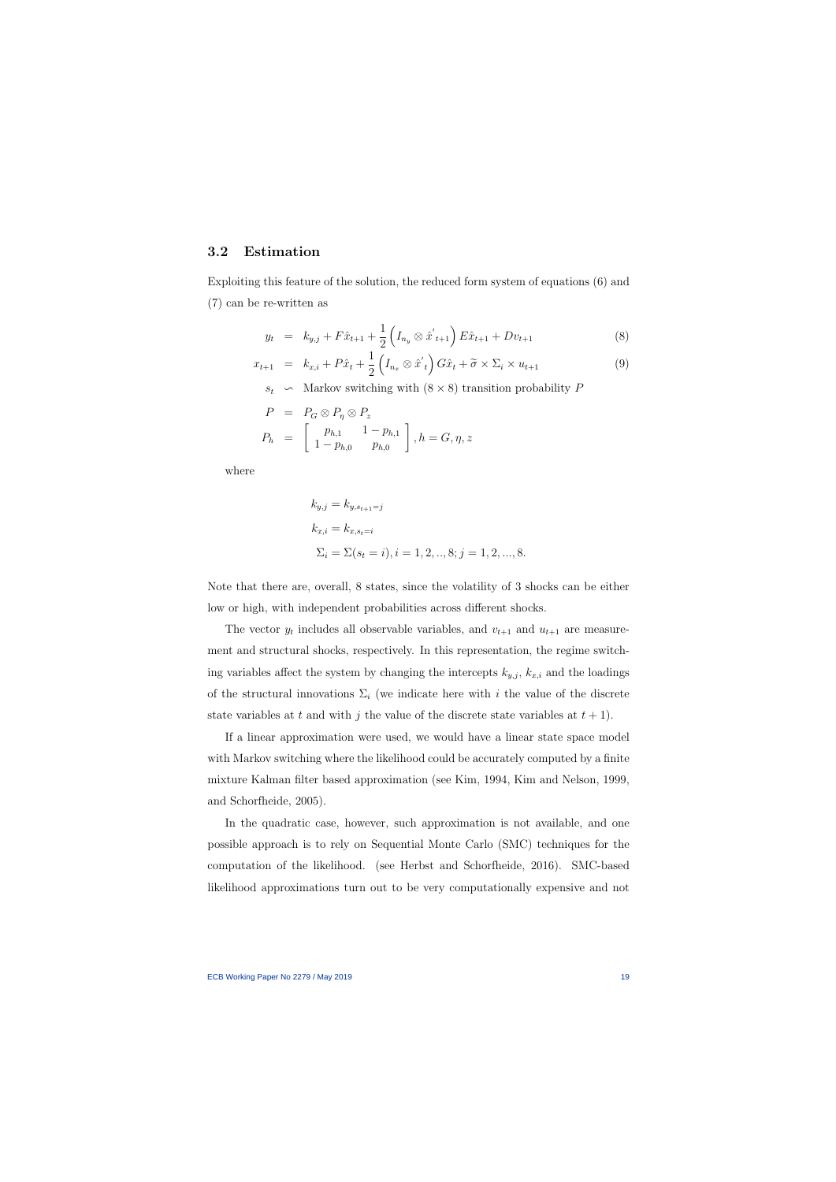## 3.2 Estimation

Exploiting this feature of the solution, the reduced form system of equations (6) and (7) can be re-written as

$$
\begin{aligned}
y_t &= k_{y,j} + F\hat{x}_{t+1} + \frac{1}{2}\left(I_{n_y} \otimes \hat{x}'_{t+1}\right) E\hat{x}_{t+1} + Dv_{t+1} \qquad (8) \\
x_{t+1} &= k_{x,i} + P\hat{x}_t + \frac{1}{2}\left(I_{n_x} \otimes \hat{x}'_t\right) G\hat{x}_t + \widetilde{\sigma} \times \Sigma_i \times u_{t+1} \qquad (9) \\
s_t &\backsim \text{ Markov switching with } (8 \times 8) \text{ transition probability } P \\
P &= P_G \otimes P_\eta \otimes P_z \\
P_h &= \begin{bmatrix} p_{h,1} & 1 - p_{h,1} \\ 1 - p_{h,0} & p_{h,0} \end{bmatrix}, h = G, \eta, z
\end{aligned}
$$

where

$$
\begin{aligned}
& k_{y,j} = k_{y,s_{t+1}=j} \\
& k_{x,i} = k_{x,s_t=i} \\
& \Sigma_i = \Sigma(s_t = i), i = 1, 2, .., 8; j = 1, 2, ..., 8.
\end{aligned}
$$

Note that there are, overall, 8 states, since the volatility of 3 shocks can be either low or high, with independent probabilities across different shocks.

The vector $y_t$ includes all observable variables, and $v_{t+1}$ and $u_{t+1}$ are measurement and structural shocks, respectively. In this representation, the regime switching variables affect the system by changing the intercepts $k_{y,j}$, $k_{x,i}$ and the loadings of the structural innovations $\Sigma_i$ (we indicate here with $i$ the value of the discrete state variables at $t$ and with $j$ the value of the discrete state variables at $t + 1$).

If a linear approximation were used, we would have a linear state space model with Markov switching where the likelihood could be accurately computed by a finite mixture Kalman filter based approximation (see Kim, 1994, Kim and Nelson, 1999, and Schorfheide, 2005).

In the quadratic case, however, such approximation is not available, and one possible approach is to rely on Sequential Monte Carlo (SMC) techniques for the computation of the likelihood. (see Herbst and Schorfheide, 2016). SMC-based likelihood approximations turn out to be very computationally expensive and not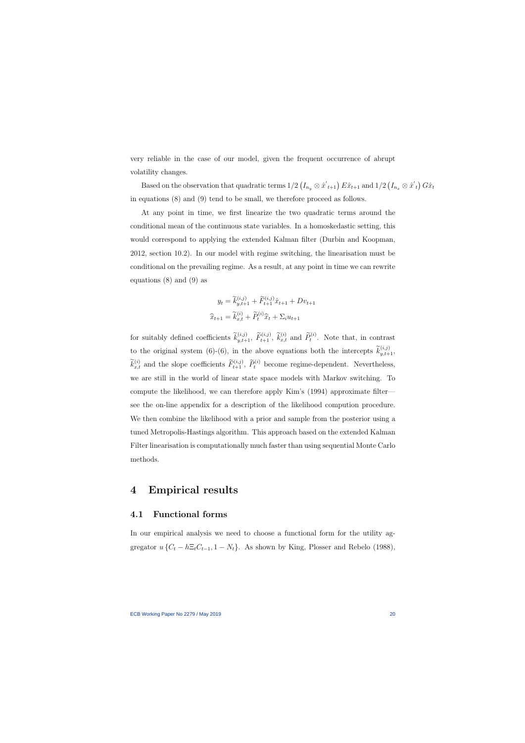very reliable in the case of our model, given the frequent occurrence of abrupt volatility changes.

Based on the observation that quadratic terms $1/2\left(I_{n_y} \otimes \hat{x}'_{t+1}\right) E\hat{x}_{t+1}$ and $1/2\left(I_{n_x} \otimes \hat{x}'_t\right) G\hat{x}_t$ in equations (8) and (9) tend to be small, we therefore proceed as follows.

At any point in time, we first linearize the two quadratic terms around the conditional mean of the continuous state variables. In a homoskedastic setting, this would correspond to applying the extended Kalman filter (Durbin and Koopman, 2012, section 10.2). In our model with regime switching, the linearisation must be conditional on the prevailing regime. As a result, at any point in time we can rewrite equations (8) and (9) as

$$
\begin{aligned}
y_t &= \widetilde{k}_{y,t+1}^{(i,j)} + \widetilde{F}_{t+1}^{(i,j)} \hat{x}_{t+1} + Dv_{t+1} \\
\widehat{x}_{t+1} &= \widetilde{k}_{x,t}^{(i)} + \widetilde{P}_t^{(i)} \widehat{x}_t + \Sigma_i u_{t+1}
\end{aligned}
$$

for suitably defined coefficients $\widetilde{k}_{y,t+1}^{(i,j)}$, $\widetilde{F}_{t+1}^{(i,j)}$, $\widetilde{k}_{x,t}^{(i)}$ and $\widetilde{P}_t^{(i)}$. Note that, in contrast to the original system (6)-(6), in the above equations both the intercepts $\widetilde{k}_{y,t+1}^{(i,j)}$, $\widetilde{k}_{x,t}^{(i)}$ and the slope coefficients $\widetilde{F}_{t+1}^{(i,j)}$, $\widetilde{P}_t^{(i)}$ become regime-dependent. Nevertheless, we are still in the world of linear state space models with Markov switching. To compute the likelihood, we can therefore apply Kim's (1994) approximate filter—see the on-line appendix for a description of the likelihood compution procedure. We then combine the likelihood with a prior and sample from the posterior using a tuned Metropolis-Hastings algorithm. This approach based on the extended Kalman Filter linearisation is computationally much faster than using sequential Monte Carlo methods.

# 4 Empirical results

## 4.1 Functional forms

In our empirical analysis we need to choose a functional form for the utility aggregator $u\left\{C_t - h\Xi_t C_{t-1}, 1 - N_t\right\}$. As shown by King, Plosser and Rebelo (1988),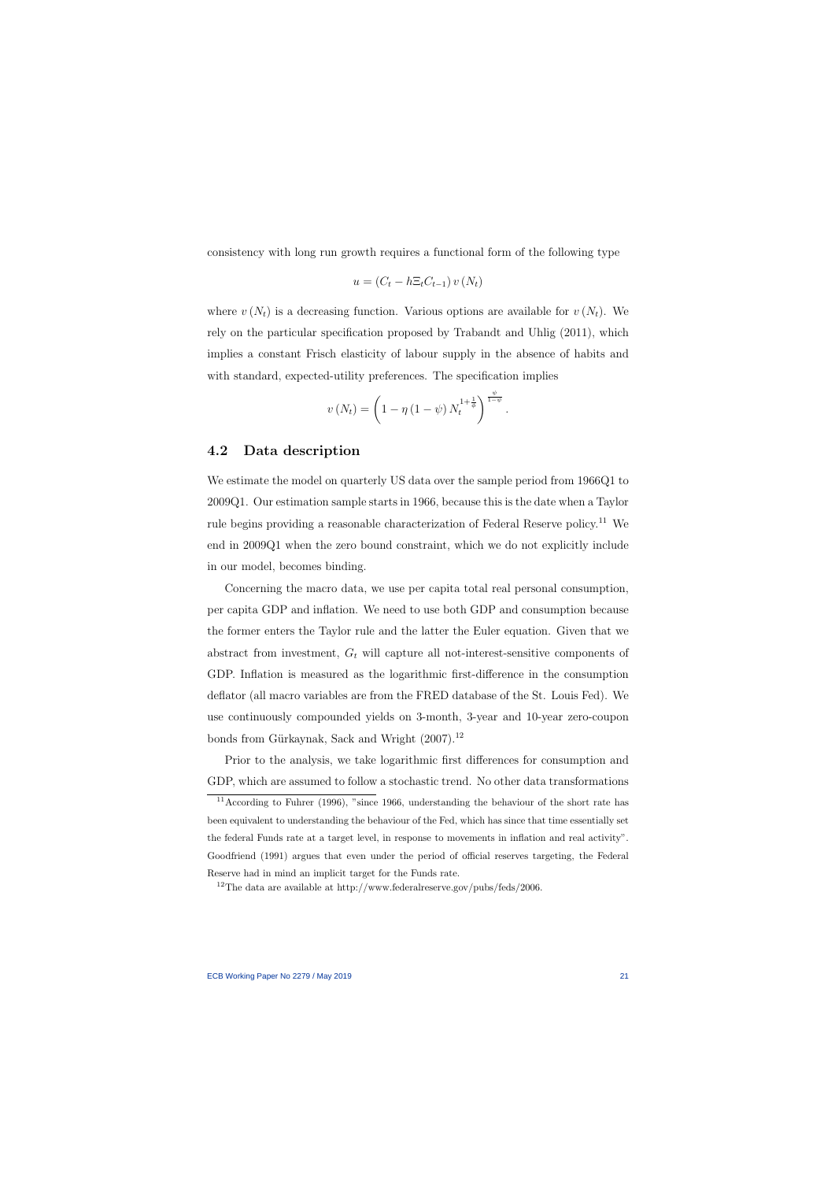consistency with long run growth requires a functional form of the following type

$$u = (C_t - h\Xi_t C_{t-1})\, v(N_t)$$

where $v(N_t)$ is a decreasing function. Various options are available for $v(N_t)$. We rely on the particular specification proposed by Trabandt and Uhlig (2011), which implies a constant Frisch elasticity of labour supply in the absence of habits and with standard, expected-utility preferences. The specification implies

$$v(N_t) = \left(1 - \eta(1-\psi) N_t^{1+\frac{1}{\psi}}\right)^{\frac{\psi}{1-\psi}}.$$

## 4.2 Data description

We estimate the model on quarterly US data over the sample period from 1966Q1 to 2009Q1. Our estimation sample starts in 1966, because this is the date when a Taylor rule begins providing a reasonable characterization of Federal Reserve policy.[11] We end in 2009Q1 when the zero bound constraint, which we do not explicitly include in our model, becomes binding.

Concerning the macro data, we use per capita total real personal consumption, per capita GDP and inflation. We need to use both GDP and consumption because the former enters the Taylor rule and the latter the Euler equation. Given that we abstract from investment, $G_t$ will capture all not-interest-sensitive components of GDP. Inflation is measured as the logarithmic first-difference in the consumption deflator (all macro variables are from the FRED database of the St. Louis Fed). We use continuously compounded yields on 3-month, 3-year and 10-year zero-coupon bonds from Gürkaynak, Sack and Wright (2007).[12]

Prior to the analysis, we take logarithmic first differences for consumption and GDP, which are assumed to follow a stochastic trend. No other data transformations

[11] According to Fuhrer (1996), "since 1966, understanding the behaviour of the short rate has been equivalent to understanding the behaviour of the Fed, which has since that time essentially set the federal Funds rate at a target level, in response to movements in inflation and real activity". Goodfriend (1991) argues that even under the period of official reserves targeting, the Federal Reserve had in mind an implicit target for the Funds rate.

[12] The data are available at http://www.federalreserve.gov/pubs/feds/2006.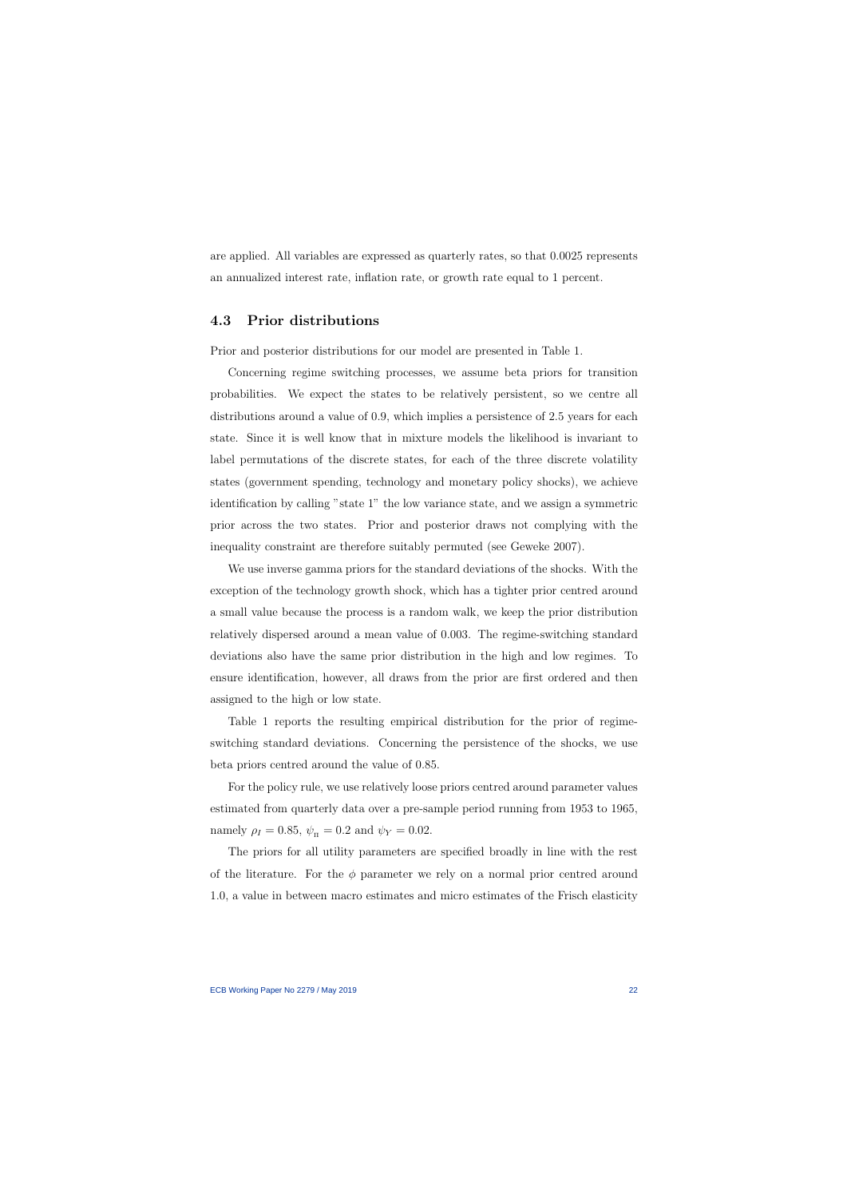are applied. All variables are expressed as quarterly rates, so that 0.0025 represents an annualized interest rate, inflation rate, or growth rate equal to 1 percent.

### 4.3 Prior distributions

Prior and posterior distributions for our model are presented in Table 1.

Concerning regime switching processes, we assume beta priors for transition probabilities. We expect the states to be relatively persistent, so we centre all distributions around a value of 0.9, which implies a persistence of 2.5 years for each state. Since it is well know that in mixture models the likelihood is invariant to label permutations of the discrete states, for each of the three discrete volatility states (government spending, technology and monetary policy shocks), we achieve identification by calling "state 1" the low variance state, and we assign a symmetric prior across the two states. Prior and posterior draws not complying with the inequality constraint are therefore suitably permuted (see Geweke 2007).

We use inverse gamma priors for the standard deviations of the shocks. With the exception of the technology growth shock, which has a tighter prior centred around a small value because the process is a random walk, we keep the prior distribution relatively dispersed around a mean value of 0.003. The regime-switching standard deviations also have the same prior distribution in the high and low regimes. To ensure identification, however, all draws from the prior are first ordered and then assigned to the high or low state.

Table 1 reports the resulting empirical distribution for the prior of regime-switching standard deviations. Concerning the persistence of the shocks, we use beta priors centred around the value of 0.85.

For the policy rule, we use relatively loose priors centred around parameter values estimated from quarterly data over a pre-sample period running from 1953 to 1965, namely $\rho_I = 0.85$, $\psi_\Pi = 0.2$ and $\psi_Y = 0.02$.

The priors for all utility parameters are specified broadly in line with the rest of the literature. For the $\phi$ parameter we rely on a normal prior centred around 1.0, a value in between macro estimates and micro estimates of the Frisch elasticity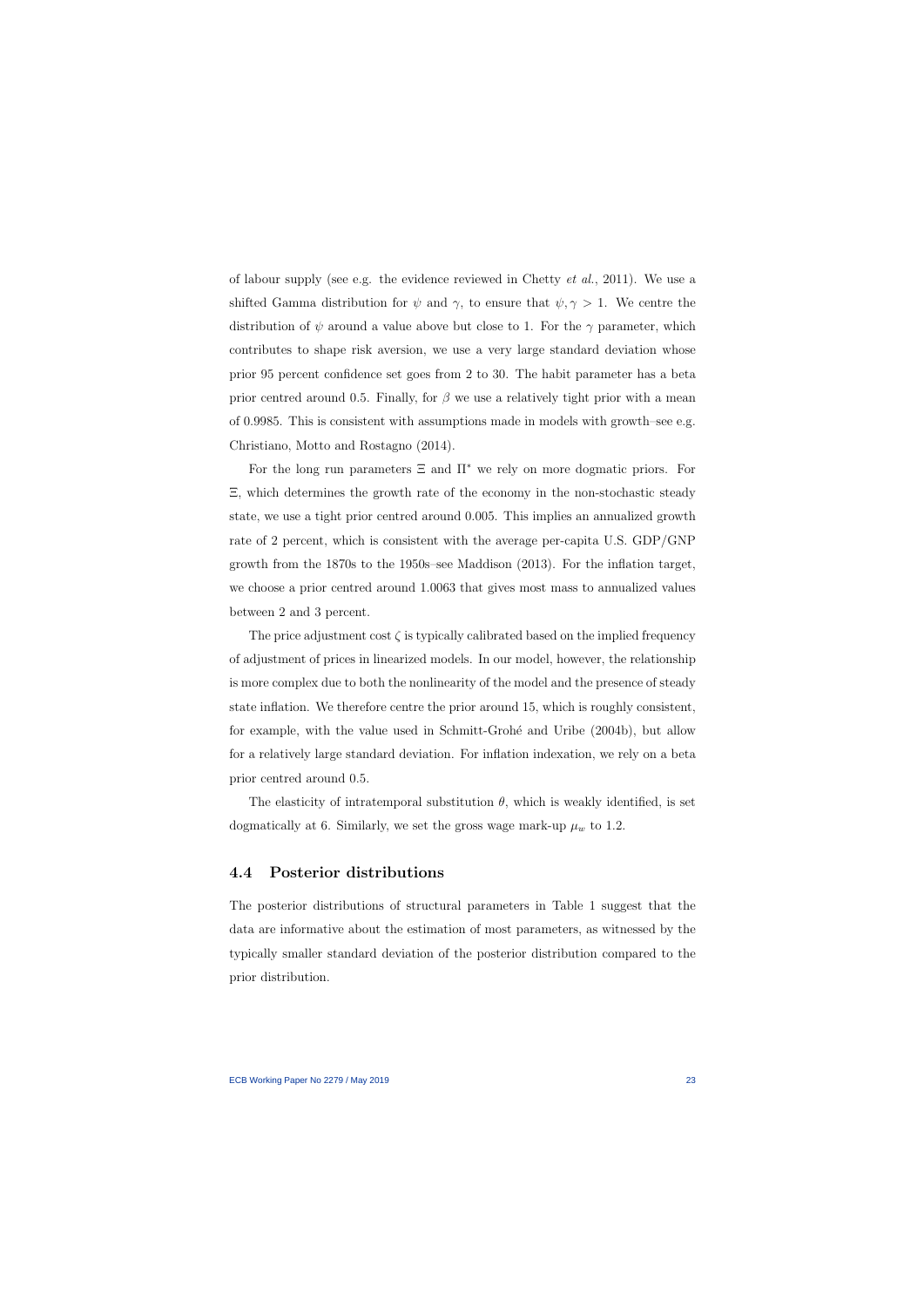of labour supply (see e.g. the evidence reviewed in Chetty *et al.*, 2011). We use a shifted Gamma distribution for $\psi$ and $\gamma$, to ensure that $\psi, \gamma > 1$. We centre the distribution of $\psi$ around a value above but close to 1. For the $\gamma$ parameter, which contributes to shape risk aversion, we use a very large standard deviation whose prior 95 percent confidence set goes from 2 to 30. The habit parameter has a beta prior centred around 0.5. Finally, for $\beta$ we use a relatively tight prior with a mean of 0.9985. This is consistent with assumptions made in models with growth–see e.g. Christiano, Motto and Rostagno (2014).

For the long run parameters $\Xi$ and $\Pi^*$ we rely on more dogmatic priors. For $\Xi$, which determines the growth rate of the economy in the non-stochastic steady state, we use a tight prior centred around 0.005. This implies an annualized growth rate of 2 percent, which is consistent with the average per-capita U.S. GDP/GNP growth from the 1870s to the 1950s–see Maddison (2013). For the inflation target, we choose a prior centred around 1.0063 that gives most mass to annualized values between 2 and 3 percent.

The price adjustment cost $\zeta$ is typically calibrated based on the implied frequency of adjustment of prices in linearized models. In our model, however, the relationship is more complex due to both the nonlinearity of the model and the presence of steady state inflation. We therefore centre the prior around 15, which is roughly consistent, for example, with the value used in Schmitt-Grohé and Uribe (2004b), but allow for a relatively large standard deviation. For inflation indexation, we rely on a beta prior centred around 0.5.

The elasticity of intratemporal substitution $\theta$, which is weakly identified, is set dogmatically at 6. Similarly, we set the gross wage mark-up $\mu_w$ to 1.2.

## 4.4 Posterior distributions

The posterior distributions of structural parameters in Table 1 suggest that the data are informative about the estimation of most parameters, as witnessed by the typically smaller standard deviation of the posterior distribution compared to the prior distribution.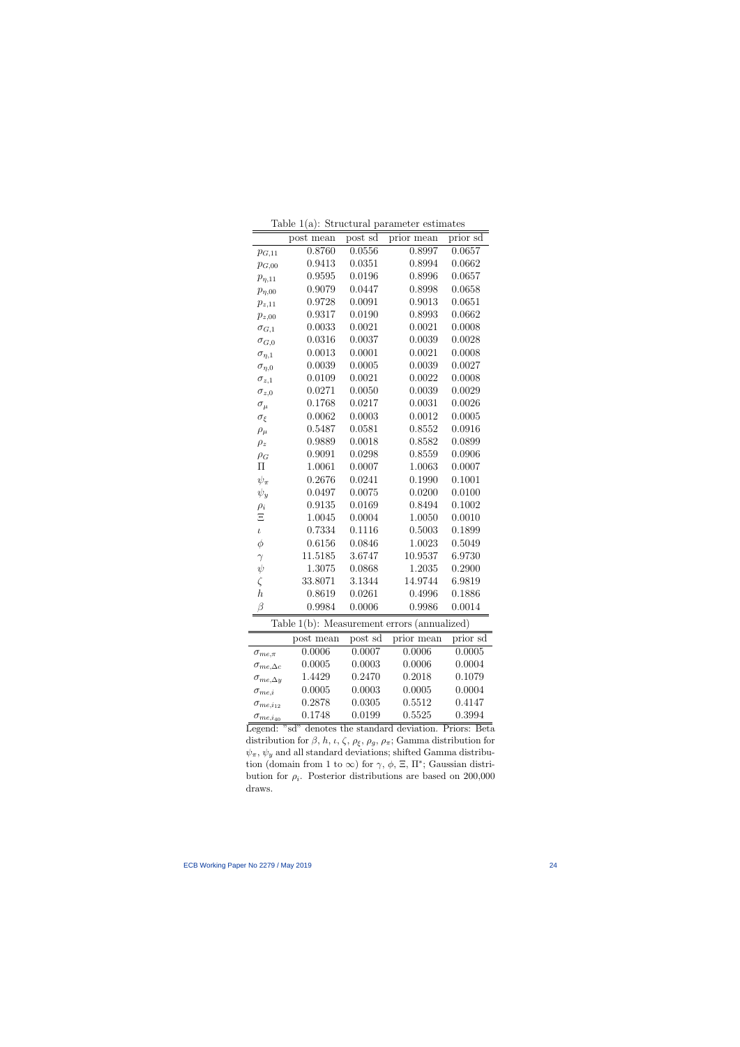Table 1(a): Structural parameter estimates

| | post mean | post sd | prior mean | prior sd |
|---|---|---|---|---|
| $p_{G,11}$ | 0.8760 | 0.0556 | 0.8997 | 0.0657 |
| $p_{G,00}$ | 0.9413 | 0.0351 | 0.8994 | 0.0662 |
| $p_{\eta,11}$ | 0.9595 | 0.0196 | 0.8996 | 0.0657 |
| $p_{\eta,00}$ | 0.9079 | 0.0447 | 0.8998 | 0.0658 |
| $p_{z,11}$ | 0.9728 | 0.0091 | 0.9013 | 0.0651 |
| $p_{z,00}$ | 0.9317 | 0.0190 | 0.8993 | 0.0662 |
| $\sigma_{G,1}$ | 0.0033 | 0.0021 | 0.0021 | 0.0008 |
| $\sigma_{G,0}$ | 0.0316 | 0.0037 | 0.0039 | 0.0028 |
| $\sigma_{\eta,1}$ | 0.0013 | 0.0001 | 0.0021 | 0.0008 |
| $\sigma_{\eta,0}$ | 0.0039 | 0.0005 | 0.0039 | 0.0027 |
| $\sigma_{z,1}$ | 0.0109 | 0.0021 | 0.0022 | 0.0008 |
| $\sigma_{z,0}$ | 0.0271 | 0.0050 | 0.0039 | 0.0029 |
| $\sigma_{\mu}$ | 0.1768 | 0.0217 | 0.0031 | 0.0026 |
| $\sigma_{\xi}$ | 0.0062 | 0.0003 | 0.0012 | 0.0005 |
| $\rho_{\mu}$ | 0.5487 | 0.0581 | 0.8552 | 0.0916 |
| $\rho_{z}$ | 0.9889 | 0.0018 | 0.8582 | 0.0899 |
| $\rho_{G}$ | 0.9091 | 0.0298 | 0.8559 | 0.0906 |
| $\Pi$ | 1.0061 | 0.0007 | 1.0063 | 0.0007 |
| $\psi_{\pi}$ | 0.2676 | 0.0241 | 0.1990 | 0.1001 |
| $\psi_{y}$ | 0.0497 | 0.0075 | 0.0200 | 0.0100 |
| $\rho_{i}$ | 0.9135 | 0.0169 | 0.8494 | 0.1002 |
| $\Xi$ | 1.0045 | 0.0004 | 1.0050 | 0.0010 |
| $\iota$ | 0.7334 | 0.1116 | 0.5003 | 0.1899 |
| $\phi$ | 0.6156 | 0.0846 | 1.0023 | 0.5049 |
| $\gamma$ | 11.5185 | 3.6747 | 10.9537 | 6.9730 |
| $\psi$ | 1.3075 | 0.0868 | 1.2035 | 0.2900 |
| $\zeta$ | 33.8071 | 3.1344 | 14.9744 | 6.9819 |
| $h$ | 0.8619 | 0.0261 | 0.4996 | 0.1886 |
| $\beta$ | 0.9984 | 0.0006 | 0.9986 | 0.0014 |

Table 1(b): Measurement errors (annualized)

| | post mean | post sd | prior mean | prior sd |
|---|---|---|---|---|
| $\sigma_{me,\pi}$ | 0.0006 | 0.0007 | 0.0006 | 0.0005 |
| $\sigma_{me,\Delta c}$ | 0.0005 | 0.0003 | 0.0006 | 0.0004 |
| $\sigma_{me,\Delta y}$ | 1.4429 | 0.2470 | 0.2018 | 0.1079 |
| $\sigma_{me,i}$ | 0.0005 | 0.0003 | 0.0005 | 0.0004 |
| $\sigma_{me,i_{12}}$ | 0.2878 | 0.0305 | 0.5512 | 0.4147 |
| $\sigma_{me,i_{40}}$ | 0.1748 | 0.0199 | 0.5525 | 0.3994 |

Legend: "sd" denotes the standard deviation. Priors: Beta distribution for $\beta$, $h$, $\iota$, $\zeta$, $\rho_{\xi}$, $\rho_{g}$, $\rho_{\pi}$; Gamma distribution for $\psi_{\pi}$, $\psi_{y}$ and all standard deviations; shifted Gamma distribution (domain from 1 to $\infty$) for $\gamma$, $\phi$, $\Xi$, $\Pi^{*}$; Gaussian distribution for $\rho_{i}$. Posterior distributions are based on 200,000 draws.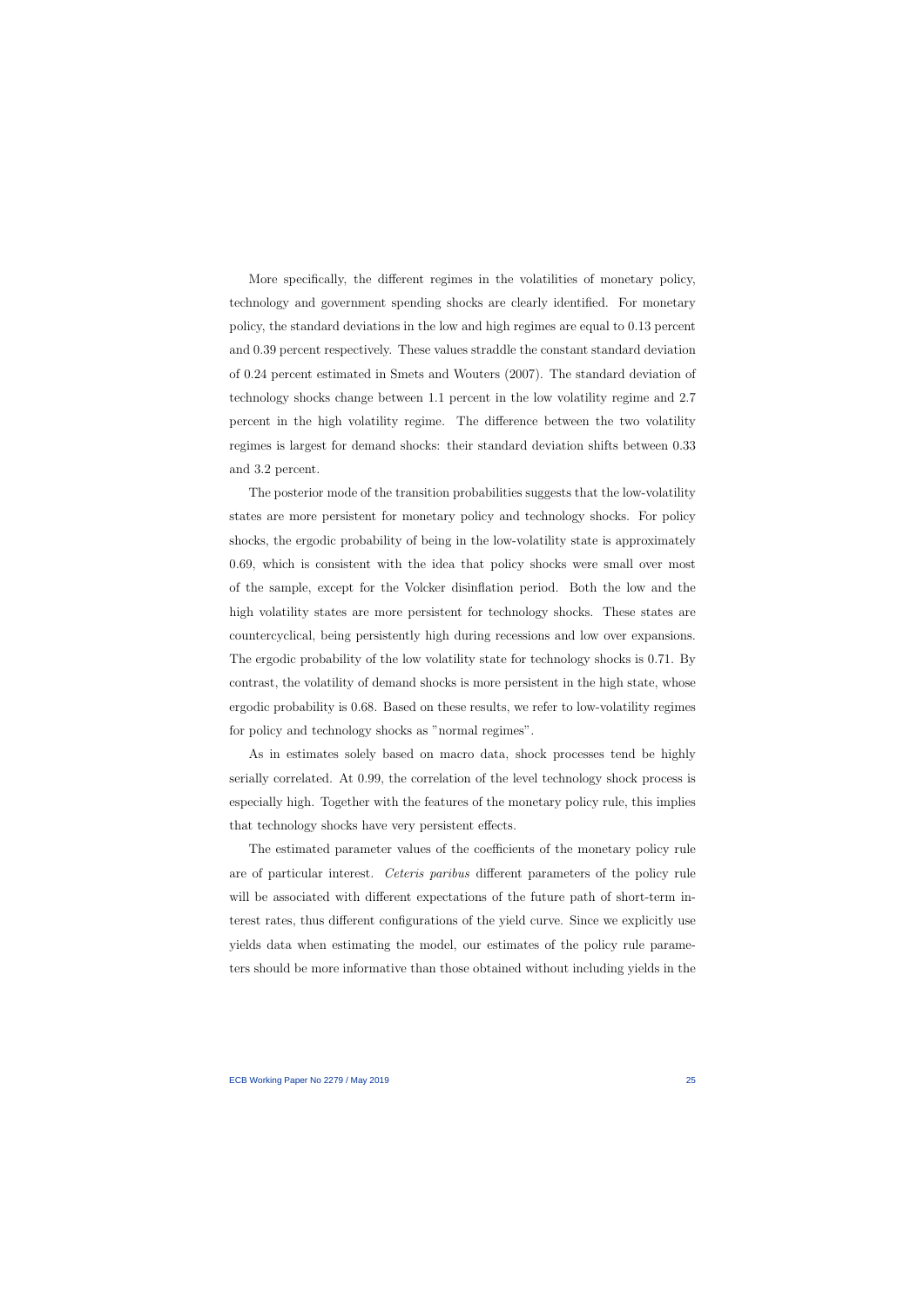More specifically, the different regimes in the volatilities of monetary policy, technology and government spending shocks are clearly identified. For monetary policy, the standard deviations in the low and high regimes are equal to 0.13 percent and 0.39 percent respectively. These values straddle the constant standard deviation of 0.24 percent estimated in Smets and Wouters (2007). The standard deviation of technology shocks change between 1.1 percent in the low volatility regime and 2.7 percent in the high volatility regime. The difference between the two volatility regimes is largest for demand shocks: their standard deviation shifts between 0.33 and 3.2 percent.

The posterior mode of the transition probabilities suggests that the low-volatility states are more persistent for monetary policy and technology shocks. For policy shocks, the ergodic probability of being in the low-volatility state is approximately 0.69, which is consistent with the idea that policy shocks were small over most of the sample, except for the Volcker disinflation period. Both the low and the high volatility states are more persistent for technology shocks. These states are countercyclical, being persistently high during recessions and low over expansions. The ergodic probability of the low volatility state for technology shocks is 0.71. By contrast, the volatility of demand shocks is more persistent in the high state, whose ergodic probability is 0.68. Based on these results, we refer to low-volatility regimes for policy and technology shocks as "normal regimes".

As in estimates solely based on macro data, shock processes tend be highly serially correlated. At 0.99, the correlation of the level technology shock process is especially high. Together with the features of the monetary policy rule, this implies that technology shocks have very persistent effects.

The estimated parameter values of the coefficients of the monetary policy rule are of particular interest. *Ceteris paribus* different parameters of the policy rule will be associated with different expectations of the future path of short-term interest rates, thus different configurations of the yield curve. Since we explicitly use yields data when estimating the model, our estimates of the policy rule parameters should be more informative than those obtained without including yields in the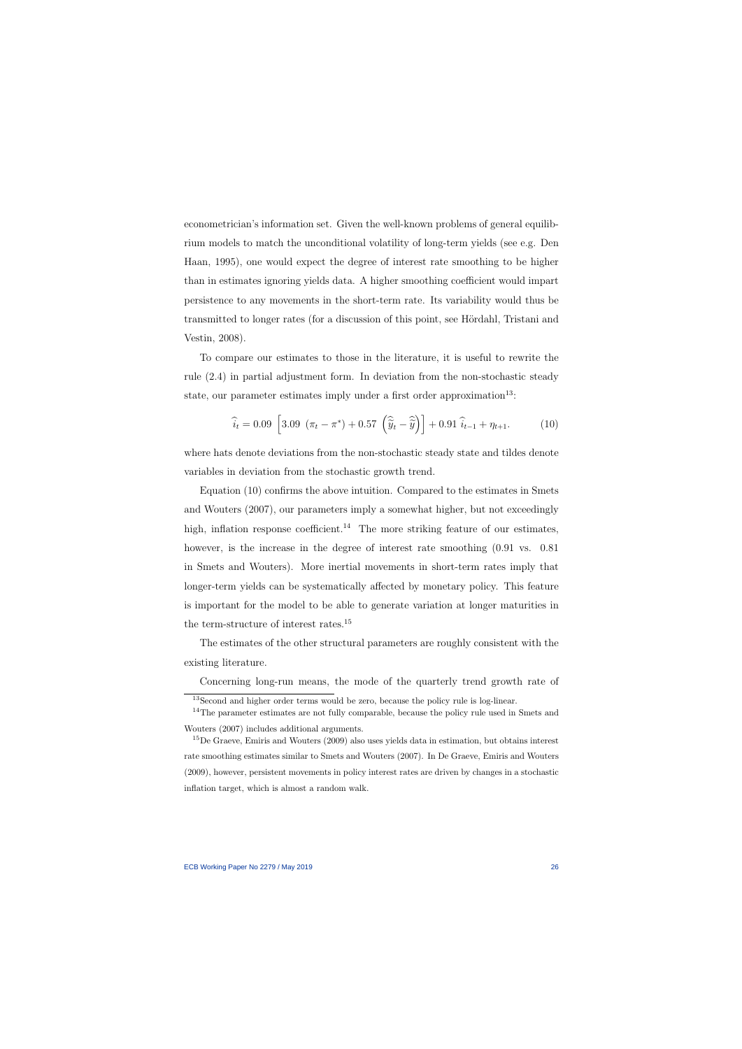econometrician's information set. Given the well-known problems of general equilibrium models to match the unconditional volatility of long-term yields (see e.g. Den Haan, 1995), one would expect the degree of interest rate smoothing to be higher than in estimates ignoring yields data. A higher smoothing coefficient would impart persistence to any movements in the short-term rate. Its variability would thus be transmitted to longer rates (for a discussion of this point, see Hördahl, Tristani and Vestin, 2008).

To compare our estimates to those in the literature, it is useful to rewrite the rule (2.4) in partial adjustment form. In deviation from the non-stochastic steady state, our parameter estimates imply under a first order approximation[13]:

$$\widehat{\imath}_t = 0.09 \left[ 3.09 \ (\pi_t - \pi^*) + 0.57 \ \left( \widehat{\widetilde{y}}_t - \widehat{\widetilde{y}} \right) \right] + 0.91 \ \widehat{\imath}_{t-1} + \eta_{t+1}. \tag{10}$$

where hats denote deviations from the non-stochastic steady state and tildes denote variables in deviation from the stochastic growth trend.

Equation (10) confirms the above intuition. Compared to the estimates in Smets and Wouters (2007), our parameters imply a somewhat higher, but not exceedingly high, inflation response coefficient.[14] The more striking feature of our estimates, however, is the increase in the degree of interest rate smoothing (0.91 vs. 0.81 in Smets and Wouters). More inertial movements in short-term rates imply that longer-term yields can be systematically affected by monetary policy. This feature is important for the model to be able to generate variation at longer maturities in the term-structure of interest rates.[15]

The estimates of the other structural parameters are roughly consistent with the existing literature.

Concerning long-run means, the mode of the quarterly trend growth rate of

---

[13] Second and higher order terms would be zero, because the policy rule is log-linear.

[14] The parameter estimates are not fully comparable, because the policy rule used in Smets and Wouters (2007) includes additional arguments.

[15] De Graeve, Emiris and Wouters (2009) also uses yields data in estimation, but obtains interest rate smoothing estimates similar to Smets and Wouters (2007). In De Graeve, Emiris and Wouters (2009), however, persistent movements in policy interest rates are driven by changes in a stochastic inflation target, which is almost a random walk.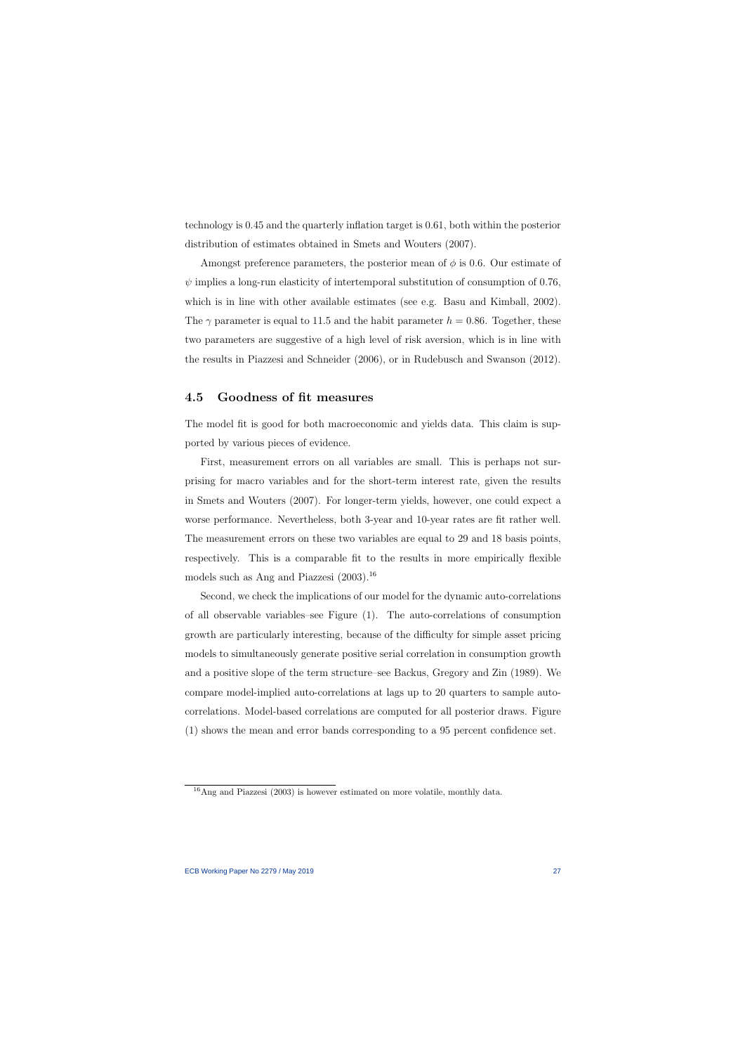technology is 0.45 and the quarterly inflation target is 0.61, both within the posterior distribution of estimates obtained in Smets and Wouters (2007).

Amongst preference parameters, the posterior mean of $\phi$ is 0.6. Our estimate of $\psi$ implies a long-run elasticity of intertemporal substitution of consumption of 0.76, which is in line with other available estimates (see e.g. Basu and Kimball, 2002). The $\gamma$ parameter is equal to 11.5 and the habit parameter $h = 0.86$. Together, these two parameters are suggestive of a high level of risk aversion, which is in line with the results in Piazzesi and Schneider (2006), or in Rudebusch and Swanson (2012).

### 4.5 Goodness of fit measures

The model fit is good for both macroeconomic and yields data. This claim is supported by various pieces of evidence.

First, measurement errors on all variables are small. This is perhaps not surprising for macro variables and for the short-term interest rate, given the results in Smets and Wouters (2007). For longer-term yields, however, one could expect a worse performance. Nevertheless, both 3-year and 10-year rates are fit rather well. The measurement errors on these two variables are equal to 29 and 18 basis points, respectively. This is a comparable fit to the results in more empirically flexible models such as Ang and Piazzesi (2003).[16]

Second, we check the implications of our model for the dynamic auto-correlations of all observable variables–see Figure (1). The auto-correlations of consumption growth are particularly interesting, because of the difficulty for simple asset pricing models to simultaneously generate positive serial correlation in consumption growth and a positive slope of the term structure–see Backus, Gregory and Zin (1989). We compare model-implied auto-correlations at lags up to 20 quarters to sample auto-correlations. Model-based correlations are computed for all posterior draws. Figure (1) shows the mean and error bands corresponding to a 95 percent confidence set.

[16] Ang and Piazzesi (2003) is however estimated on more volatile, monthly data.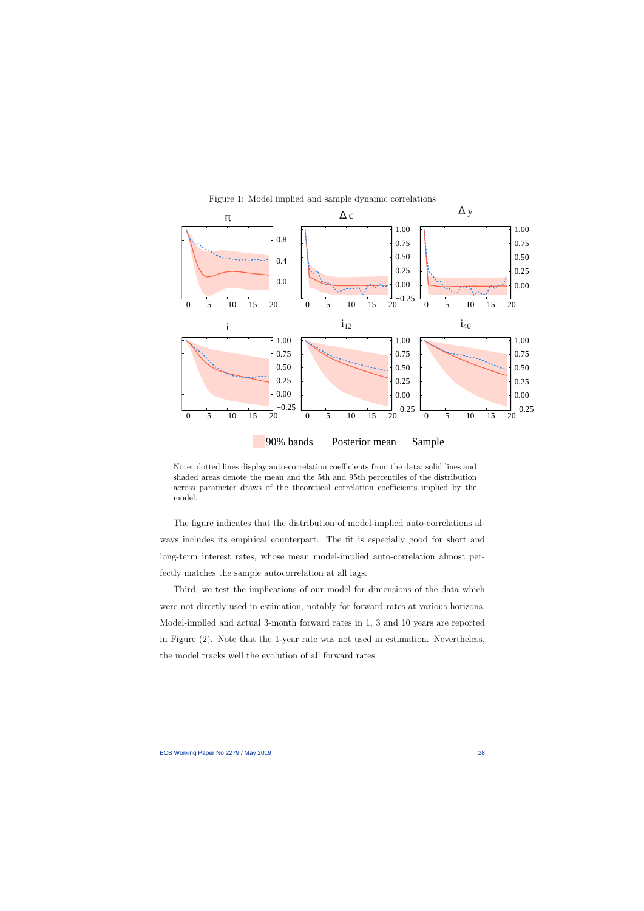Figure 1: Model implied and sample dynamic correlations

$\pi$

0.8
0.4
0.0
0 5 10 15 20

$\Delta c$

1.00
0.75
0.50
0.25
0.00
−0.25
0 5 10 15 20

$\Delta y$

1.00
0.75
0.50
0.25
0.00
0 5 10 15 20

i

1.00
0.75
0.50
0.25
0.00
−0.25
0 5 10 15 20

$i_{12}$

1.00
0.75
0.50
0.25
0.00
−0.25
0 5 10 15 20

$i_{40}$

1.00
0.75
0.50
0.25
0.00
−0.25
0 5 10 15 20

90% bands — Posterior mean ···· Sample

Note: dotted lines display auto-correlation coefficients from the data; solid lines and shaded areas denote the mean and the 5th and 95th percentiles of the distribution across parameter draws of the theoretical correlation coefficients implied by the model.

The figure indicates that the distribution of model-implied auto-correlations always includes its empirical counterpart. The fit is especially good for short and long-term interest rates, whose mean model-implied auto-correlation almost perfectly matches the sample autocorrelation at all lags.

Third, we test the implications of our model for dimensions of the data which were not directly used in estimation, notably for forward rates at various horizons. Model-implied and actual 3-month forward rates in 1, 3 and 10 years are reported in Figure (2). Note that the 1-year rate was not used in estimation. Nevertheless, the model tracks well the evolution of all forward rates.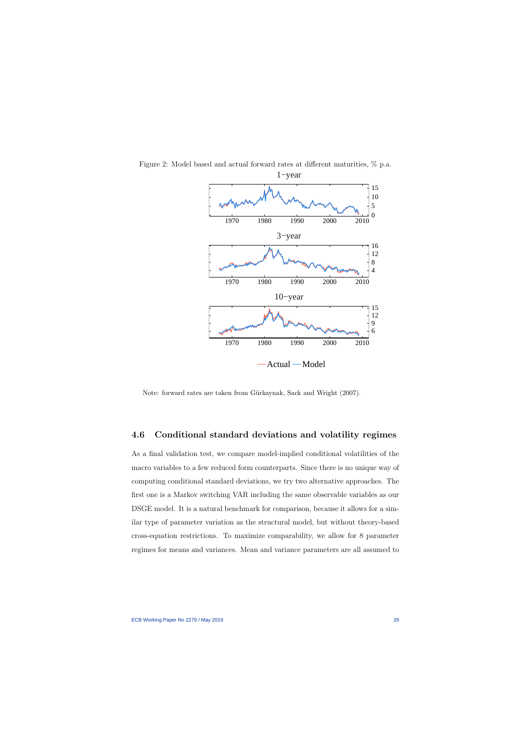Figure 2: Model based and actual forward rates at different maturities, % p.a.

1−year

15
10
5
0

1970 1980 1990 2000 2010

3−year

16
12
8
4

1970 1980 1990 2000 2010

10−year

15
12
9
6

1970 1980 1990 2000 2010

—Actual —Model

Note: forward rates are taken from Gürkaynak, Sack and Wright (2007).

### 4.6 Conditional standard deviations and volatility regimes

As a final validation test, we compare model-implied conditional volatilities of the macro variables to a few reduced form counterparts. Since there is no unique way of computing conditional standard deviations, we try two alternative approaches. The first one is a Markov switching VAR including the same observable variables as our DSGE model. It is a natural benchmark for comparison, because it allows for a similar type of parameter variation as the structural model, but without theory-based cross-equation restrictions. To maximize comparability, we allow for 8 parameter regimes for means and variances. Mean and variance parameters are all assumed to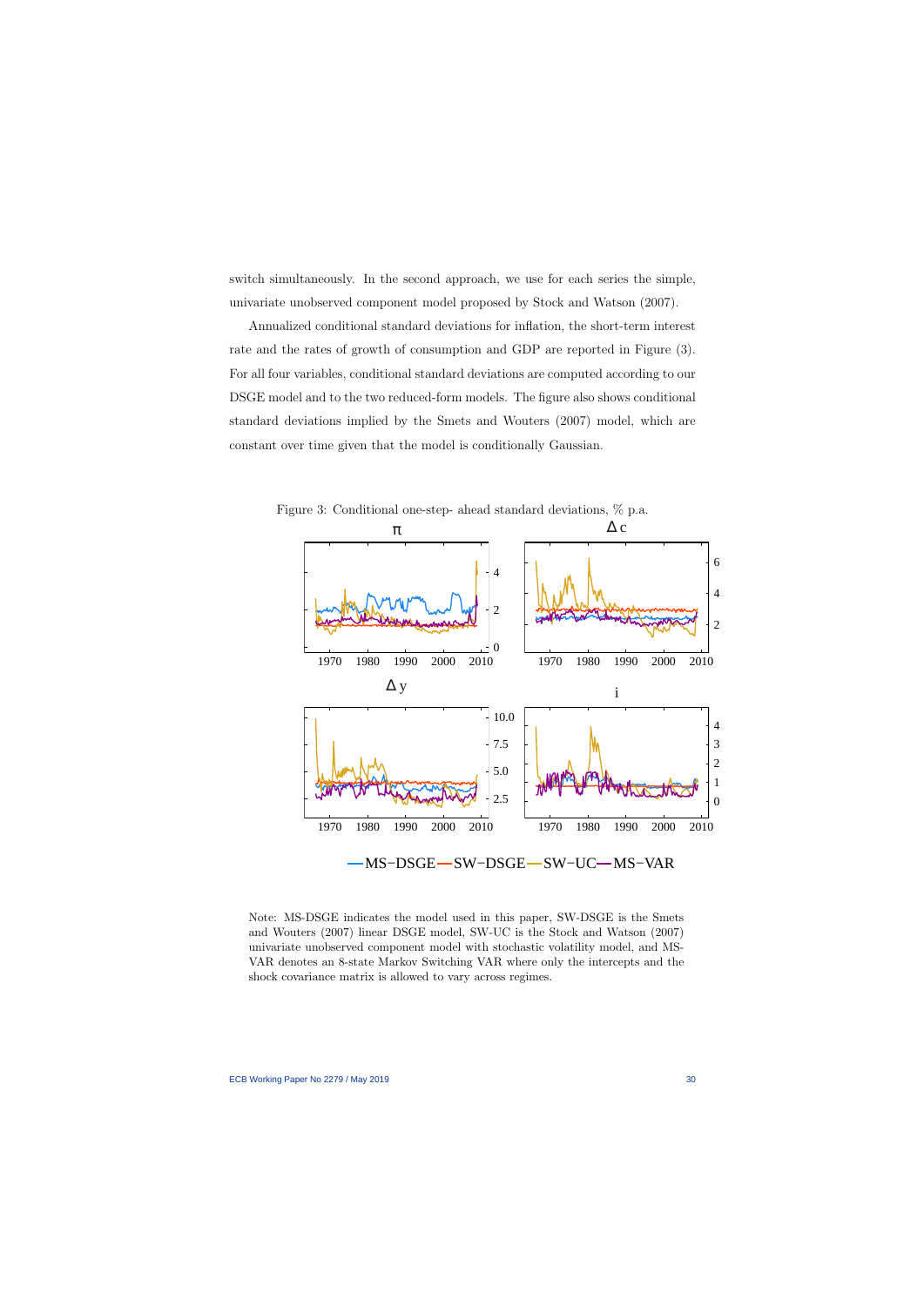switch simultaneously. In the second approach, we use for each series the simple, univariate unobserved component model proposed by Stock and Watson (2007).

Annualized conditional standard deviations for inflation, the short-term interest rate and the rates of growth of consumption and GDP are reported in Figure (3). For all four variables, conditional standard deviations are computed according to our DSGE model and to the two reduced-form models. The figure also shows conditional standard deviations implied by the Smets and Wouters (2007) model, which are constant over time given that the model is conditionally Gaussian.

Figure 3: Conditional one-step- ahead standard deviations, % p.a.

π

0
2
4

1970 1980 1990 2000 2010

Δ c

2
4
6

1970 1980 1990 2000 2010

Δ y

2.5
5.0
7.5
10.0

1970 1980 1990 2000 2010

i

0
1
2
3
4

1970 1980 1990 2000 2010

MS−DSGE SW−DSGE SW−UC MS−VAR

Note: MS-DSGE indicates the model used in this paper, SW-DSGE is the Smets and Wouters (2007) linear DSGE model, SW-UC is the Stock and Watson (2007) univariate unobserved component model with stochastic volatility model, and MS-VAR denotes an 8-state Markov Switching VAR where only the intercepts and the shock covariance matrix is allowed to vary across regimes.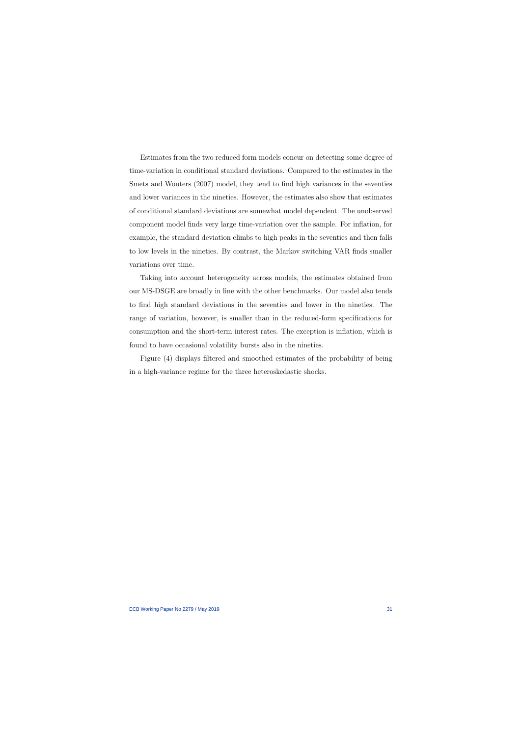Estimates from the two reduced form models concur on detecting some degree of time-variation in conditional standard deviations. Compared to the estimates in the Smets and Wouters (2007) model, they tend to find high variances in the seventies and lower variances in the nineties. However, the estimates also show that estimates of conditional standard deviations are somewhat model dependent. The unobserved component model finds very large time-variation over the sample. For inflation, for example, the standard deviation climbs to high peaks in the seventies and then falls to low levels in the nineties. By contrast, the Markov switching VAR finds smaller variations over time.

Taking into account heterogeneity across models, the estimates obtained from our MS-DSGE are broadly in line with the other benchmarks. Our model also tends to find high standard deviations in the seventies and lower in the nineties. The range of variation, however, is smaller than in the reduced-form specifications for consumption and the short-term interest rates. The exception is inflation, which is found to have occasional volatility bursts also in the nineties.

Figure (4) displays filtered and smoothed estimates of the probability of being in a high-variance regime for the three heteroskedastic shocks.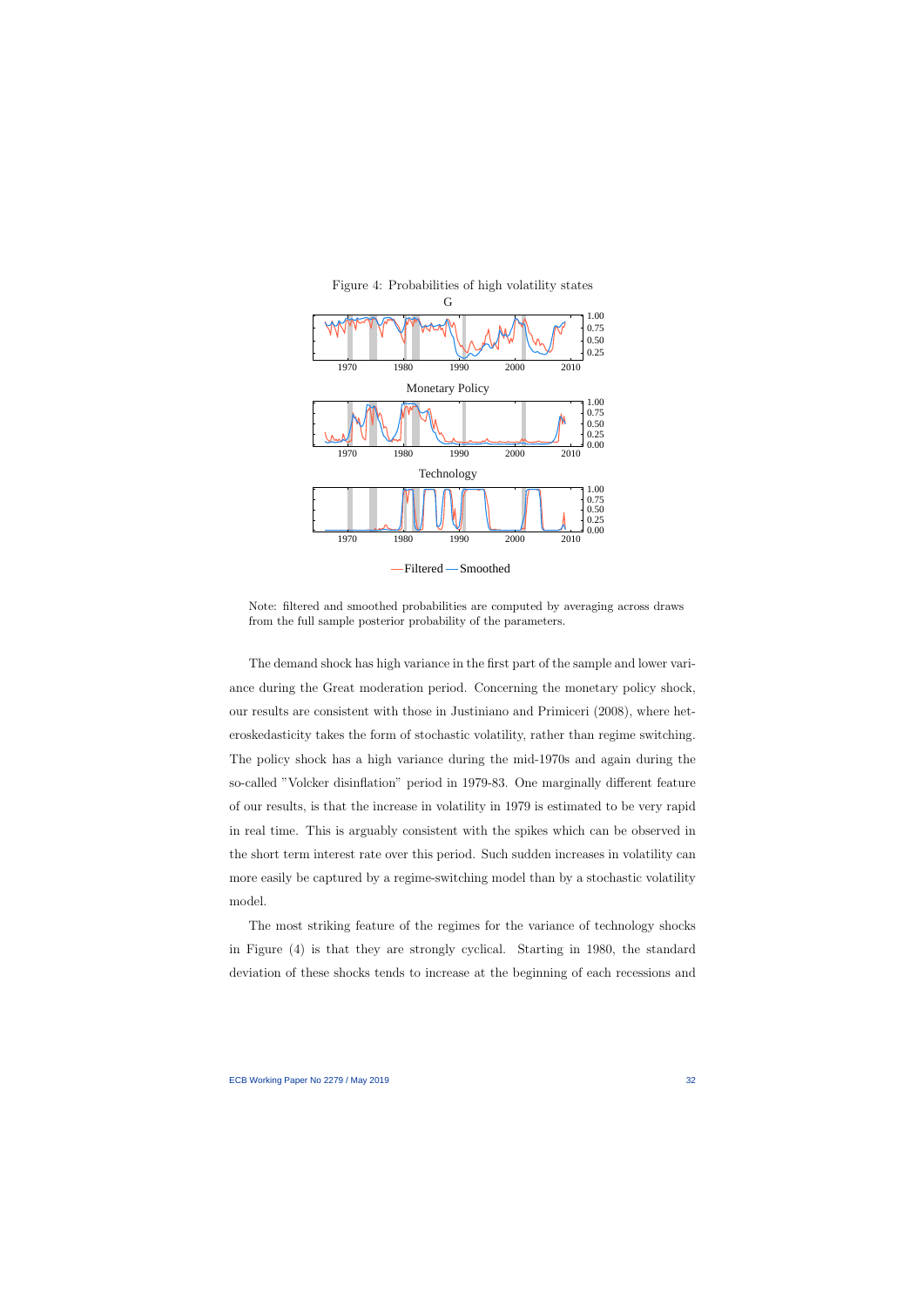Figure 4: Probabilities of high volatility states

G

1.00
0.75
0.50
0.25

1970 1980 1990 2000 2010

Monetary Policy

1.00
0.75
0.50
0.25
0.00

1970 1980 1990 2000 2010

Technology

1.00
0.75
0.50
0.25
0.00

1970 1980 1990 2000 2010

— Filtered — Smoothed

Note: filtered and smoothed probabilities are computed by averaging across draws from the full sample posterior probability of the parameters.

The demand shock has high variance in the first part of the sample and lower variance during the Great moderation period. Concerning the monetary policy shock, our results are consistent with those in Justiniano and Primiceri (2008), where heteroskedasticity takes the form of stochastic volatility, rather than regime switching. The policy shock has a high variance during the mid-1970s and again during the so-called "Volcker disinflation" period in 1979-83. One marginally different feature of our results, is that the increase in volatility in 1979 is estimated to be very rapid in real time. This is arguably consistent with the spikes which can be observed in the short term interest rate over this period. Such sudden increases in volatility can more easily be captured by a regime-switching model than by a stochastic volatility model.

The most striking feature of the regimes for the variance of technology shocks in Figure (4) is that they are strongly cyclical. Starting in 1980, the standard deviation of these shocks tends to increase at the beginning of each recessions and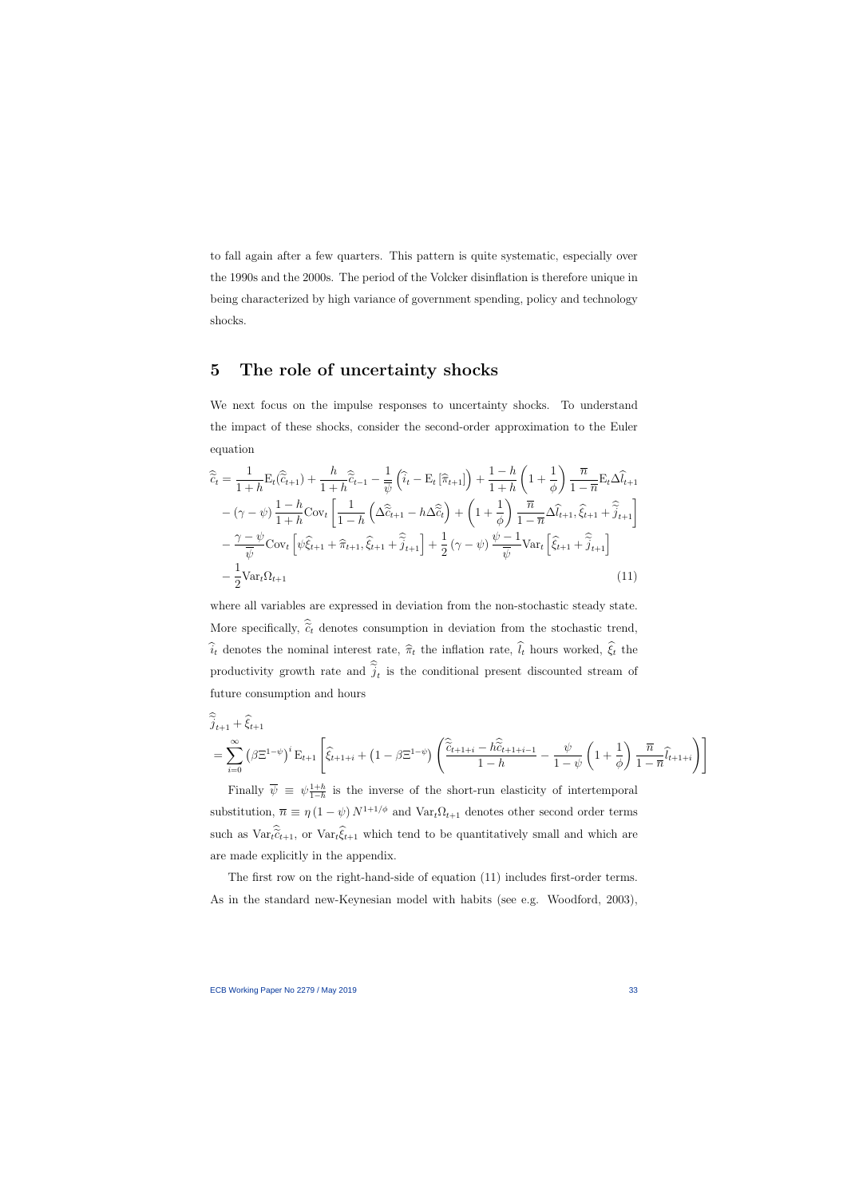to fall again after a few quarters. This pattern is quite systematic, especially over the 1990s and the 2000s. The period of the Volcker disinflation is therefore unique in being characterized by high variance of government spending, policy and technology shocks.

## 5 The role of uncertainty shocks

We next focus on the impulse responses to uncertainty shocks. To understand the impact of these shocks, consider the second-order approximation to the Euler equation

$$
\begin{aligned}
\widehat{\widetilde{c}}_t &= \frac{1}{1+h}\mathrm{E}_t(\widehat{\widetilde{c}}_{t+1}) + \frac{h}{1+h}\widehat{\widetilde{c}}_{t-1} - \frac{1}{\overline{\psi}}\left(\widehat{\imath}_t - \mathrm{E}_t\left[\widehat{\pi}_{t+1}\right]\right) + \frac{1-h}{1+h}\left(1+\frac{1}{\phi}\right)\frac{\overline{n}}{1-\overline{n}}\mathrm{E}_t\Delta\widehat{l}_{t+1} \\
&- (\gamma-\psi)\frac{1-h}{1+h}\mathrm{Cov}_t\left[\frac{1}{1-h}\left(\Delta\widehat{\widetilde{c}}_{t+1} - h\Delta\widehat{\widetilde{c}}_t\right) + \left(1+\frac{1}{\phi}\right)\frac{\overline{n}}{1-\overline{n}}\Delta\widehat{l}_{t+1}, \widehat{\xi}_{t+1} + \widehat{\widetilde{j}}_{t+1}\right] \\
&- \frac{\gamma-\psi}{\overline{\psi}}\mathrm{Cov}_t\left[\psi\widehat{\xi}_{t+1} + \widehat{\pi}_{t+1}, \widehat{\xi}_{t+1} + \widehat{\widetilde{j}}_{t+1}\right] + \frac{1}{2}(\gamma-\psi)\frac{\psi-1}{\overline{\psi}}\mathrm{Var}_t\left[\widehat{\xi}_{t+1} + \widehat{\widetilde{j}}_{t+1}\right] \\
&- \frac{1}{2}\mathrm{Var}_t\Omega_{t+1}
\end{aligned}
\tag{11}
$$

where all variables are expressed in deviation from the non-stochastic steady state. More specifically, $\widehat{\widetilde{c}}_t$ denotes consumption in deviation from the stochastic trend, $\widehat{\imath}_t$ denotes the nominal interest rate, $\widehat{\pi}_t$ the inflation rate, $\widehat{l}_t$ hours worked, $\widehat{\xi}_t$ the productivity growth rate and $\widehat{\widetilde{j}}_t$ is the conditional present discounted stream of future consumption and hours

$$
\begin{aligned}
&\widehat{\widetilde{j}}_{t+1} + \widehat{\xi}_{t+1} \\
&= \sum_{i=0}^{\infty}\left(\beta\Xi^{1-\psi}\right)^i \mathrm{E}_{t+1}\left[\widehat{\xi}_{t+1+i} + \left(1-\beta\Xi^{1-\psi}\right)\left(\frac{\widehat{\widetilde{c}}_{t+1+i} - h\widehat{\widetilde{c}}_{t+1+i-1}}{1-h} - \frac{\psi}{1-\psi}\left(1+\frac{1}{\phi}\right)\frac{\overline{n}}{1-\overline{n}}\widehat{l}_{t+1+i}\right)\right]
\end{aligned}
$$

Finally $\overline{\psi} \equiv \psi\frac{1+h}{1-h}$ is the inverse of the short-run elasticity of intertemporal substitution, $\overline{n} \equiv \eta(1-\psi)N^{1+1/\phi}$ and $\mathrm{Var}_t\Omega_{t+1}$ denotes other second order terms such as $\mathrm{Var}_t\widehat{\widetilde{c}}_{t+1}$, or $\mathrm{Var}_t\widehat{\xi}_{t+1}$ which tend to be quantitatively small and which are are made explicitly in the appendix.

The first row on the right-hand-side of equation (11) includes first-order terms. As in the standard new-Keynesian model with habits (see e.g. Woodford, 2003),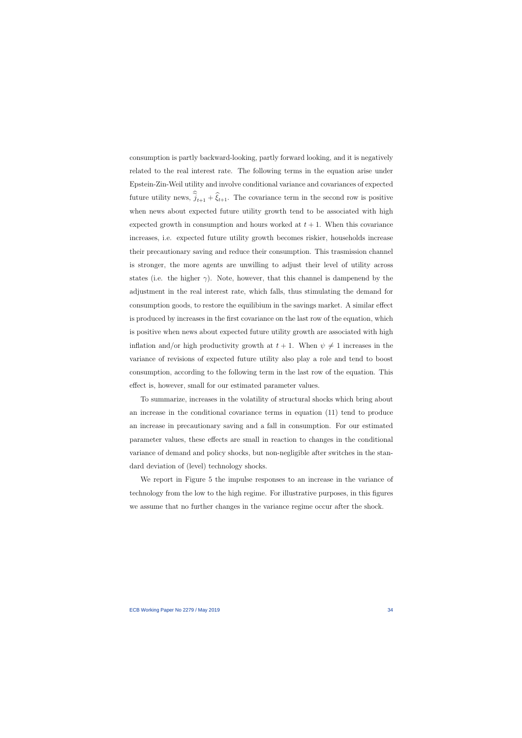consumption is partly backward-looking, partly forward looking, and it is negatively related to the real interest rate. The following terms in the equation arise under Epstein-Zin-Weil utility and involve conditional variance and covariances of expected future utility news, $\widehat{\widetilde{j}}_{t+1} + \widehat{\xi}_{t+1}$. The covariance term in the second row is positive when news about expected future utility growth tend to be associated with high expected growth in consumption and hours worked at $t + 1$. When this covariance increases, i.e. expected future utility growth becomes riskier, households increase their precautionary saving and reduce their consumption. This trasmission channel is stronger, the more agents are unwilling to adjust their level of utility across states (i.e. the higher $\gamma$). Note, however, that this channel is dampenend by the adjustment in the real interest rate, which falls, thus stimulating the demand for consumption goods, to restore the equilibium in the savings market. A similar effect is produced by increases in the first covariance on the last row of the equation, which is positive when news about expected future utility growth are associated with high inflation and/or high productivity growth at $t + 1$. When $\psi \neq 1$ increases in the variance of revisions of expected future utility also play a role and tend to boost consumption, according to the following term in the last row of the equation. This effect is, however, small for our estimated parameter values.

To summarize, increases in the volatility of structural shocks which bring about an increase in the conditional covariance terms in equation (11) tend to produce an increase in precautionary saving and a fall in consumption. For our estimated parameter values, these effects are small in reaction to changes in the conditional variance of demand and policy shocks, but non-negligible after switches in the standard deviation of (level) technology shocks.

We report in Figure 5 the impulse responses to an increase in the variance of technology from the low to the high regime. For illustrative purposes, in this figures we assume that no further changes in the variance regime occur after the shock.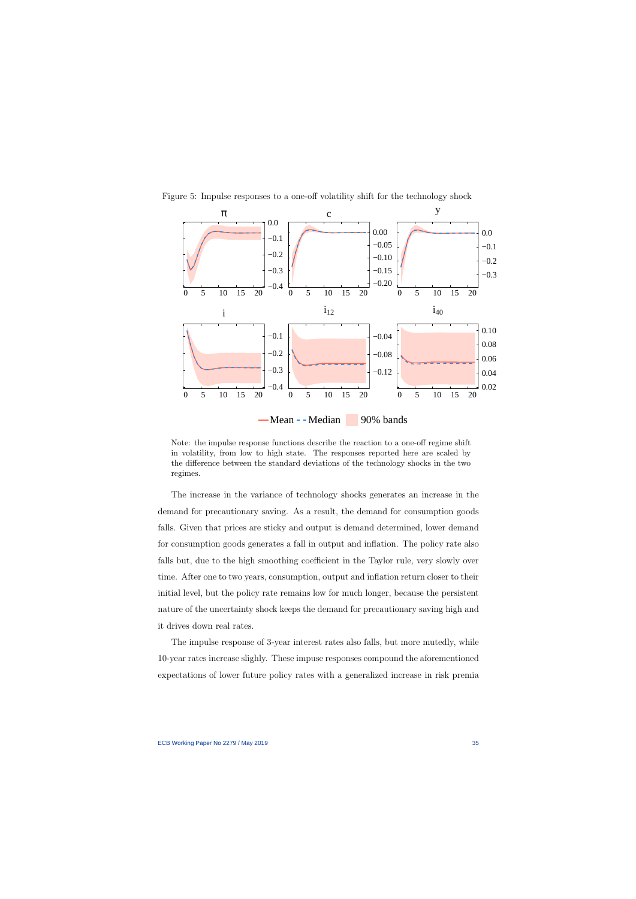Figure 5: Impulse responses to a one-off volatility shift for the technology shock

π

0.0
−0.1
−0.2
−0.3
−0.4
0 5 10 15 20

c

0.00
−0.05
−0.10
−0.15
−0.20
0 5 10 15 20

y

0.0
−0.1
−0.2
−0.3
0 5 10 15 20

i

−0.1
−0.2
−0.3
−0.4
0 5 10 15 20

$i_{12}$

−0.04
−0.08
−0.12
0 5 10 15 20

$i_{40}$

0.10
0.08
0.06
0.04
0.02
0 5 10 15 20

Mean - - Median 90% bands

Note: the impulse response functions describe the reaction to a one-off regime shift in volatility, from low to high state. The responses reported here are scaled by the difference between the standard deviations of the technology shocks in the two regimes.

The increase in the variance of technology shocks generates an increase in the demand for precautionary saving. As a result, the demand for consumption goods falls. Given that prices are sticky and output is demand determined, lower demand for consumption goods generates a fall in output and inflation. The policy rate also falls but, due to the high smoothing coefficient in the Taylor rule, very slowly over time. After one to two years, consumption, output and inflation return closer to their initial level, but the policy rate remains low for much longer, because the persistent nature of the uncertainty shock keeps the demand for precautionary saving high and it drives down real rates.

The impulse response of 3-year interest rates also falls, but more mutedly, while 10-year rates increase slighly. These impuse responses compound the aforementioned expectations of lower future policy rates with a generalized increase in risk premia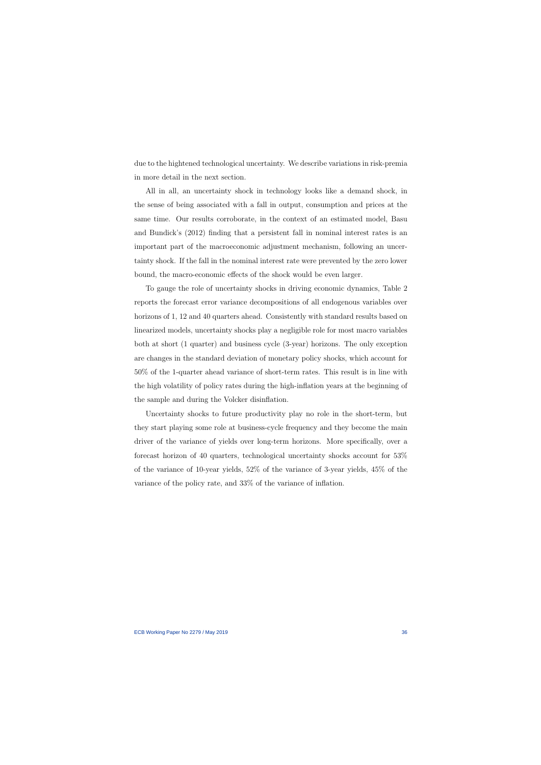due to the hightened technological uncertainty. We describe variations in risk-premia in more detail in the next section.

All in all, an uncertainty shock in technology looks like a demand shock, in the sense of being associated with a fall in output, consumption and prices at the same time. Our results corroborate, in the context of an estimated model, Basu and Bundick's (2012) finding that a persistent fall in nominal interest rates is an important part of the macroeconomic adjustment mechanism, following an uncertainty shock. If the fall in the nominal interest rate were prevented by the zero lower bound, the macro-economic effects of the shock would be even larger.

To gauge the role of uncertainty shocks in driving economic dynamics, Table 2 reports the forecast error variance decompositions of all endogenous variables over horizons of 1, 12 and 40 quarters ahead. Consistently with standard results based on linearized models, uncertainty shocks play a negligible role for most macro variables both at short (1 quarter) and business cycle (3-year) horizons. The only exception are changes in the standard deviation of monetary policy shocks, which account for 50% of the 1-quarter ahead variance of short-term rates. This result is in line with the high volatility of policy rates during the high-inflation years at the beginning of the sample and during the Volcker disinflation.

Uncertainty shocks to future productivity play no role in the short-term, but they start playing some role at business-cycle frequency and they become the main driver of the variance of yields over long-term horizons. More specifically, over a forecast horizon of 40 quarters, technological uncertainty shocks account for 53% of the variance of 10-year yields, 52% of the variance of 3-year yields, 45% of the variance of the policy rate, and 33% of the variance of inflation.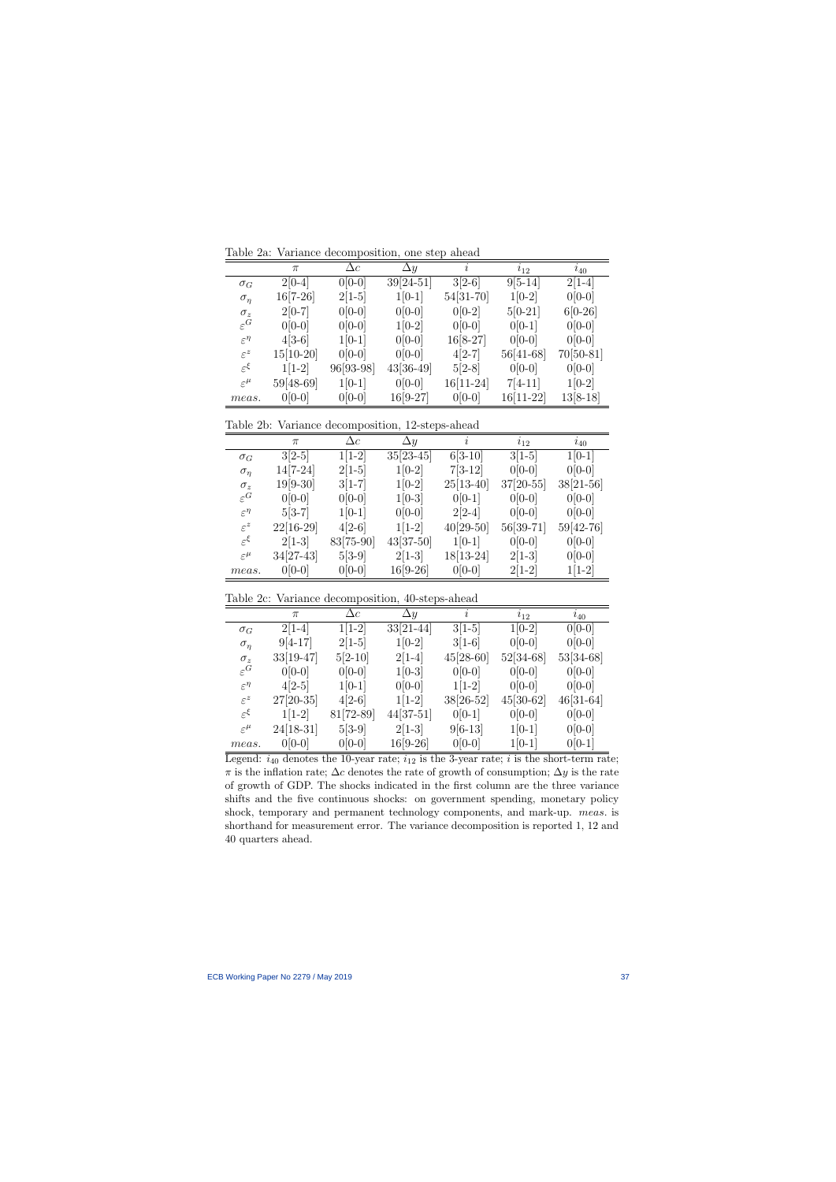Table 2a: Variance decomposition, one step ahead

| | $\pi$ | $\Delta c$ | $\Delta y$ | $i$ | $i_{12}$ | $i_{40}$ |
|---|---|---|---|---|---|---|
| $\sigma_G$ | 2[0-4] | 0[0-0] | 39[24-51] | 3[2-6] | 9[5-14] | 2[1-4] |
| $\sigma_\eta$ | 16[7-26] | 2[1-5] | 1[0-1] | 54[31-70] | 1[0-2] | 0[0-0] |
| $\sigma_z$ | 2[0-7] | 0[0-0] | 0[0-0] | 0[0-2] | 5[0-21] | 6[0-26] |
| $\varepsilon^G$ | 0[0-0] | 0[0-0] | 1[0-2] | 0[0-0] | 0[0-1] | 0[0-0] |
| $\varepsilon^\eta$ | 4[3-6] | 1[0-1] | 0[0-0] | 16[8-27] | 0[0-0] | 0[0-0] |
| $\varepsilon^z$ | 15[10-20] | 0[0-0] | 0[0-0] | 4[2-7] | 56[41-68] | 70[50-81] |
| $\varepsilon^\xi$ | 1[1-2] | 96[93-98] | 43[36-49] | 5[2-8] | 0[0-0] | 0[0-0] |
| $\varepsilon^\mu$ | 59[48-69] | 1[0-1] | 0[0-0] | 16[11-24] | 7[4-11] | 1[0-2] |
| *meas.* | 0[0-0] | 0[0-0] | 16[9-27] | 0[0-0] | 16[11-22] | 13[8-18] |

Table 2b: Variance decomposition, 12-steps-ahead

| | $\pi$ | $\Delta c$ | $\Delta y$ | $i$ | $i_{12}$ | $i_{40}$ |
|---|---|---|---|---|---|---|
| $\sigma_G$ | 3[2-5] | 1[1-2] | 35[23-45] | 6[3-10] | 3[1-5] | 1[0-1] |
| $\sigma_\eta$ | 14[7-24] | 2[1-5] | 1[0-2] | 7[3-12] | 0[0-0] | 0[0-0] |
| $\sigma_z$ | 19[9-30] | 3[1-7] | 1[0-2] | 25[13-40] | 37[20-55] | 38[21-56] |
| $\varepsilon^G$ | 0[0-0] | 0[0-0] | 1[0-3] | 0[0-1] | 0[0-0] | 0[0-0] |
| $\varepsilon^\eta$ | 5[3-7] | 1[0-1] | 0[0-0] | 2[2-4] | 0[0-0] | 0[0-0] |
| $\varepsilon^z$ | 22[16-29] | 4[2-6] | 1[1-2] | 40[29-50] | 56[39-71] | 59[42-76] |
| $\varepsilon^\xi$ | 2[1-3] | 83[75-90] | 43[37-50] | 1[0-1] | 0[0-0] | 0[0-0] |
| $\varepsilon^\mu$ | 34[27-43] | 5[3-9] | 2[1-3] | 18[13-24] | 2[1-3] | 0[0-0] |
| *meas.* | 0[0-0] | 0[0-0] | 16[9-26] | 0[0-0] | 2[1-2] | 1[1-2] |

Table 2c: Variance decomposition, 40-steps-ahead

| | $\pi$ | $\Delta c$ | $\Delta y$ | $i$ | $i_{12}$ | $i_{40}$ |
|---|---|---|---|---|---|---|
| $\sigma_G$ | 2[1-4] | 1[1-2] | 33[21-44] | 3[1-5] | 1[0-2] | 0[0-0] |
| $\sigma_\eta$ | 9[4-17] | 2[1-5] | 1[0-2] | 3[1-6] | 0[0-0] | 0[0-0] |
| $\sigma_z$ | 33[19-47] | 5[2-10] | 2[1-4] | 45[28-60] | 52[34-68] | 53[34-68] |
| $\varepsilon^G$ | 0[0-0] | 0[0-0] | 1[0-3] | 0[0-0] | 0[0-0] | 0[0-0] |
| $\varepsilon^\eta$ | 4[2-5] | 1[0-1] | 0[0-0] | 1[1-2] | 0[0-0] | 0[0-0] |
| $\varepsilon^z$ | 27[20-35] | 4[2-6] | 1[1-2] | 38[26-52] | 45[30-62] | 46[31-64] |
| $\varepsilon^\xi$ | 1[1-2] | 81[72-89] | 44[37-51] | 0[0-1] | 0[0-0] | 0[0-0] |
| $\varepsilon^\mu$ | 24[18-31] | 5[3-9] | 2[1-3] | 9[6-13] | 1[0-1] | 0[0-0] |
| *meas.* | 0[0-0] | 0[0-0] | 16[9-26] | 0[0-0] | 1[0-1] | 0[0-1] |

Legend: $i_{40}$ denotes the 10-year rate; $i_{12}$ is the 3-year rate; $i$ is the short-term rate; $\pi$ is the inflation rate; $\Delta c$ denotes the rate of growth of consumption; $\Delta y$ is the rate of growth of GDP. The shocks indicated in the first column are the three variance shifts and the five continuous shocks: on government spending, monetary policy shock, temporary and permanent technology components, and mark-up. *meas.* is shorthand for measurement error. The variance decomposition is reported 1, 12 and 40 quarters ahead.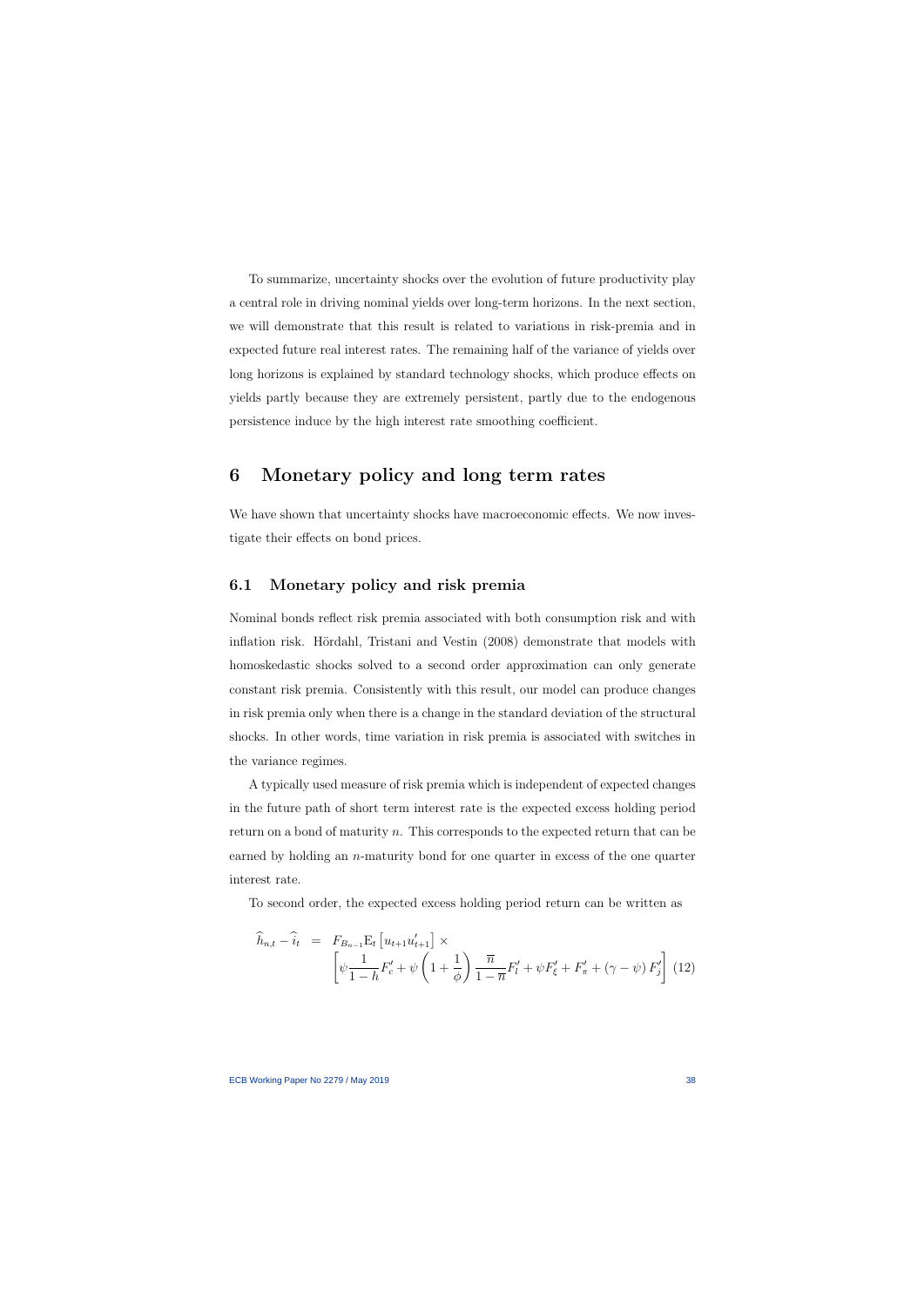To summarize, uncertainty shocks over the evolution of future productivity play a central role in driving nominal yields over long-term horizons. In the next section, we will demonstrate that this result is related to variations in risk-premia and in expected future real interest rates. The remaining half of the variance of yields over long horizons is explained by standard technology shocks, which produce effects on yields partly because they are extremely persistent, partly due to the endogenous persistence induce by the high interest rate smoothing coefficient.

# 6 Monetary policy and long term rates

We have shown that uncertainty shocks have macroeconomic effects. We now investigate their effects on bond prices.

## 6.1 Monetary policy and risk premia

Nominal bonds reflect risk premia associated with both consumption risk and with inflation risk. Hördahl, Tristani and Vestin (2008) demonstrate that models with homoskedastic shocks solved to a second order approximation can only generate constant risk premia. Consistently with this result, our model can produce changes in risk premia only when there is a change in the standard deviation of the structural shocks. In other words, time variation in risk premia is associated with switches in the variance regimes.

A typically used measure of risk premia which is independent of expected changes in the future path of short term interest rate is the expected excess holding period return on a bond of maturity $n$. This corresponds to the expected return that can be earned by holding an $n$-maturity bond for one quarter in excess of the one quarter interest rate.

To second order, the expected excess holding period return can be written as

$$\widehat{h}_{n,t} - \widehat{i}_t = F_{B_{n-1}} \mathrm{E}_t \left[ u_{t+1} u'_{t+1} \right] \times \left[ \psi \frac{1}{1-h} F'_c + \psi \left( 1 + \frac{1}{\phi} \right) \frac{\overline{n}}{1-\overline{n}} F'_l + \psi F'_\xi + F'_\pi + (\gamma - \psi) F'_j \right] \quad (12)$$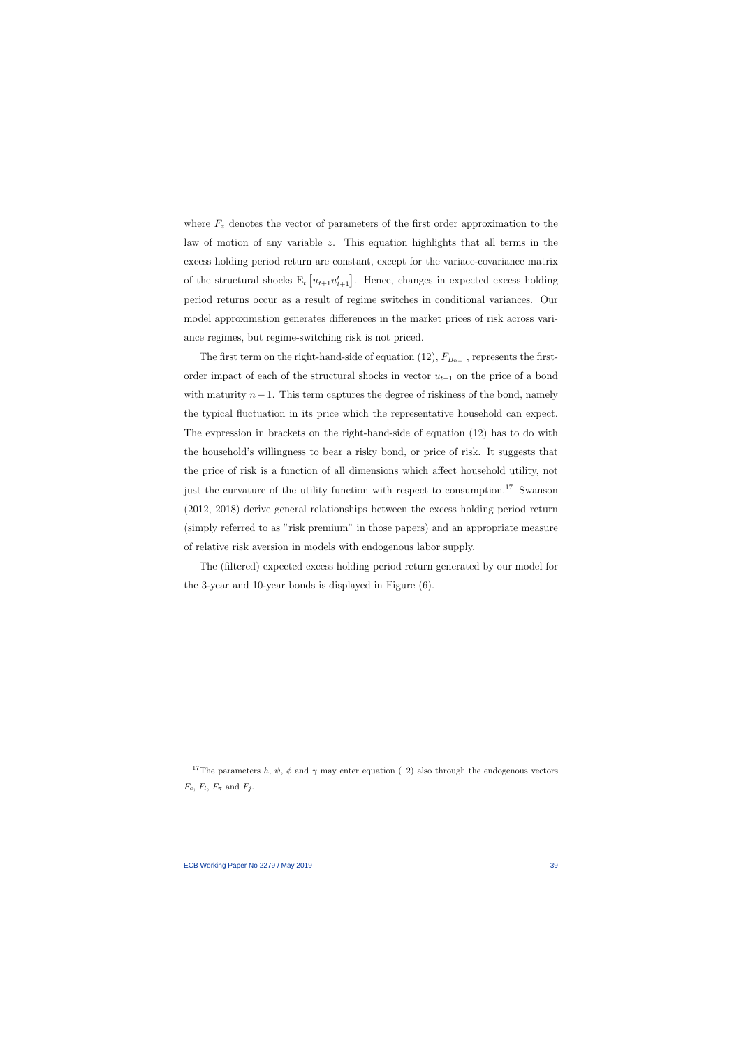where $F_z$ denotes the vector of parameters of the first order approximation to the law of motion of any variable $z$. This equation highlights that all terms in the excess holding period return are constant, except for the variace-covariance matrix of the structural shocks $\mathrm{E}_t\left[u_{t+1}u'_{t+1}\right]$. Hence, changes in expected excess holding period returns occur as a result of regime switches in conditional variances. Our model approximation generates differences in the market prices of risk across variance regimes, but regime-switching risk is not priced.

The first term on the right-hand-side of equation (12), $F_{B_{n-1}}$, represents the first-order impact of each of the structural shocks in vector $u_{t+1}$ on the price of a bond with maturity $n-1$. This term captures the degree of riskiness of the bond, namely the typical fluctuation in its price which the representative household can expect. The expression in brackets on the right-hand-side of equation (12) has to do with the household's willingness to bear a risky bond, or price of risk. It suggests that the price of risk is a function of all dimensions which affect household utility, not just the curvature of the utility function with respect to consumption.[17] Swanson (2012, 2018) derive general relationships between the excess holding period return (simply referred to as "risk premium" in those papers) and an appropriate measure of relative risk aversion in models with endogenous labor supply.

The (filtered) expected excess holding period return generated by our model for the 3-year and 10-year bonds is displayed in Figure (6).

[17] The parameters $h$, $\psi$, $\phi$ and $\gamma$ may enter equation (12) also through the endogenous vectors $F_c$, $F_l$, $F_\pi$ and $F_j$.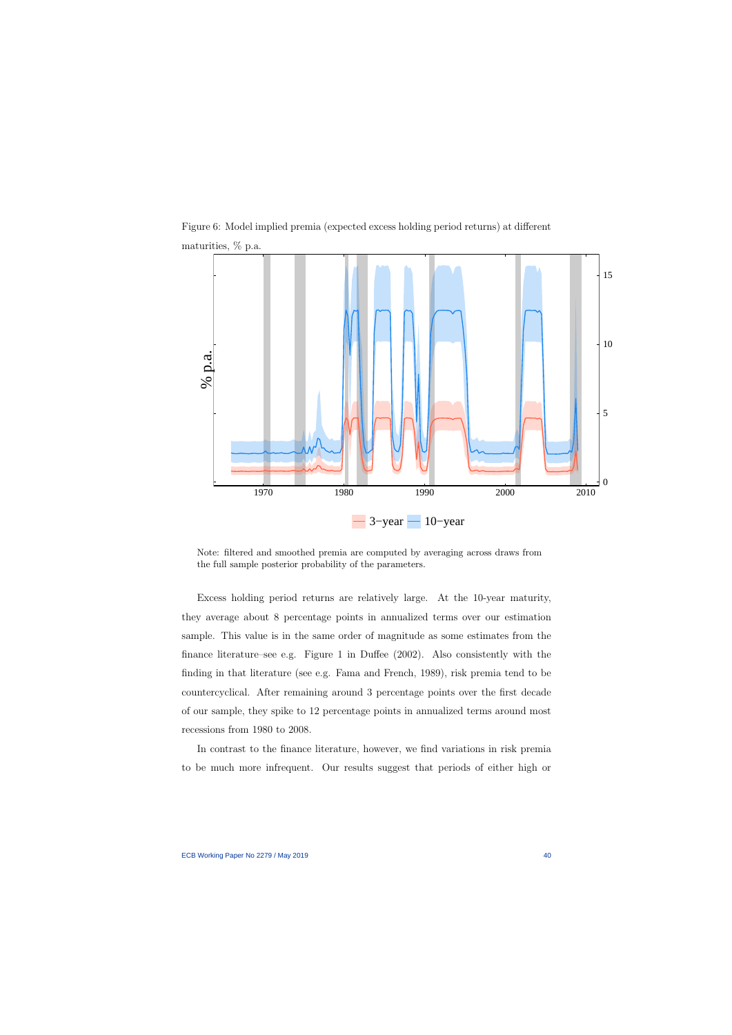Figure 6: Model implied premia (expected excess holding period returns) at different maturities, % p.a.

% p.a.

15

10

5

0

1970

1980

1990

2000

2010

3−year 10−year

Note: filtered and smoothed premia are computed by averaging across draws from the full sample posterior probability of the parameters.

Excess holding period returns are relatively large. At the 10-year maturity, they average about 8 percentage points in annualized terms over our estimation sample. This value is in the same order of magnitude as some estimates from the finance literature–see e.g. Figure 1 in Duffee (2002). Also consistently with the finding in that literature (see e.g. Fama and French, 1989), risk premia tend to be countercyclical. After remaining around 3 percentage points over the first decade of our sample, they spike to 12 percentage points in annualized terms around most recessions from 1980 to 2008.

In contrast to the finance literature, however, we find variations in risk premia to be much more infrequent. Our results suggest that periods of either high or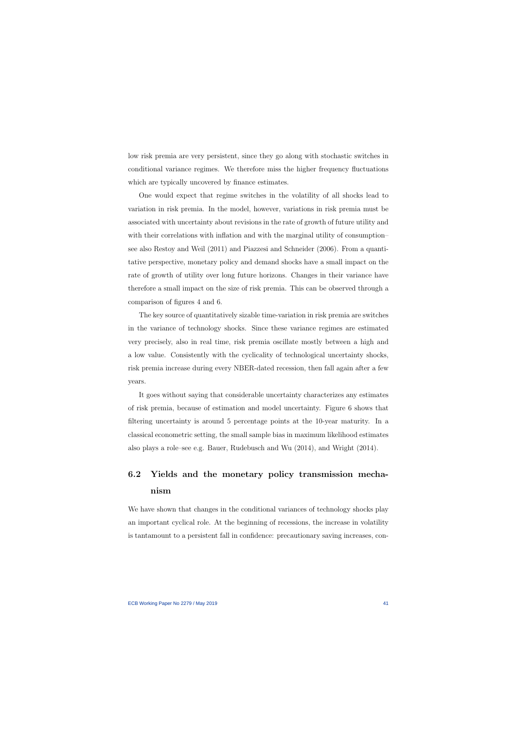low risk premia are very persistent, since they go along with stochastic switches in conditional variance regimes. We therefore miss the higher frequency fluctuations which are typically uncovered by finance estimates.

One would expect that regime switches in the volatility of all shocks lead to variation in risk premia. In the model, however, variations in risk premia must be associated with uncertainty about revisions in the rate of growth of future utility and with their correlations with inflation and with the marginal utility of consumption–see also Restoy and Weil (2011) and Piazzesi and Schneider (2006). From a quantitative perspective, monetary policy and demand shocks have a small impact on the rate of growth of utility over long future horizons. Changes in their variance have therefore a small impact on the size of risk premia. This can be observed through a comparison of figures 4 and 6.

The key source of quantitatively sizable time-variation in risk premia are switches in the variance of technology shocks. Since these variance regimes are estimated very precisely, also in real time, risk premia oscillate mostly between a high and a low value. Consistently with the cyclicality of technological uncertainty shocks, risk premia increase during every NBER-dated recession, then fall again after a few years.

It goes without saying that considerable uncertainty characterizes any estimates of risk premia, because of estimation and model uncertainty. Figure 6 shows that filtering uncertainty is around 5 percentage points at the 10-year maturity. In a classical econometric setting, the small sample bias in maximum likelihood estimates also plays a role–see e.g. Bauer, Rudebusch and Wu (2014), and Wright (2014).

## 6.2 Yields and the monetary policy transmission mechanism

We have shown that changes in the conditional variances of technology shocks play an important cyclical role. At the beginning of recessions, the increase in volatility is tantamount to a persistent fall in confidence: precautionary saving increases, con-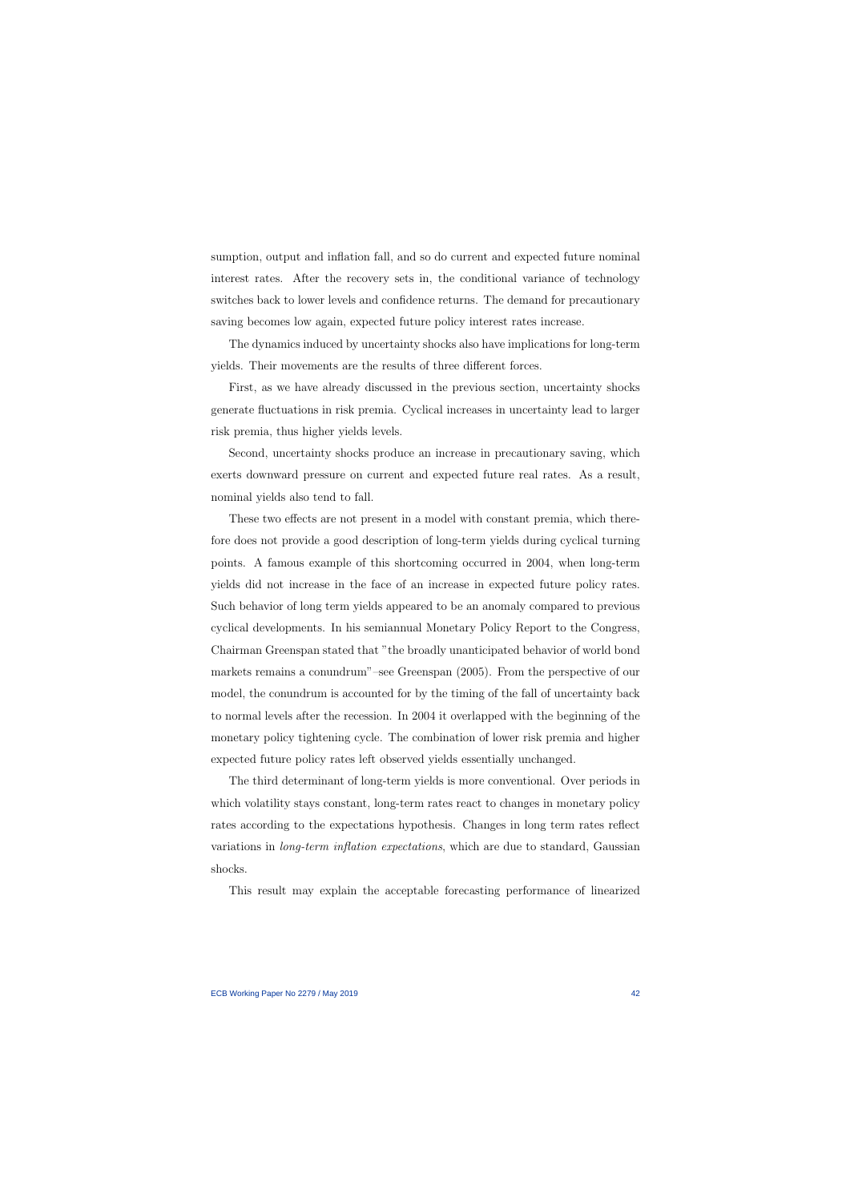sumption, output and inflation fall, and so do current and expected future nominal interest rates. After the recovery sets in, the conditional variance of technology switches back to lower levels and confidence returns. The demand for precautionary saving becomes low again, expected future policy interest rates increase.

The dynamics induced by uncertainty shocks also have implications for long-term yields. Their movements are the results of three different forces.

First, as we have already discussed in the previous section, uncertainty shocks generate fluctuations in risk premia. Cyclical increases in uncertainty lead to larger risk premia, thus higher yields levels.

Second, uncertainty shocks produce an increase in precautionary saving, which exerts downward pressure on current and expected future real rates. As a result, nominal yields also tend to fall.

These two effects are not present in a model with constant premia, which therefore does not provide a good description of long-term yields during cyclical turning points. A famous example of this shortcoming occurred in 2004, when long-term yields did not increase in the face of an increase in expected future policy rates. Such behavior of long term yields appeared to be an anomaly compared to previous cyclical developments. In his semiannual Monetary Policy Report to the Congress, Chairman Greenspan stated that "the broadly unanticipated behavior of world bond markets remains a conundrum"–see Greenspan (2005). From the perspective of our model, the conundrum is accounted for by the timing of the fall of uncertainty back to normal levels after the recession. In 2004 it overlapped with the beginning of the monetary policy tightening cycle. The combination of lower risk premia and higher expected future policy rates left observed yields essentially unchanged.

The third determinant of long-term yields is more conventional. Over periods in which volatility stays constant, long-term rates react to changes in monetary policy rates according to the expectations hypothesis. Changes in long term rates reflect variations in *long-term inflation expectations*, which are due to standard, Gaussian shocks.

This result may explain the acceptable forecasting performance of linearized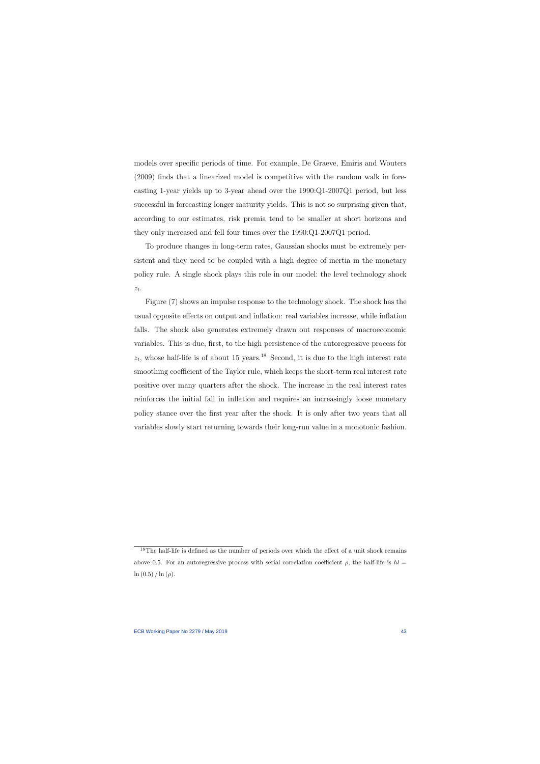models over specific periods of time. For example, De Graeve, Emiris and Wouters (2009) finds that a linearized model is competitive with the random walk in forecasting 1-year yields up to 3-year ahead over the 1990:Q1-2007Q1 period, but less successful in forecasting longer maturity yields. This is not so surprising given that, according to our estimates, risk premia tend to be smaller at short horizons and they only increased and fell four times over the 1990:Q1-2007Q1 period.

To produce changes in long-term rates, Gaussian shocks must be extremely persistent and they need to be coupled with a high degree of inertia in the monetary policy rule. A single shock plays this role in our model: the level technology shock $z_t$.

Figure (7) shows an impulse response to the technology shock. The shock has the usual opposite effects on output and inflation: real variables increase, while inflation falls. The shock also generates extremely drawn out responses of macroeconomic variables. This is due, first, to the high persistence of the autoregressive process for $z_t$, whose half-life is of about 15 years.[18] Second, it is due to the high interest rate smoothing coefficient of the Taylor rule, which keeps the short-term real interest rate positive over many quarters after the shock. The increase in the real interest rates reinforces the initial fall in inflation and requires an increasingly loose monetary policy stance over the first year after the shock. It is only after two years that all variables slowly start returning towards their long-run value in a monotonic fashion.

[18] The half-life is defined as the number of periods over which the effect of a unit shock remains above 0.5. For an autoregressive process with serial correlation coefficient $\rho$, the half-life is $hl = \ln(0.5)/\ln(\rho)$.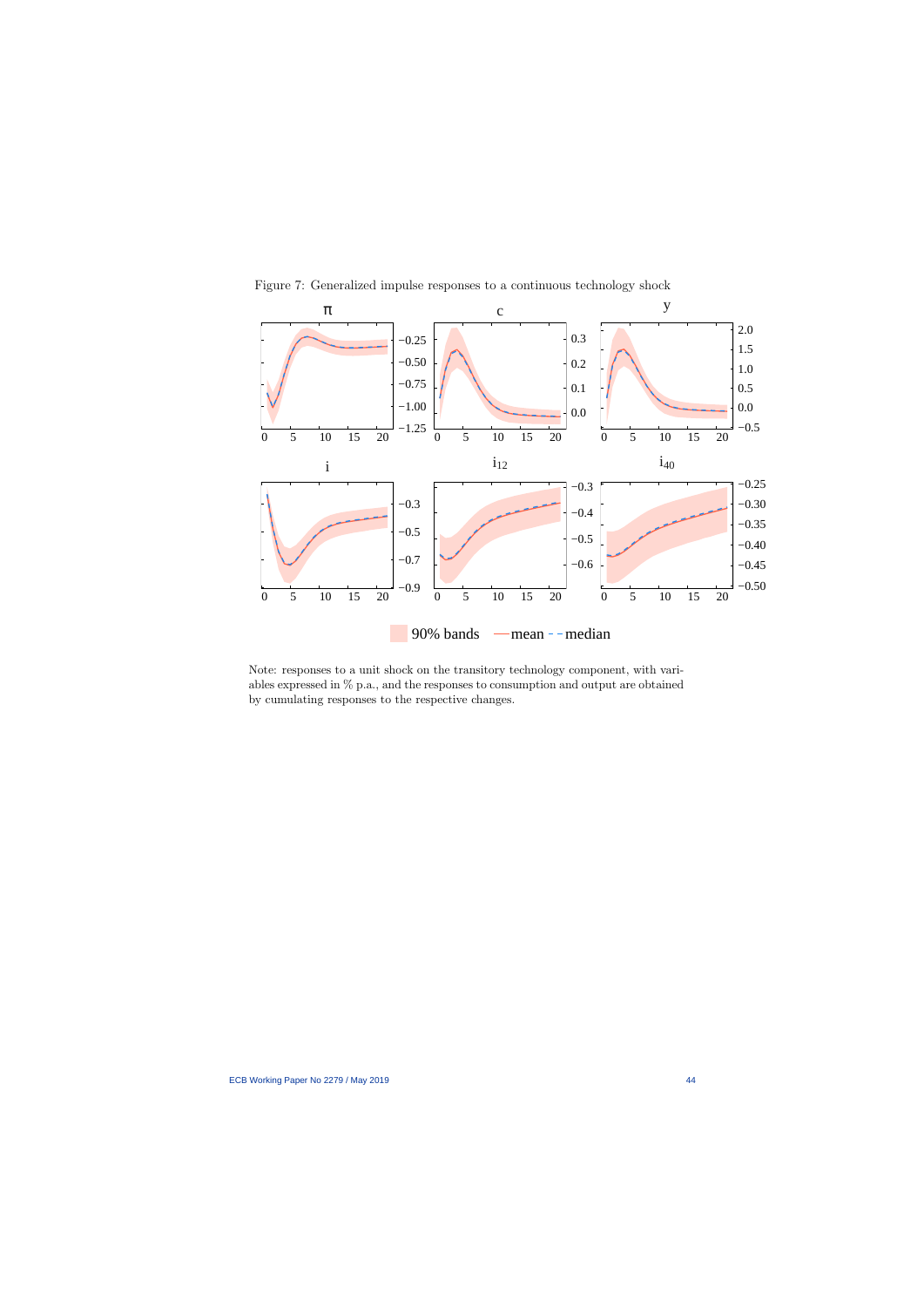Figure 7: Generalized impulse responses to a continuous technology shock

π

c

y

i

$i_{12}$

$i_{40}$

90% bands — mean - - median

Note: responses to a unit shock on the transitory technology component, with variables expressed in % p.a., and the responses to consumption and output are obtained by cumulating responses to the respective changes.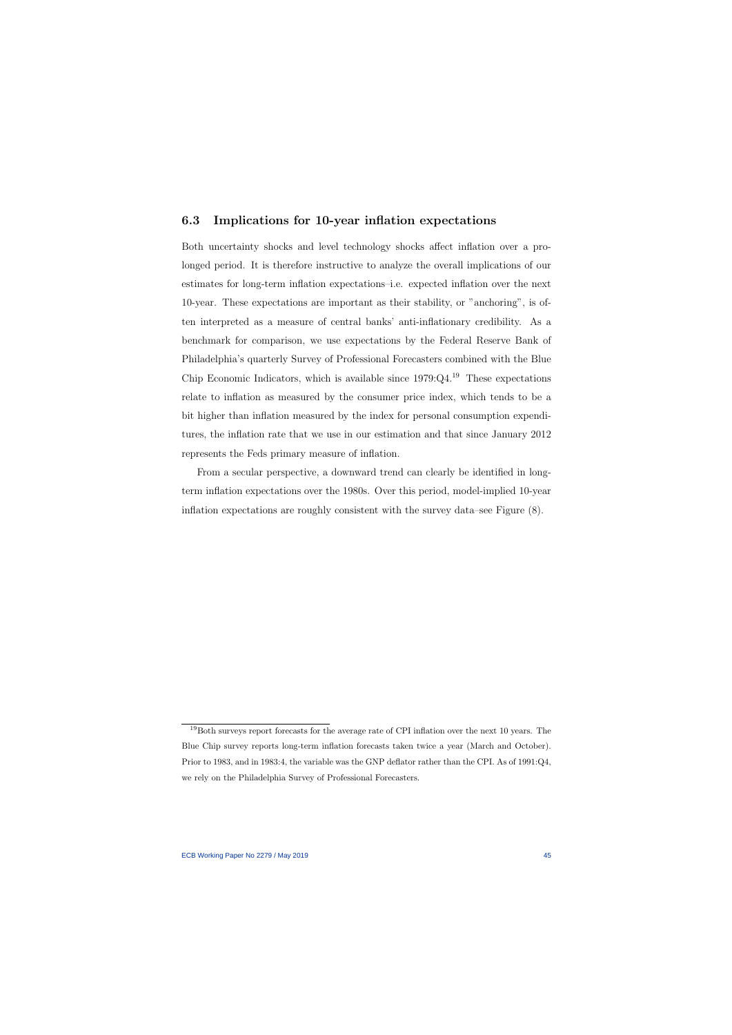### 6.3 Implications for 10-year inflation expectations

Both uncertainty shocks and level technology shocks affect inflation over a prolonged period. It is therefore instructive to analyze the overall implications of our estimates for long-term inflation expectations–i.e. expected inflation over the next 10-year. These expectations are important as their stability, or "anchoring", is often interpreted as a measure of central banks' anti-inflationary credibility. As a benchmark for comparison, we use expectations by the Federal Reserve Bank of Philadelphia's quarterly Survey of Professional Forecasters combined with the Blue Chip Economic Indicators, which is available since 1979:Q4.[19] These expectations relate to inflation as measured by the consumer price index, which tends to be a bit higher than inflation measured by the index for personal consumption expenditures, the inflation rate that we use in our estimation and that since January 2012 represents the Feds primary measure of inflation.

From a secular perspective, a downward trend can clearly be identified in long-term inflation expectations over the 1980s. Over this period, model-implied 10-year inflation expectations are roughly consistent with the survey data–see Figure (8).

[19] Both surveys report forecasts for the average rate of CPI inflation over the next 10 years. The Blue Chip survey reports long-term inflation forecasts taken twice a year (March and October). Prior to 1983, and in 1983:4, the variable was the GNP deflator rather than the CPI. As of 1991:Q4, we rely on the Philadelphia Survey of Professional Forecasters.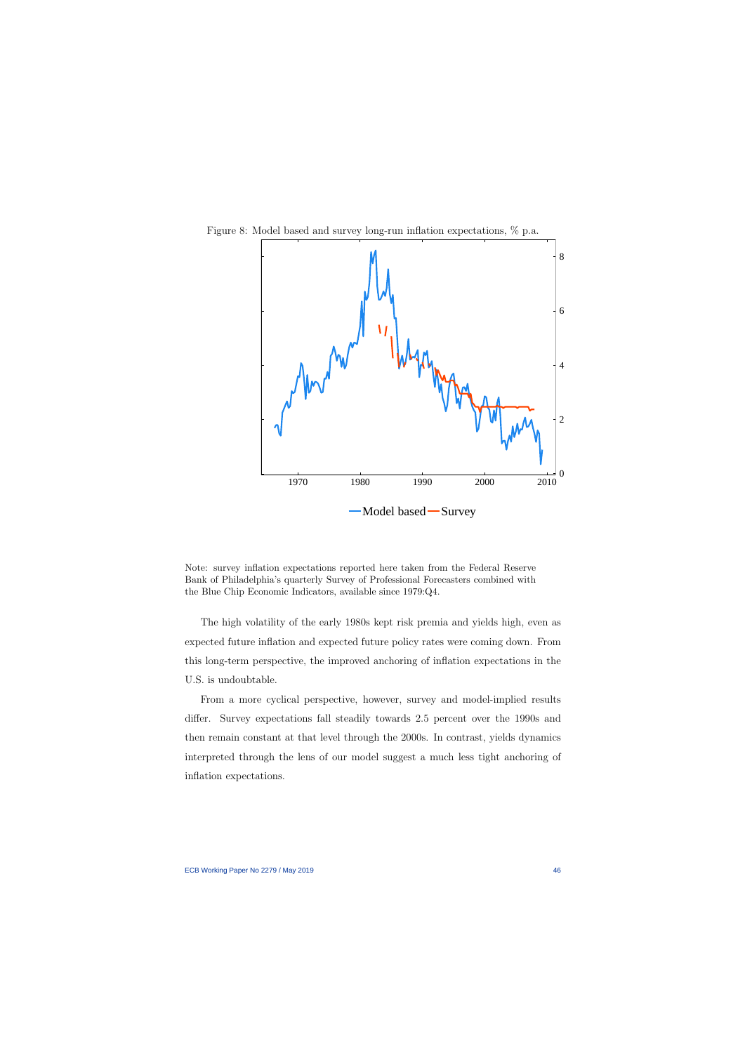Figure 8: Model based and survey long-run inflation expectations, % p.a.

8
6
4
2
0
1970
1980
1990
2000
2010

Model based
Survey

Note: survey inflation expectations reported here taken from the Federal Reserve Bank of Philadelphia's quarterly Survey of Professional Forecasters combined with the Blue Chip Economic Indicators, available since 1979:Q4.

The high volatility of the early 1980s kept risk premia and yields high, even as expected future inflation and expected future policy rates were coming down. From this long-term perspective, the improved anchoring of inflation expectations in the U.S. is undoubtable.

From a more cyclical perspective, however, survey and model-implied results differ. Survey expectations fall steadily towards 2.5 percent over the 1990s and then remain constant at that level through the 2000s. In contrast, yields dynamics interpreted through the lens of our model suggest a much less tight anchoring of inflation expectations.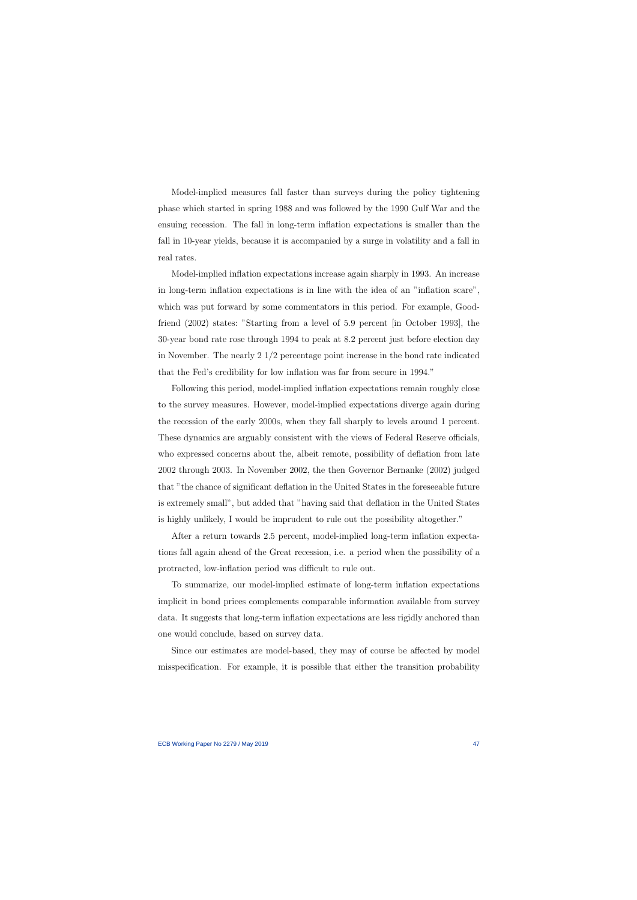Model-implied measures fall faster than surveys during the policy tightening phase which started in spring 1988 and was followed by the 1990 Gulf War and the ensuing recession. The fall in long-term inflation expectations is smaller than the fall in 10-year yields, because it is accompanied by a surge in volatility and a fall in real rates.

Model-implied inflation expectations increase again sharply in 1993. An increase in long-term inflation expectations is in line with the idea of an "inflation scare", which was put forward by some commentators in this period. For example, Goodfriend (2002) states: "Starting from a level of 5.9 percent [in October 1993], the 30-year bond rate rose through 1994 to peak at 8.2 percent just before election day in November. The nearly 2 1/2 percentage point increase in the bond rate indicated that the Fed's credibility for low inflation was far from secure in 1994."

Following this period, model-implied inflation expectations remain roughly close to the survey measures. However, model-implied expectations diverge again during the recession of the early 2000s, when they fall sharply to levels around 1 percent. These dynamics are arguably consistent with the views of Federal Reserve officials, who expressed concerns about the, albeit remote, possibility of deflation from late 2002 through 2003. In November 2002, the then Governor Bernanke (2002) judged that "the chance of significant deflation in the United States in the foreseeable future is extremely small", but added that "having said that deflation in the United States is highly unlikely, I would be imprudent to rule out the possibility altogether."

After a return towards 2.5 percent, model-implied long-term inflation expectations fall again ahead of the Great recession, i.e. a period when the possibility of a protracted, low-inflation period was difficult to rule out.

To summarize, our model-implied estimate of long-term inflation expectations implicit in bond prices complements comparable information available from survey data. It suggests that long-term inflation expectations are less rigidly anchored than one would conclude, based on survey data.

Since our estimates are model-based, they may of course be affected by model misspecification. For example, it is possible that either the transition probability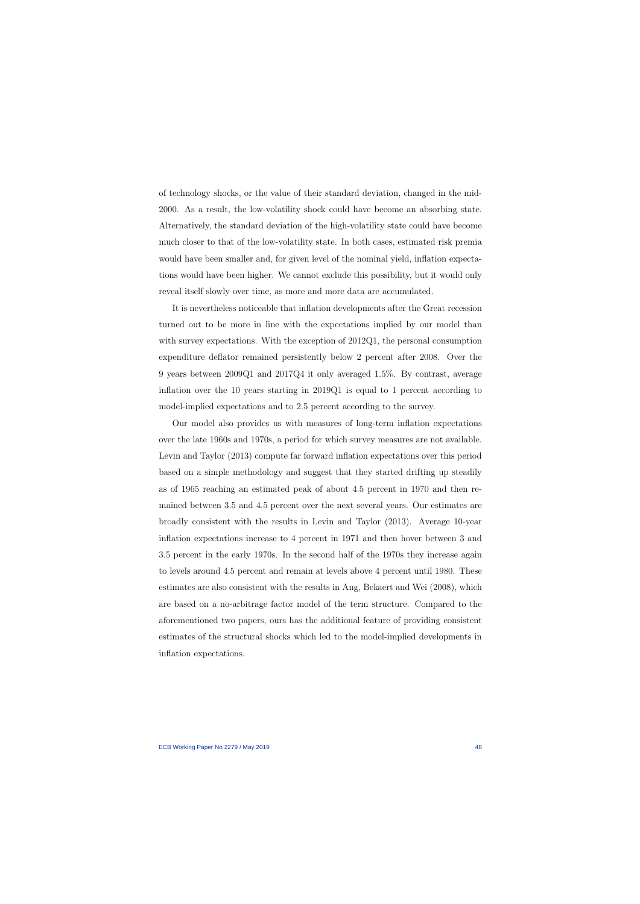of technology shocks, or the value of their standard deviation, changed in the mid-2000. As a result, the low-volatility shock could have become an absorbing state. Alternatively, the standard deviation of the high-volatility state could have become much closer to that of the low-volatility state. In both cases, estimated risk premia would have been smaller and, for given level of the nominal yield, inflation expectations would have been higher. We cannot exclude this possibility, but it would only reveal itself slowly over time, as more and more data are accumulated.

It is nevertheless noticeable that inflation developments after the Great recession turned out to be more in line with the expectations implied by our model than with survey expectations. With the exception of 2012Q1, the personal consumption expenditure deflator remained persistently below 2 percent after 2008. Over the 9 years between 2009Q1 and 2017Q4 it only averaged 1.5%. By contrast, average inflation over the 10 years starting in 2019Q1 is equal to 1 percent according to model-implied expectations and to 2.5 percent according to the survey.

Our model also provides us with measures of long-term inflation expectations over the late 1960s and 1970s, a period for which survey measures are not available. Levin and Taylor (2013) compute far forward inflation expectations over this period based on a simple methodology and suggest that they started drifting up steadily as of 1965 reaching an estimated peak of about 4.5 percent in 1970 and then remained between 3.5 and 4.5 percent over the next several years. Our estimates are broadly consistent with the results in Levin and Taylor (2013). Average 10-year inflation expectations increase to 4 percent in 1971 and then hover between 3 and 3.5 percent in the early 1970s. In the second half of the 1970s they increase again to levels around 4.5 percent and remain at levels above 4 percent until 1980. These estimates are also consistent with the results in Ang, Bekaert and Wei (2008), which are based on a no-arbitrage factor model of the term structure. Compared to the aforementioned two papers, ours has the additional feature of providing consistent estimates of the structural shocks which led to the model-implied developments in inflation expectations.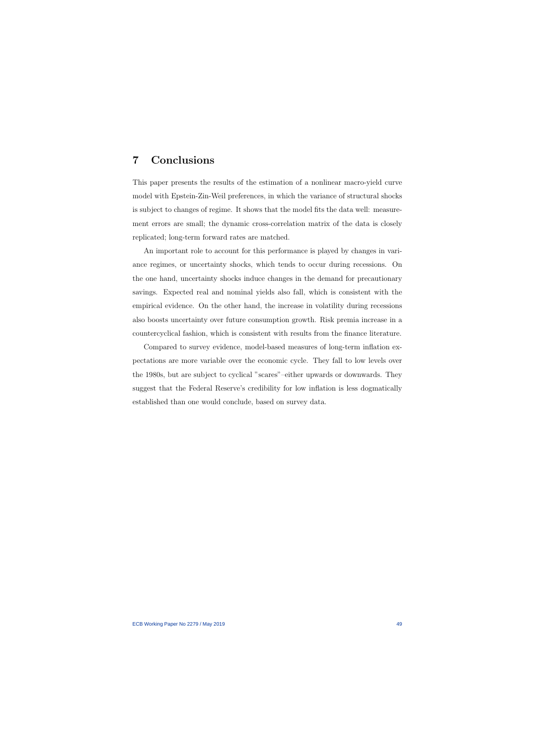# 7 Conclusions

This paper presents the results of the estimation of a nonlinear macro-yield curve model with Epstein-Zin-Weil preferences, in which the variance of structural shocks is subject to changes of regime. It shows that the model fits the data well: measurement errors are small; the dynamic cross-correlation matrix of the data is closely replicated; long-term forward rates are matched.

An important role to account for this performance is played by changes in variance regimes, or uncertainty shocks, which tends to occur during recessions. On the one hand, uncertainty shocks induce changes in the demand for precautionary savings. Expected real and nominal yields also fall, which is consistent with the empirical evidence. On the other hand, the increase in volatility during recessions also boosts uncertainty over future consumption growth. Risk premia increase in a countercyclical fashion, which is consistent with results from the finance literature.

Compared to survey evidence, model-based measures of long-term inflation expectations are more variable over the economic cycle. They fall to low levels over the 1980s, but are subject to cyclical "scares"–either upwards or downwards. They suggest that the Federal Reserve's credibility for low inflation is less dogmatically established than one would conclude, based on survey data.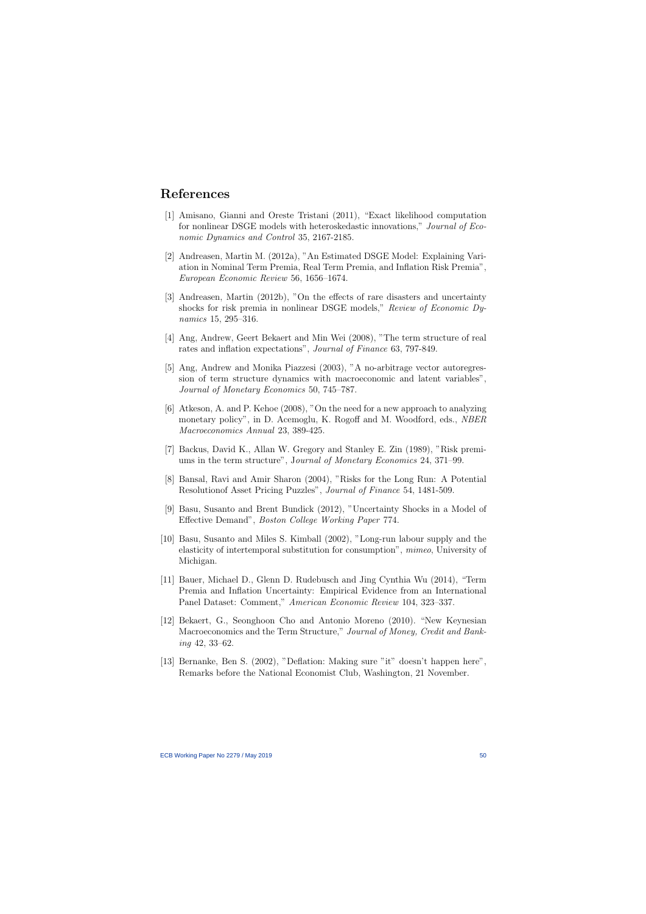# References

[1] Amisano, Gianni and Oreste Tristani (2011), "Exact likelihood computation for nonlinear DSGE models with heteroskedastic innovations," *Journal of Economic Dynamics and Control* 35, 2167-2185.

[2] Andreasen, Martin M. (2012a), "An Estimated DSGE Model: Explaining Variation in Nominal Term Premia, Real Term Premia, and Inflation Risk Premia", *European Economic Review* 56, 1656–1674.

[3] Andreasen, Martin (2012b), "On the effects of rare disasters and uncertainty shocks for risk premia in nonlinear DSGE models," *Review of Economic Dynamics* 15, 295–316.

[4] Ang, Andrew, Geert Bekaert and Min Wei (2008), "The term structure of real rates and inflation expectations", *Journal of Finance* 63, 797-849.

[5] Ang, Andrew and Monika Piazzesi (2003), "A no-arbitrage vector autoregression of term structure dynamics with macroeconomic and latent variables", *Journal of Monetary Economics* 50, 745–787.

[6] Atkeson, A. and P. Kehoe (2008), "On the need for a new approach to analyzing monetary policy", in D. Acemoglu, K. Rogoff and M. Woodford, eds., *NBER Macroeconomics Annual* 23, 389-425.

[7] Backus, David K., Allan W. Gregory and Stanley E. Zin (1989), "Risk premiums in the term structure", J*ournal of Monetary Economics* 24, 371–99.

[8] Bansal, Ravi and Amir Sharon (2004), "Risks for the Long Run: A Potential Resolutionof Asset Pricing Puzzles", *Journal of Finance* 54, 1481-509.

[9] Basu, Susanto and Brent Bundick (2012), "Uncertainty Shocks in a Model of Effective Demand", *Boston College Working Paper* 774.

[10] Basu, Susanto and Miles S. Kimball (2002), "Long-run labour supply and the elasticity of intertemporal substitution for consumption", *mimeo*, University of Michigan.

[11] Bauer, Michael D., Glenn D. Rudebusch and Jing Cynthia Wu (2014), "Term Premia and Inflation Uncertainty: Empirical Evidence from an International Panel Dataset: Comment," *American Economic Review* 104, 323–337.

[12] Bekaert, G., Seonghoon Cho and Antonio Moreno (2010). "New Keynesian Macroeconomics and the Term Structure," *Journal of Money, Credit and Banking* 42, 33–62.

[13] Bernanke, Ben S. (2002), "Deflation: Making sure "it" doesn't happen here", Remarks before the National Economist Club, Washington, 21 November.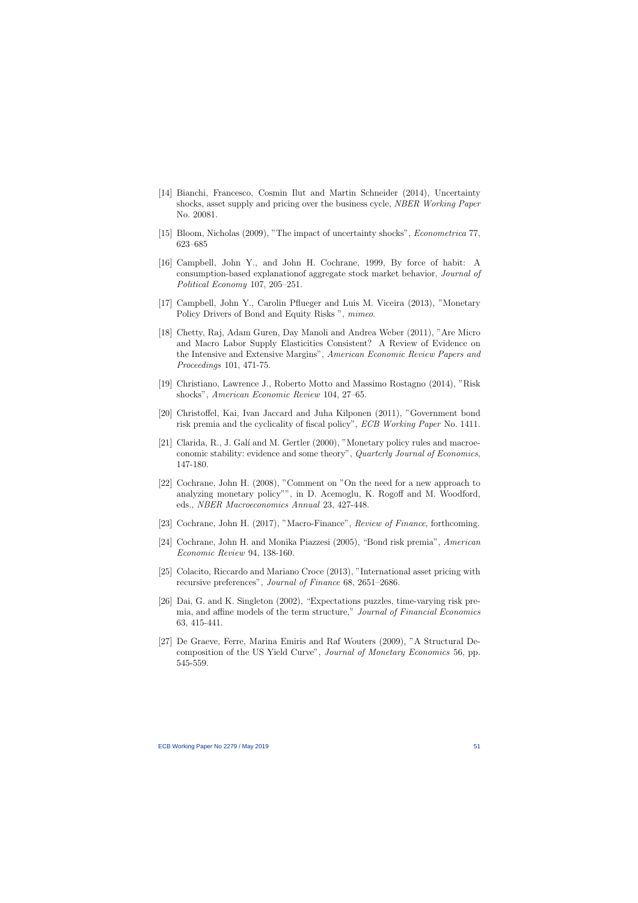[14] Bianchi, Francesco, Cosmin Ilut and Martin Schneider (2014), Uncertainty shocks, asset supply and pricing over the business cycle, *NBER Working Paper* No. 20081.

[15] Bloom, Nicholas (2009), "The impact of uncertainty shocks", *Econometrica* 77, 623–685

[16] Campbell, John Y., and John H. Cochrane, 1999, By force of habit: A consumption-based explanationof aggregate stock market behavior, *Journal of Political Economy* 107, 205–251.

[17] Campbell, John Y., Carolin Pflueger and Luis M. Viceira (2013), "Monetary Policy Drivers of Bond and Equity Risks ", *mimeo*.

[18] Chetty, Raj, Adam Guren, Day Manoli and Andrea Weber (2011), "Are Micro and Macro Labor Supply Elasticities Consistent? A Review of Evidence on the Intensive and Extensive Margins", *American Economic Review Papers and Proceedings* 101, 471-75.

[19] Christiano, Lawrence J., Roberto Motto and Massimo Rostagno (2014), "Risk shocks", *American Economic Review* 104, 27–65.

[20] Christoffel, Kai, Ivan Jaccard and Juha Kilponen (2011), "Government bond risk premia and the cyclicality of fiscal policy", *ECB Working Paper* No. 1411.

[21] Clarida, R., J. Galí and M. Gertler (2000), "Monetary policy rules and macroeconomic stability: evidence and some theory", *Quarterly Journal of Economics*, 147-180.

[22] Cochrane, John H. (2008), "Comment on "On the need for a new approach to analyzing monetary policy"", in D. Acemoglu, K. Rogoff and M. Woodford, eds., *NBER Macroeconomics Annual* 23, 427-448.

[23] Cochrane, John H. (2017), "Macro-Finance", *Review of Finance*, forthcoming.

[24] Cochrane, John H. and Monika Piazzesi (2005), "Bond risk premia", *American Economic Review* 94, 138-160.

[25] Colacito, Riccardo and Mariano Croce (2013), "International asset pricing with recursive preferences", *Journal of Finance* 68, 2651–2686.

[26] Dai, G. and K. Singleton (2002), "Expectations puzzles, time-varying risk premia, and affine models of the term structure," *Journal of Financial Economics* 63, 415-441.

[27] De Graeve, Ferre, Marina Emiris and Raf Wouters (2009), "A Structural Decomposition of the US Yield Curve", *Journal of Monetary Economics* 56, pp. 545-559.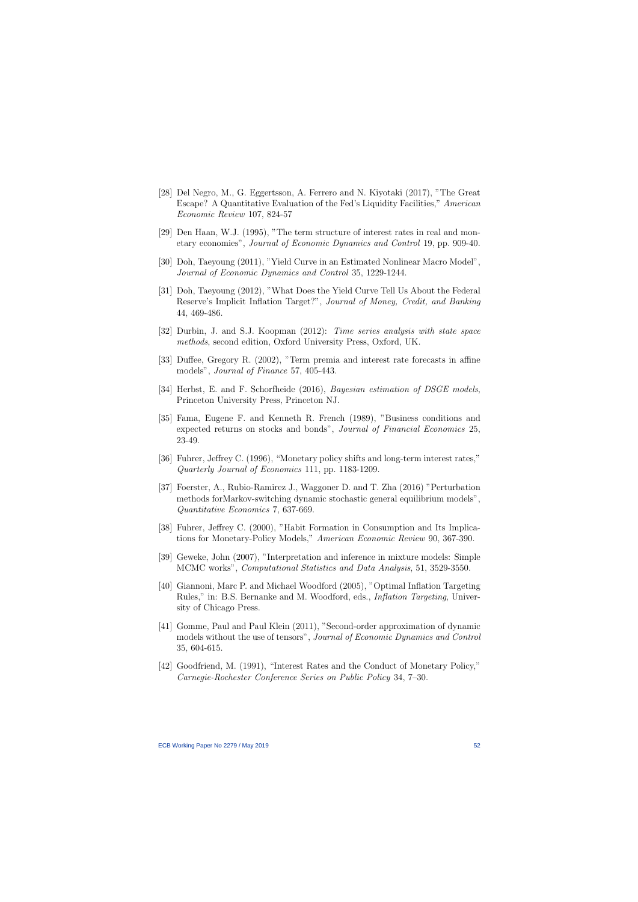[28] Del Negro, M., G. Eggertsson, A. Ferrero and N. Kiyotaki (2017), "The Great Escape? A Quantitative Evaluation of the Fed's Liquidity Facilities," *American Economic Review* 107, 824-57

[29] Den Haan, W.J. (1995), "The term structure of interest rates in real and monetary economies", *Journal of Economic Dynamics and Control* 19, pp. 909-40.

[30] Doh, Taeyoung (2011), "Yield Curve in an Estimated Nonlinear Macro Model", *Journal of Economic Dynamics and Control* 35, 1229-1244.

[31] Doh, Taeyoung (2012), "What Does the Yield Curve Tell Us About the Federal Reserve's Implicit Inflation Target?", *Journal of Money, Credit, and Banking* 44, 469-486.

[32] Durbin, J. and S.J. Koopman (2012): *Time series analysis with state space methods*, second edition, Oxford University Press, Oxford, UK.

[33] Duffee, Gregory R. (2002), "Term premia and interest rate forecasts in affine models", *Journal of Finance* 57, 405-443.

[34] Herbst, E. and F. Schorfheide (2016), *Bayesian estimation of DSGE models*, Princeton University Press, Princeton NJ.

[35] Fama, Eugene F. and Kenneth R. French (1989), "Business conditions and expected returns on stocks and bonds", *Journal of Financial Economics* 25, 23-49.

[36] Fuhrer, Jeffrey C. (1996), "Monetary policy shifts and long-term interest rates," *Quarterly Journal of Economics* 111, pp. 1183-1209.

[37] Foerster, A., Rubio-Ramirez J., Waggoner D. and T. Zha (2016) "Perturbation methods forMarkov-switching dynamic stochastic general equilibrium models", *Quantitative Economics* 7, 637-669.

[38] Fuhrer, Jeffrey C. (2000), "Habit Formation in Consumption and Its Implications for Monetary-Policy Models," *American Economic Review* 90, 367-390.

[39] Geweke, John (2007), "Interpretation and inference in mixture models: Simple MCMC works", *Computational Statistics and Data Analysis*, 51, 3529-3550.

[40] Giannoni, Marc P. and Michael Woodford (2005), "Optimal Inflation Targeting Rules," in: B.S. Bernanke and M. Woodford, eds., *Inflation Targeting*, University of Chicago Press.

[41] Gomme, Paul and Paul Klein (2011), "Second-order approximation of dynamic models without the use of tensors", *Journal of Economic Dynamics and Control* 35, 604-615.

[42] Goodfriend, M. (1991), "Interest Rates and the Conduct of Monetary Policy," *Carnegie-Rochester Conference Series on Public Policy* 34, 7–30.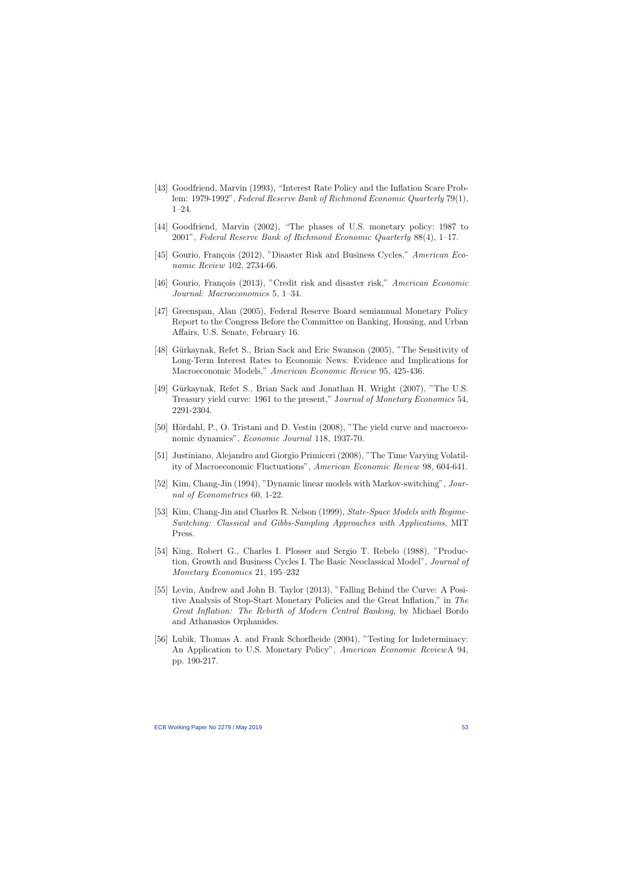[43] Goodfriend, Marvin (1993), "Interest Rate Policy and the Inflation Scare Problem: 1979-1992", *Federal Reserve Bank of Richmond Economic Quarterly* 79(1), 1–24.

[44] Goodfriend, Marvin (2002), "The phases of U.S. monetary policy: 1987 to 2001", *Federal Reserve Bank of Richmond Economic Quarterly* 88(4), 1–17.

[45] Gourio, François (2012), "Disaster Risk and Business Cycles," *American Economic Review* 102, 2734-66.

[46] Gourio, François (2013), "Credit risk and disaster risk," *American Economic Journal: Macroeconomics* 5, 1–34.

[47] Greenspan, Alan (2005), Federal Reserve Board semiannual Monetary Policy Report to the Congress Before the Committee on Banking, Housing, and Urban Affairs, U.S. Senate, February 16.

[48] Gürkaynak, Refet S., Brian Sack and Eric Swanson (2005), "The Sensitivity of Long-Term Interest Rates to Economic News: Evidence and Implications for Macroeconomic Models," *American Economic Review* 95, 425-436.

[49] Gürkaynak, Refet S., Brian Sack and Jonathan H. Wright (2007), "The U.S. Treasury yield curve: 1961 to the present," J*ournal of Monetary Economics* 54, 2291-2304.

[50] Hördahl, P., O. Tristani and D. Vestin (2008), "The yield curve and macroeconomic dynamics", *Economic Journal* 118, 1937-70.

[51] Justiniano, Alejandro and Giorgio Primiceri (2008), "The Time Varying Volatility of Macroeconomic Fluctuations", *American Economic Review* 98, 604-641.

[52] Kim, Chang-Jin (1994), "Dynamic linear models with Markov-switching", *Journal of Econometrics* 60, 1-22.

[53] Kim, Chang-Jin and Charles R. Nelson (1999), *State-Space Models with Regime-Switching: Classical and Gibbs-Sampling Approaches with Applications*, MIT Press.

[54] King, Robert G., Charles I. Plosser and Sergio T. Rebelo (1988), "Production, Growth and Business Cycles I. The Basic Neoclassical Model", *Journal of Monetary Economics* 21, 195–232

[55] Levin, Andrew and John B. Taylor (2013), "Falling Behind the Curve: A Positive Analysis of Stop-Start Monetary Policies and the Great Inflation," in *The Great Inflation: The Rebirth of Modern Central Banking*, by Michael Bordo and Athanasios Orphanides.

[56] Lubik, Thomas A. and Frank Schorfheide (2004), "Testing for Indeterminacy: An Application to U.S. Monetary Policy", *American Economic Review*A 94, pp. 190-217.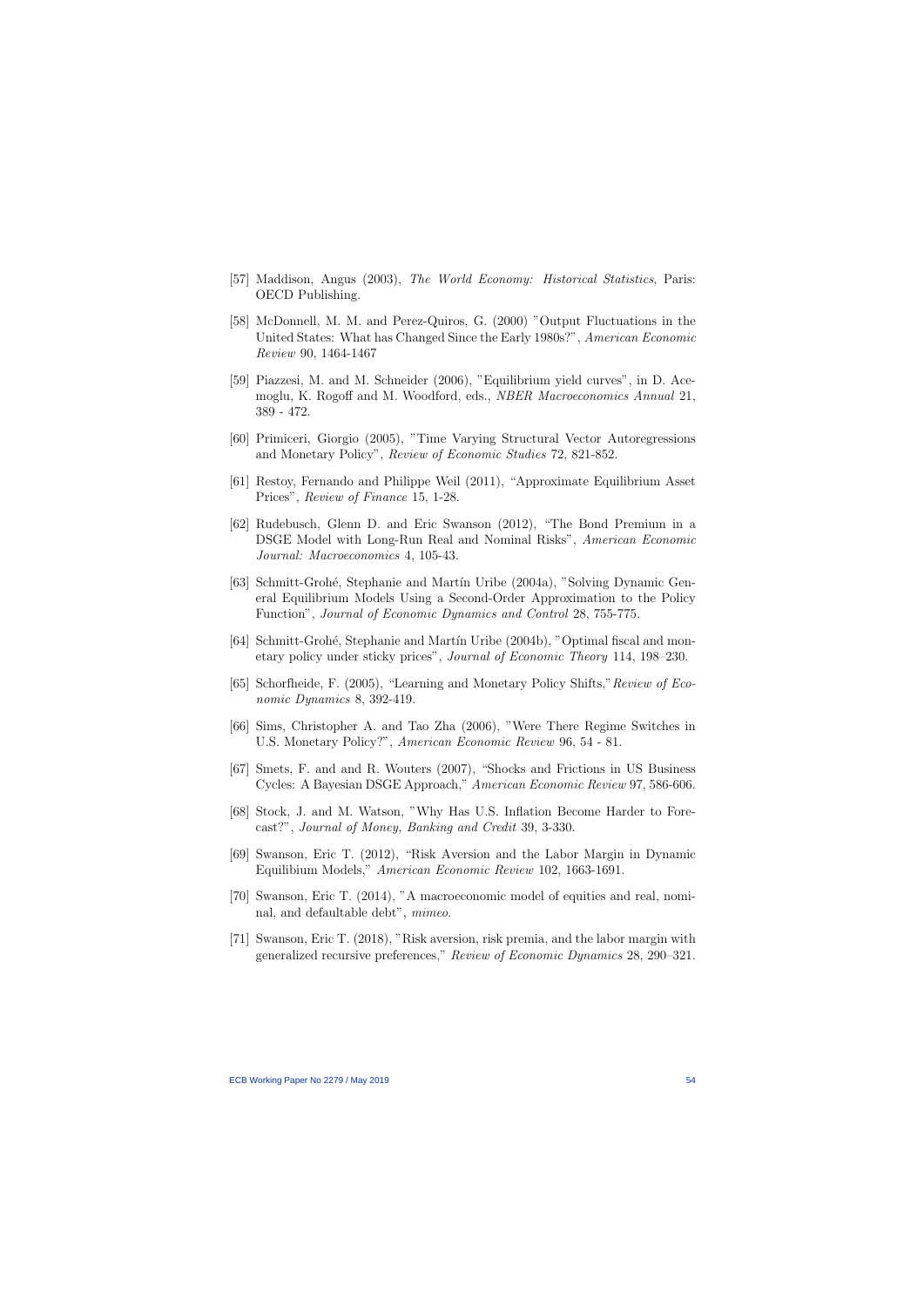[57] Maddison, Angus (2003), *The World Economy: Historical Statistics*, Paris: OECD Publishing.

[58] McDonnell, M. M. and Perez-Quiros, G. (2000) "Output Fluctuations in the United States: What has Changed Since the Early 1980s?", *American Economic Review* 90, 1464-1467

[59] Piazzesi, M. and M. Schneider (2006), "Equilibrium yield curves", in D. Acemoglu, K. Rogoff and M. Woodford, eds., *NBER Macroeconomics Annual* 21, 389 - 472.

[60] Primiceri, Giorgio (2005), "Time Varying Structural Vector Autoregressions and Monetary Policy", *Review of Economic Studies* 72, 821-852.

[61] Restoy, Fernando and Philippe Weil (2011), "Approximate Equilibrium Asset Prices", *Review of Finance* 15, 1-28.

[62] Rudebusch, Glenn D. and Eric Swanson (2012), "The Bond Premium in a DSGE Model with Long-Run Real and Nominal Risks", *American Economic Journal: Macroeconomics* 4, 105-43.

[63] Schmitt-Grohé, Stephanie and Martín Uribe (2004a), "Solving Dynamic General Equilibrium Models Using a Second-Order Approximation to the Policy Function", *Journal of Economic Dynamics and Control* 28, 755-775.

[64] Schmitt-Grohé, Stephanie and Martín Uribe (2004b), "Optimal fiscal and monetary policy under sticky prices", *Journal of Economic Theory* 114, 198–230.

[65] Schorfheide, F. (2005), "Learning and Monetary Policy Shifts,"*Review of Economic Dynamics* 8, 392-419.

[66] Sims, Christopher A. and Tao Zha (2006), "Were There Regime Switches in U.S. Monetary Policy?", *American Economic Review* 96, 54 - 81.

[67] Smets, F. and and R. Wouters (2007), "Shocks and Frictions in US Business Cycles: A Bayesian DSGE Approach," *American Economic Review* 97, 586-606.

[68] Stock, J. and M. Watson, "Why Has U.S. Inflation Become Harder to Forecast?", *Journal of Money, Banking and Credit* 39, 3-330.

[69] Swanson, Eric T. (2012), "Risk Aversion and the Labor Margin in Dynamic Equilibium Models," *American Economic Review* 102, 1663-1691.

[70] Swanson, Eric T. (2014), "A macroeconomic model of equities and real, nominal, and defaultable debt", *mimeo.*

[71] Swanson, Eric T. (2018), "Risk aversion, risk premia, and the labor margin with generalized recursive preferences," *Review of Economic Dynamics* 28, 290–321.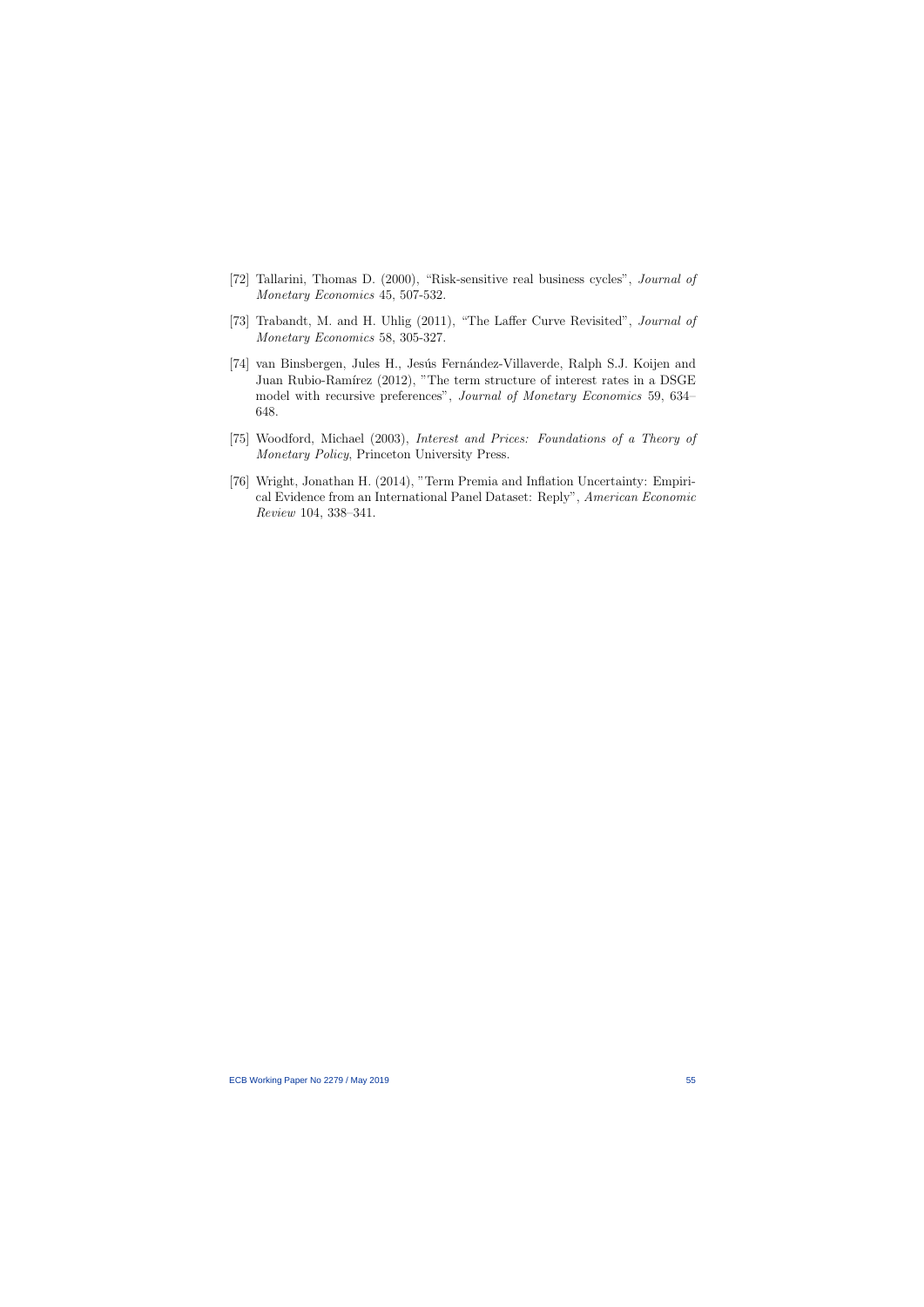[72] Tallarini, Thomas D. (2000), "Risk-sensitive real business cycles", *Journal of Monetary Economics* 45, 507-532.

[73] Trabandt, M. and H. Uhlig (2011), "The Laffer Curve Revisited", *Journal of Monetary Economics* 58, 305-327.

[74] van Binsbergen, Jules H., Jesús Fernández-Villaverde, Ralph S.J. Koijen and Juan Rubio-Ramírez (2012), "The term structure of interest rates in a DSGE model with recursive preferences", *Journal of Monetary Economics* 59, 634–648.

[75] Woodford, Michael (2003), *Interest and Prices: Foundations of a Theory of Monetary Policy*, Princeton University Press.

[76] Wright, Jonathan H. (2014), "Term Premia and Inflation Uncertainty: Empirical Evidence from an International Panel Dataset: Reply", *American Economic Review* 104, 338–341.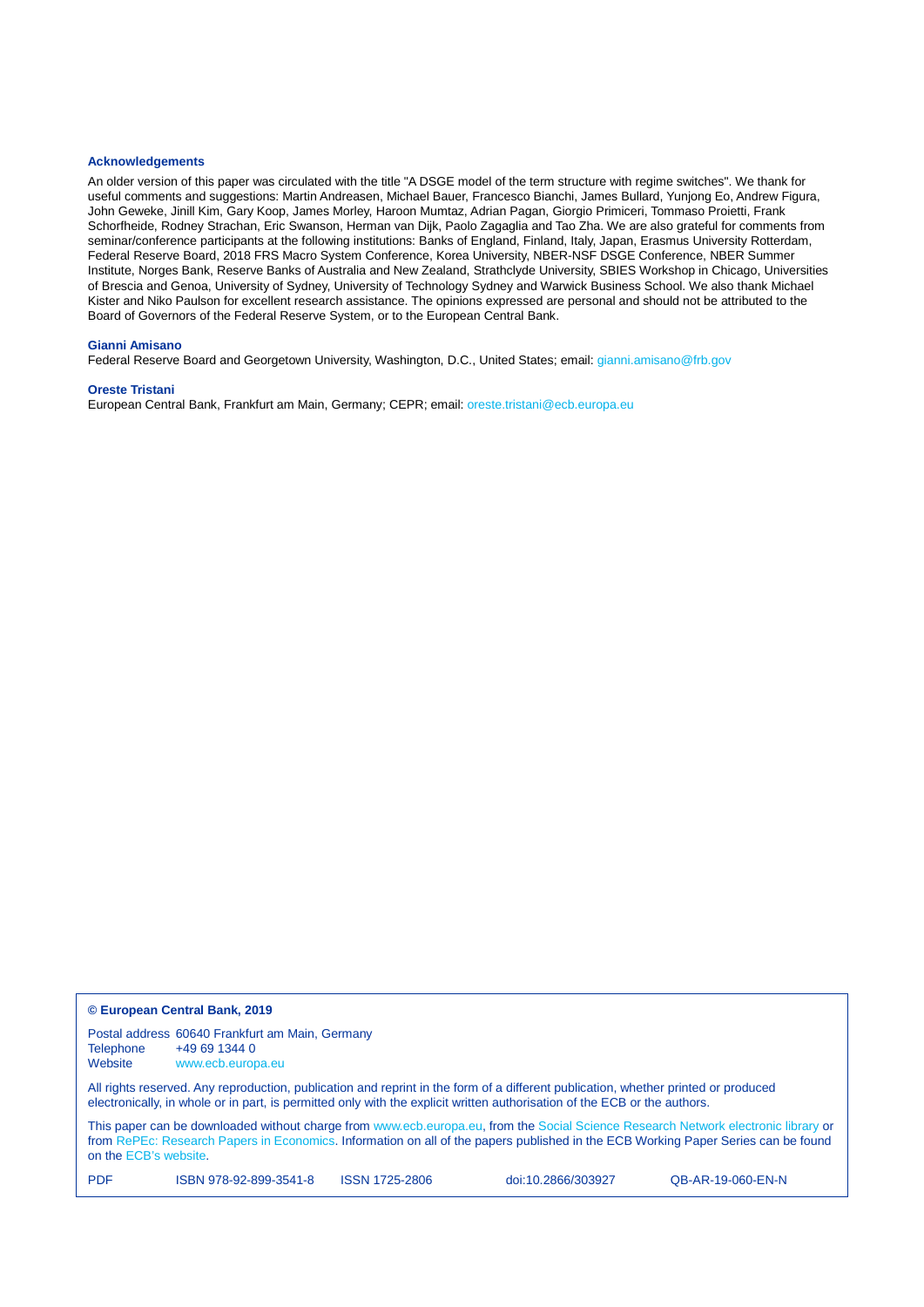**Acknowledgements**

An older version of this paper was circulated with the title "A DSGE model of the term structure with regime switches". We thank for useful comments and suggestions: Martin Andreasen, Michael Bauer, Francesco Bianchi, James Bullard, Yunjong Eo, Andrew Figura, John Geweke, Jinill Kim, Gary Koop, James Morley, Haroon Mumtaz, Adrian Pagan, Giorgio Primiceri, Tommaso Proietti, Frank Schorfheide, Rodney Strachan, Eric Swanson, Herman van Dijk, Paolo Zagaglia and Tao Zha. We are also grateful for comments from seminar/conference participants at the following institutions: Banks of England, Finland, Italy, Japan, Erasmus University Rotterdam, Federal Reserve Board, 2018 FRS Macro System Conference, Korea University, NBER-NSF DSGE Conference, NBER Summer Institute, Norges Bank, Reserve Banks of Australia and New Zealand, Strathclyde University, SBIES Workshop in Chicago, Universities of Brescia and Genoa, University of Sydney, University of Technology Sydney and Warwick Business School. We also thank Michael Kister and Niko Paulson for excellent research assistance. The opinions expressed are personal and should not be attributed to the Board of Governors of the Federal Reserve System, or to the European Central Bank.

**Gianni Amisano**

Federal Reserve Board and Georgetown University, Washington, D.C., United States; email: gianni.amisano@frb.gov

**Oreste Tristani**

European Central Bank, Frankfurt am Main, Germany; CEPR; email: oreste.tristani@ecb.europa.eu

**© European Central Bank, 2019**

Postal address 60640 Frankfurt am Main, Germany
Telephone +49 69 1344 0
Website www.ecb.europa.eu

All rights reserved. Any reproduction, publication and reprint in the form of a different publication, whether printed or produced electronically, in whole or in part, is permitted only with the explicit written authorisation of the ECB or the authors.

This paper can be downloaded without charge from www.ecb.europa.eu, from the Social Science Research Network electronic library or from RePEc: Research Papers in Economics. Information on all of the papers published in the ECB Working Paper Series can be found on the ECB's website.

PDF ISBN 978-92-899-3541-8 ISSN 1725-2806 doi:10.2866/303927 QB-AR-19-060-EN-N